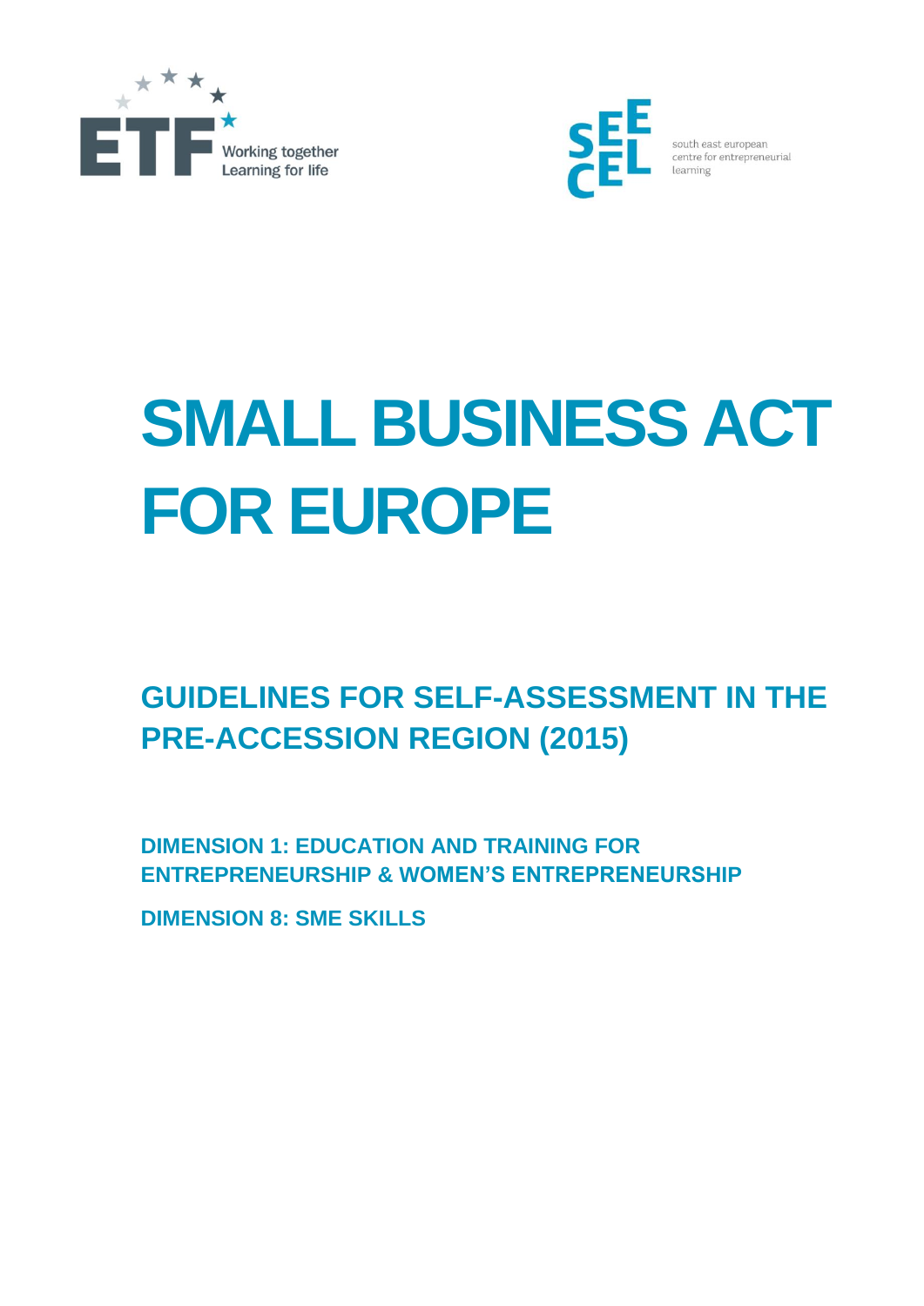ETF Working together Learning for life

SEECEL south east european centre for entrepreneurial learning

# SMALL BUSINESS ACT FOR EUROPE

## GUIDELINES FOR SELF-ASSESSMENT IN THE PRE-ACCESSION REGION (2015)

### DIMENSION 1: EDUCATION AND TRAINING FOR ENTREPRENEURSHIP & WOMEN'S ENTREPRENEURSHIP

### DIMENSION 8: SME SKILLS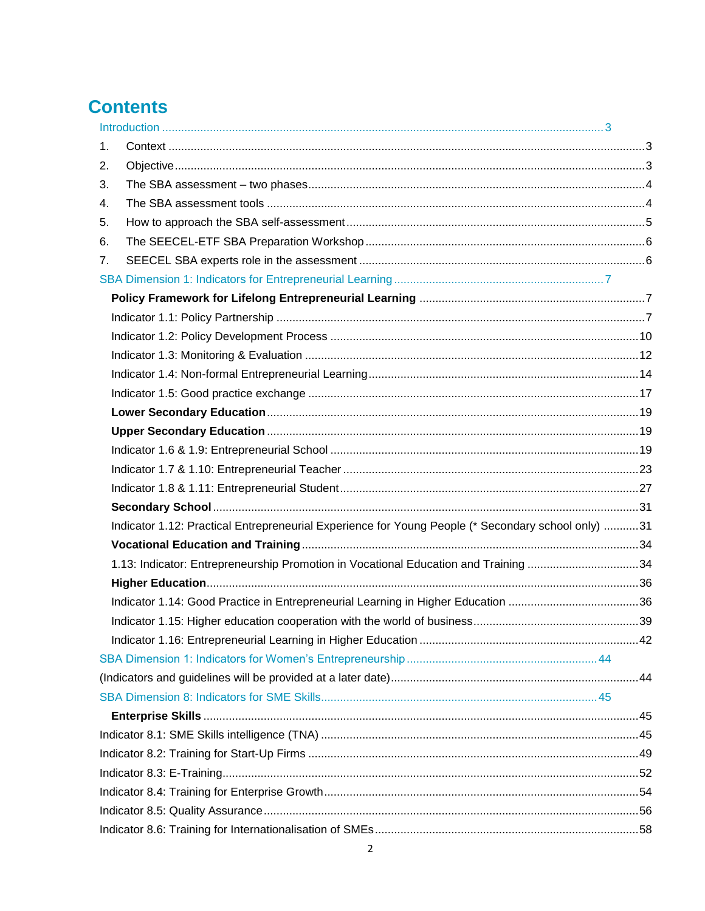# Contents

Introduction ........................................................ 3

1. Context ........................................................ 3
2. Objective ........................................................ 3
3. The SBA assessment – two phases ........................................................ 4
4. The SBA assessment tools ........................................................ 4
5. How to approach the SBA self-assessment ........................................................ 5
6. The SEECEL-ETF SBA Preparation Workshop ........................................................ 6
7. SEECEL SBA experts role in the assessment ........................................................ 6

SBA Dimension 1: Indicators for Entrepreneurial Learning ........................................................ 7

**Policy Framework for Lifelong Entrepreneurial Learning** ........................................................ 7

Indicator 1.1: Policy Partnership ........................................................ 7

Indicator 1.2: Policy Development Process ........................................................ 10

Indicator 1.3: Monitoring & Evaluation ........................................................ 12

Indicator 1.4: Non-formal Entrepreneurial Learning ........................................................ 14

Indicator 1.5: Good practice exchange ........................................................ 17

**Lower Secondary Education** ........................................................ 19

**Upper Secondary Education** ........................................................ 19

Indicator 1.6 & 1.9: Entrepreneurial School ........................................................ 19

Indicator 1.7 & 1.10: Entrepreneurial Teacher ........................................................ 23

Indicator 1.8 & 1.11: Entrepreneurial Student ........................................................ 27

**Secondary School** ........................................................ 31

Indicator 1.12: Practical Entrepreneurial Experience for Young People (* Secondary school only) ........... 31

**Vocational Education and Training** ........................................................ 34

1.13: Indicator: Entrepreneurship Promotion in Vocational Education and Training ........................................................ 34

**Higher Education** ........................................................ 36

Indicator 1.14: Good Practice in Entrepreneurial Learning in Higher Education ........................................................ 36

Indicator 1.15: Higher education cooperation with the world of business ........................................................ 39

Indicator 1.16: Entrepreneurial Learning in Higher Education ........................................................ 42

SBA Dimension 1: Indicators for Women's Entrepreneurship ........................................................ 44

(Indicators and guidelines will be provided at a later date) ........................................................ 44

SBA Dimension 8: Indicators for SME Skills ........................................................ 45

**Enterprise Skills** ........................................................ 45

Indicator 8.1: SME Skills intelligence (TNA) ........................................................ 45

Indicator 8.2: Training for Start-Up Firms ........................................................ 49

Indicator 8.3: E-Training ........................................................ 52

Indicator 8.4: Training for Enterprise Growth ........................................................ 54

Indicator 8.5: Quality Assurance ........................................................ 56

Indicator 8.6: Training for Internationalisation of SMEs ........................................................ 58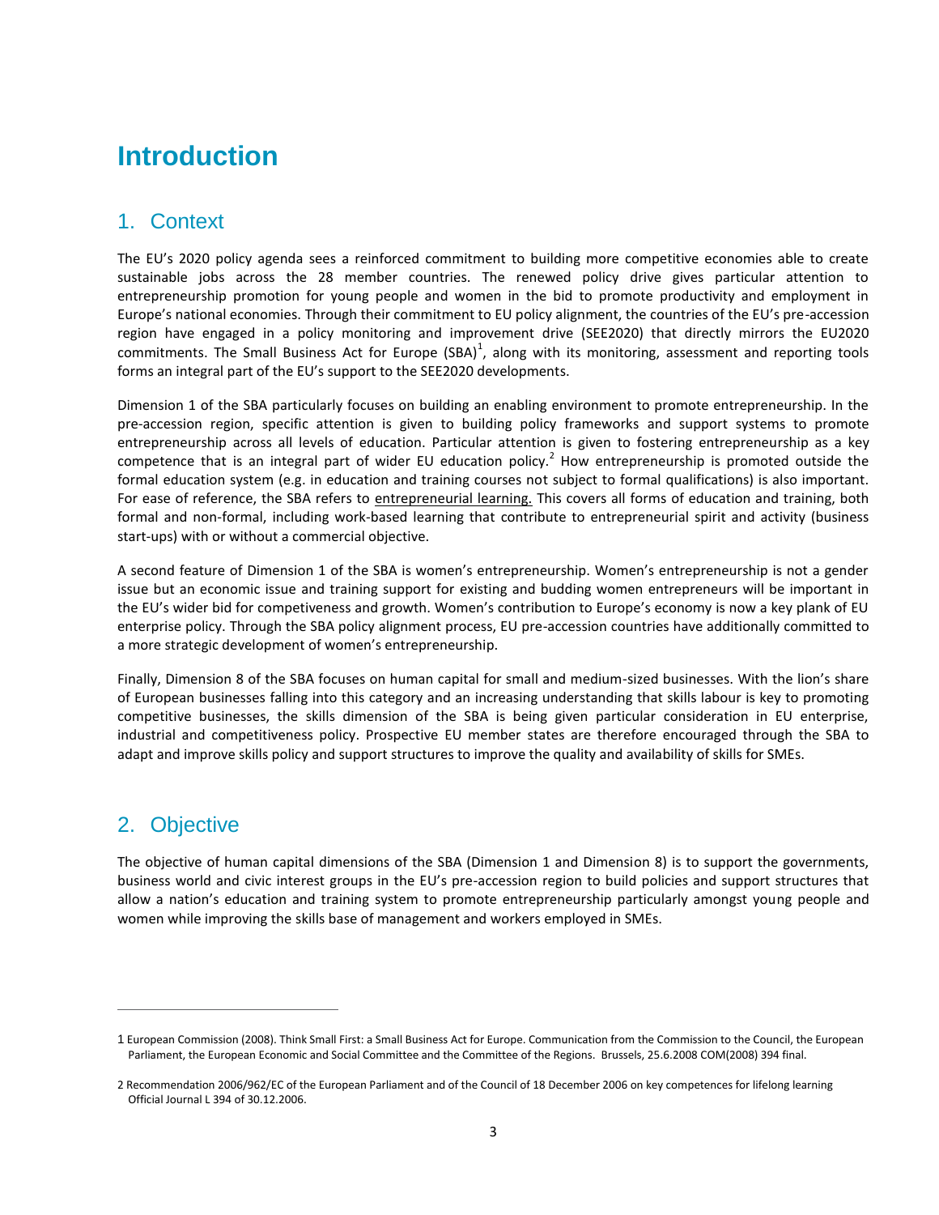# Introduction

## 1. Context

The EU's 2020 policy agenda sees a reinforced commitment to building more competitive economies able to create sustainable jobs across the 28 member countries. The renewed policy drive gives particular attention to entrepreneurship promotion for young people and women in the bid to promote productivity and employment in Europe's national economies. Through their commitment to EU policy alignment, the countries of the EU's pre-accession region have engaged in a policy monitoring and improvement drive (SEE2020) that directly mirrors the EU2020 commitments. The Small Business Act for Europe (SBA)[1], along with its monitoring, assessment and reporting tools forms an integral part of the EU's support to the SEE2020 developments.

Dimension 1 of the SBA particularly focuses on building an enabling environment to promote entrepreneurship. In the pre-accession region, specific attention is given to building policy frameworks and support systems to promote entrepreneurship across all levels of education. Particular attention is given to fostering entrepreneurship as a key competence that is an integral part of wider EU education policy.[2] How entrepreneurship is promoted outside the formal education system (e.g. in education and training courses not subject to formal qualifications) is also important. For ease of reference, the SBA refers to entrepreneurial learning. This covers all forms of education and training, both formal and non-formal, including work-based learning that contribute to entrepreneurial spirit and activity (business start-ups) with or without a commercial objective.

A second feature of Dimension 1 of the SBA is women's entrepreneurship. Women's entrepreneurship is not a gender issue but an economic issue and training support for existing and budding women entrepreneurs will be important in the EU's wider bid for competiveness and growth. Women's contribution to Europe's economy is now a key plank of EU enterprise policy. Through the SBA policy alignment process, EU pre-accession countries have additionally committed to a more strategic development of women's entrepreneurship.

Finally, Dimension 8 of the SBA focuses on human capital for small and medium-sized businesses. With the lion's share of European businesses falling into this category and an increasing understanding that skills labour is key to promoting competitive businesses, the skills dimension of the SBA is being given particular consideration in EU enterprise, industrial and competitiveness policy. Prospective EU member states are therefore encouraged through the SBA to adapt and improve skills policy and support structures to improve the quality and availability of skills for SMEs.

## 2. Objective

The objective of human capital dimensions of the SBA (Dimension 1 and Dimension 8) is to support the governments, business world and civic interest groups in the EU's pre-accession region to build policies and support structures that allow a nation's education and training system to promote entrepreneurship particularly amongst young people and women while improving the skills base of management and workers employed in SMEs.

---

1 European Commission (2008). Think Small First: a Small Business Act for Europe. Communication from the Commission to the Council, the European Parliament, the European Economic and Social Committee and the Committee of the Regions. Brussels, 25.6.2008 COM(2008) 394 final.

2 Recommendation 2006/962/EC of the European Parliament and of the Council of 18 December 2006 on key competences for lifelong learning Official Journal L 394 of 30.12.2006.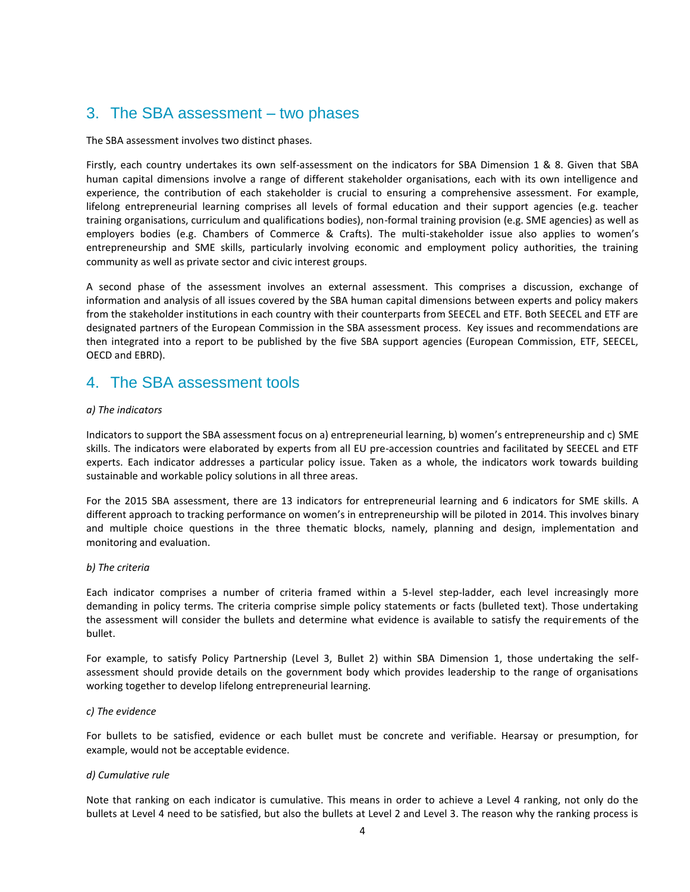## 3. The SBA assessment – two phases

The SBA assessment involves two distinct phases.

Firstly, each country undertakes its own self-assessment on the indicators for SBA Dimension 1 & 8. Given that SBA human capital dimensions involve a range of different stakeholder organisations, each with its own intelligence and experience, the contribution of each stakeholder is crucial to ensuring a comprehensive assessment. For example, lifelong entrepreneurial learning comprises all levels of formal education and their support agencies (e.g. teacher training organisations, curriculum and qualifications bodies), non-formal training provision (e.g. SME agencies) as well as employers bodies (e.g. Chambers of Commerce & Crafts). The multi-stakeholder issue also applies to women's entrepreneurship and SME skills, particularly involving economic and employment policy authorities, the training community as well as private sector and civic interest groups.

A second phase of the assessment involves an external assessment. This comprises a discussion, exchange of information and analysis of all issues covered by the SBA human capital dimensions between experts and policy makers from the stakeholder institutions in each country with their counterparts from SEECEL and ETF. Both SEECEL and ETF are designated partners of the European Commission in the SBA assessment process. Key issues and recommendations are then integrated into a report to be published by the five SBA support agencies (European Commission, ETF, SEECEL, OECD and EBRD).

## 4. The SBA assessment tools

*a) The indicators*

Indicators to support the SBA assessment focus on a) entrepreneurial learning, b) women's entrepreneurship and c) SME skills. The indicators were elaborated by experts from all EU pre-accession countries and facilitated by SEECEL and ETF experts. Each indicator addresses a particular policy issue. Taken as a whole, the indicators work towards building sustainable and workable policy solutions in all three areas.

For the 2015 SBA assessment, there are 13 indicators for entrepreneurial learning and 6 indicators for SME skills. A different approach to tracking performance on women's in entrepreneurship will be piloted in 2014. This involves binary and multiple choice questions in the three thematic blocks, namely, planning and design, implementation and monitoring and evaluation.

*b) The criteria*

Each indicator comprises a number of criteria framed within a 5-level step-ladder, each level increasingly more demanding in policy terms. The criteria comprise simple policy statements or facts (bulleted text). Those undertaking the assessment will consider the bullets and determine what evidence is available to satisfy the requirements of the bullet.

For example, to satisfy Policy Partnership (Level 3, Bullet 2) within SBA Dimension 1, those undertaking the self-assessment should provide details on the government body which provides leadership to the range of organisations working together to develop lifelong entrepreneurial learning.

*c) The evidence*

For bullets to be satisfied, evidence or each bullet must be concrete and verifiable. Hearsay or presumption, for example, would not be acceptable evidence.

*d) Cumulative rule*

Note that ranking on each indicator is cumulative. This means in order to achieve a Level 4 ranking, not only do the bullets at Level 4 need to be satisfied, but also the bullets at Level 2 and Level 3. The reason why the ranking process is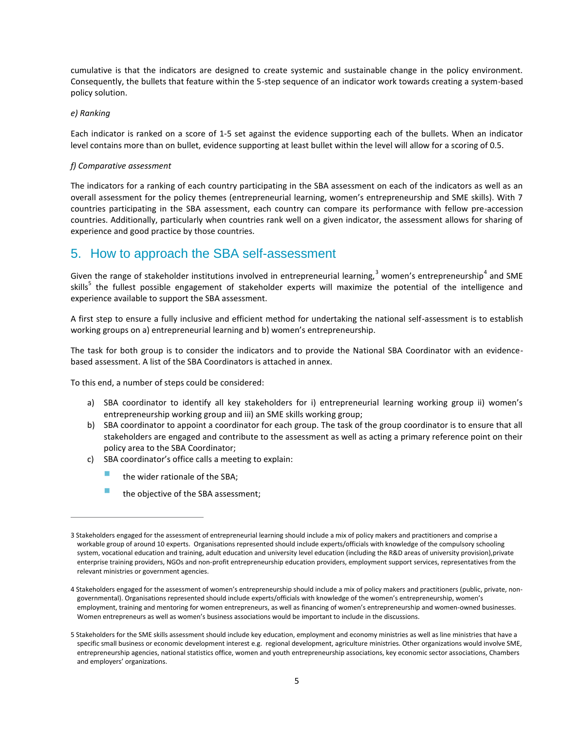cumulative is that the indicators are designed to create systemic and sustainable change in the policy environment. Consequently, the bullets that feature within the 5-step sequence of an indicator work towards creating a system-based policy solution.

*e) Ranking*

Each indicator is ranked on a score of 1-5 set against the evidence supporting each of the bullets. When an indicator level contains more than on bullet, evidence supporting at least bullet within the level will allow for a scoring of 0.5.

*f) Comparative assessment*

The indicators for a ranking of each country participating in the SBA assessment on each of the indicators as well as an overall assessment for the policy themes (entrepreneurial learning, women's entrepreneurship and SME skills). With 7 countries participating in the SBA assessment, each country can compare its performance with fellow pre-accession countries. Additionally, particularly when countries rank well on a given indicator, the assessment allows for sharing of experience and good practice by those countries.

## 5. How to approach the SBA self-assessment

Given the range of stakeholder institutions involved in entrepreneurial learning,[3] women's entrepreneurship[4] and SME skills[5] the fullest possible engagement of stakeholder experts will maximize the potential of the intelligence and experience available to support the SBA assessment.

A first step to ensure a fully inclusive and efficient method for undertaking the national self-assessment is to establish working groups on a) entrepreneurial learning and b) women's entrepreneurship.

The task for both group is to consider the indicators and to provide the National SBA Coordinator with an evidence-based assessment. A list of the SBA Coordinators is attached in annex.

To this end, a number of steps could be considered:

a) SBA coordinator to identify all key stakeholders for i) entrepreneurial learning working group ii) women's entrepreneurship working group and iii) an SME skills working group;
b) SBA coordinator to appoint a coordinator for each group. The task of the group coordinator is to ensure that all stakeholders are engaged and contribute to the assessment as well as acting a primary reference point on their policy area to the SBA Coordinator;
c) SBA coordinator's office calls a meeting to explain:
    - the wider rationale of the SBA;
    - the objective of the SBA assessment;

---

3 Stakeholders engaged for the assessment of entrepreneurial learning should include a mix of policy makers and practitioners and comprise a workable group of around 10 experts. Organisations represented should include experts/officials with knowledge of the compulsory schooling system, vocational education and training, adult education and university level education (including the R&D areas of university provision),private enterprise training providers, NGOs and non-profit entrepreneurship education providers, employment support services, representatives from the relevant ministries or government agencies.

4 Stakeholders engaged for the assessment of women's entrepreneurship should include a mix of policy makers and practitioners (public, private, non-governmental). Organisations represented should include experts/officials with knowledge of the women's entrepreneurship, women's employment, training and mentoring for women entrepreneurs, as well as financing of women's entrepreneurship and women-owned businesses. Women entrepreneurs as well as women's business associations would be important to include in the discussions.

5 Stakeholders for the SME skills assessment should include key education, employment and economy ministries as well as line ministries that have a specific small business or economic development interest e.g. regional development, agriculture ministries. Other organizations would involve SME, entrepreneurship agencies, national statistics office, women and youth entrepreneurship associations, key economic sector associations, Chambers and employers' organizations.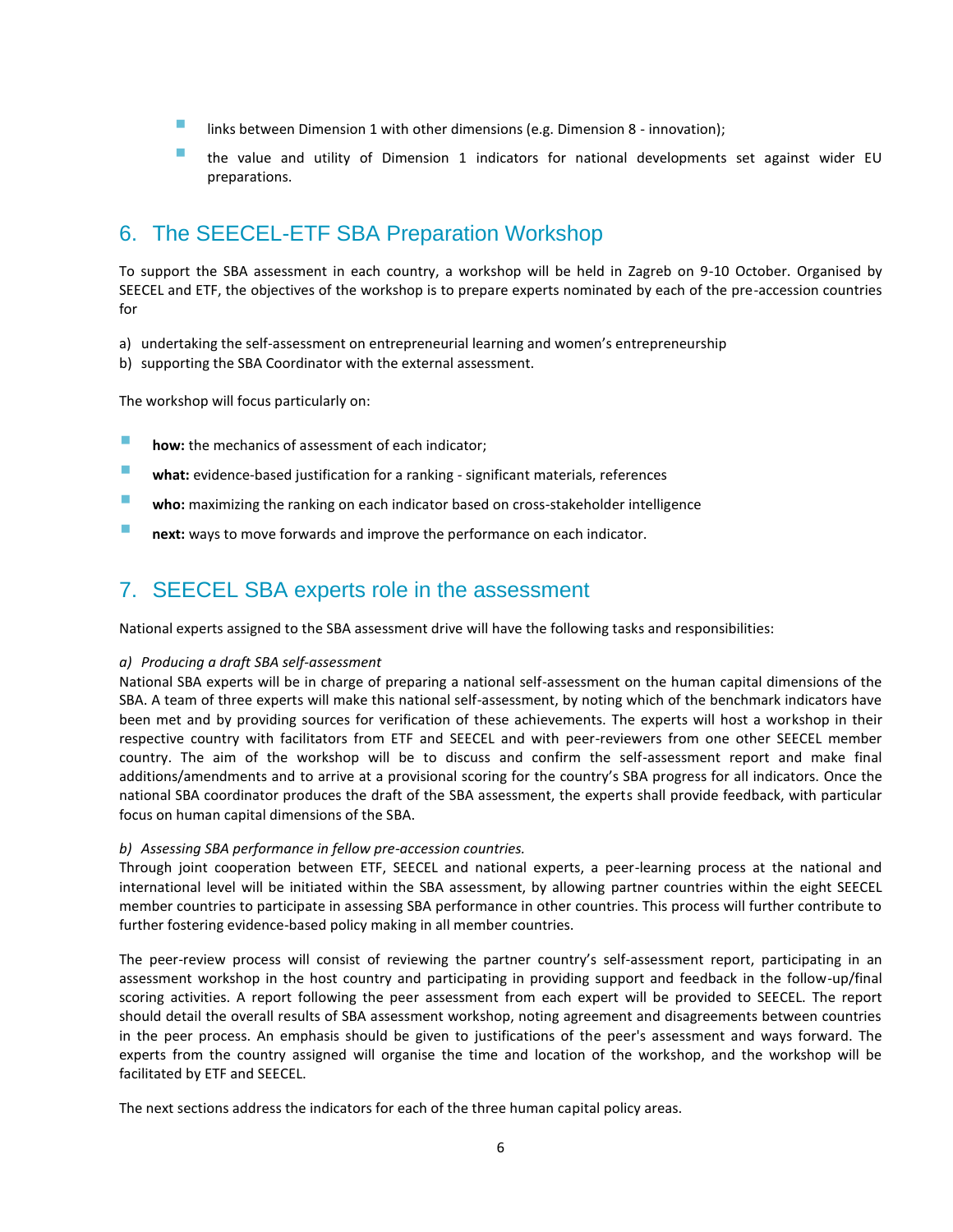- links between Dimension 1 with other dimensions (e.g. Dimension 8 - innovation);
- the value and utility of Dimension 1 indicators for national developments set against wider EU preparations.

## 6. The SEECEL-ETF SBA Preparation Workshop

To support the SBA assessment in each country, a workshop will be held in Zagreb on 9-10 October. Organised by SEECEL and ETF, the objectives of the workshop is to prepare experts nominated by each of the pre-accession countries for

a) undertaking the self-assessment on entrepreneurial learning and women's entrepreneurship
b) supporting the SBA Coordinator with the external assessment.

The workshop will focus particularly on:

- **how:** the mechanics of assessment of each indicator;
- **what:** evidence-based justification for a ranking - significant materials, references
- **who:** maximizing the ranking on each indicator based on cross-stakeholder intelligence
- **next:** ways to move forwards and improve the performance on each indicator.

## 7. SEECEL SBA experts role in the assessment

National experts assigned to the SBA assessment drive will have the following tasks and responsibilities:

*a) Producing a draft SBA self-assessment*

National SBA experts will be in charge of preparing a national self-assessment on the human capital dimensions of the SBA. A team of three experts will make this national self-assessment, by noting which of the benchmark indicators have been met and by providing sources for verification of these achievements. The experts will host a workshop in their respective country with facilitators from ETF and SEECEL and with peer-reviewers from one other SEECEL member country. The aim of the workshop will be to discuss and confirm the self-assessment report and make final additions/amendments and to arrive at a provisional scoring for the country's SBA progress for all indicators. Once the national SBA coordinator produces the draft of the SBA assessment, the experts shall provide feedback, with particular focus on human capital dimensions of the SBA.

*b) Assessing SBA performance in fellow pre-accession countries.*

Through joint cooperation between ETF, SEECEL and national experts, a peer-learning process at the national and international level will be initiated within the SBA assessment, by allowing partner countries within the eight SEECEL member countries to participate in assessing SBA performance in other countries. This process will further contribute to further fostering evidence-based policy making in all member countries.

The peer-review process will consist of reviewing the partner country's self-assessment report, participating in an assessment workshop in the host country and participating in providing support and feedback in the follow-up/final scoring activities. A report following the peer assessment from each expert will be provided to SEECEL. The report should detail the overall results of SBA assessment workshop, noting agreement and disagreements between countries in the peer process. An emphasis should be given to justifications of the peer's assessment and ways forward. The experts from the country assigned will organise the time and location of the workshop, and the workshop will be facilitated by ETF and SEECEL.

The next sections address the indicators for each of the three human capital policy areas.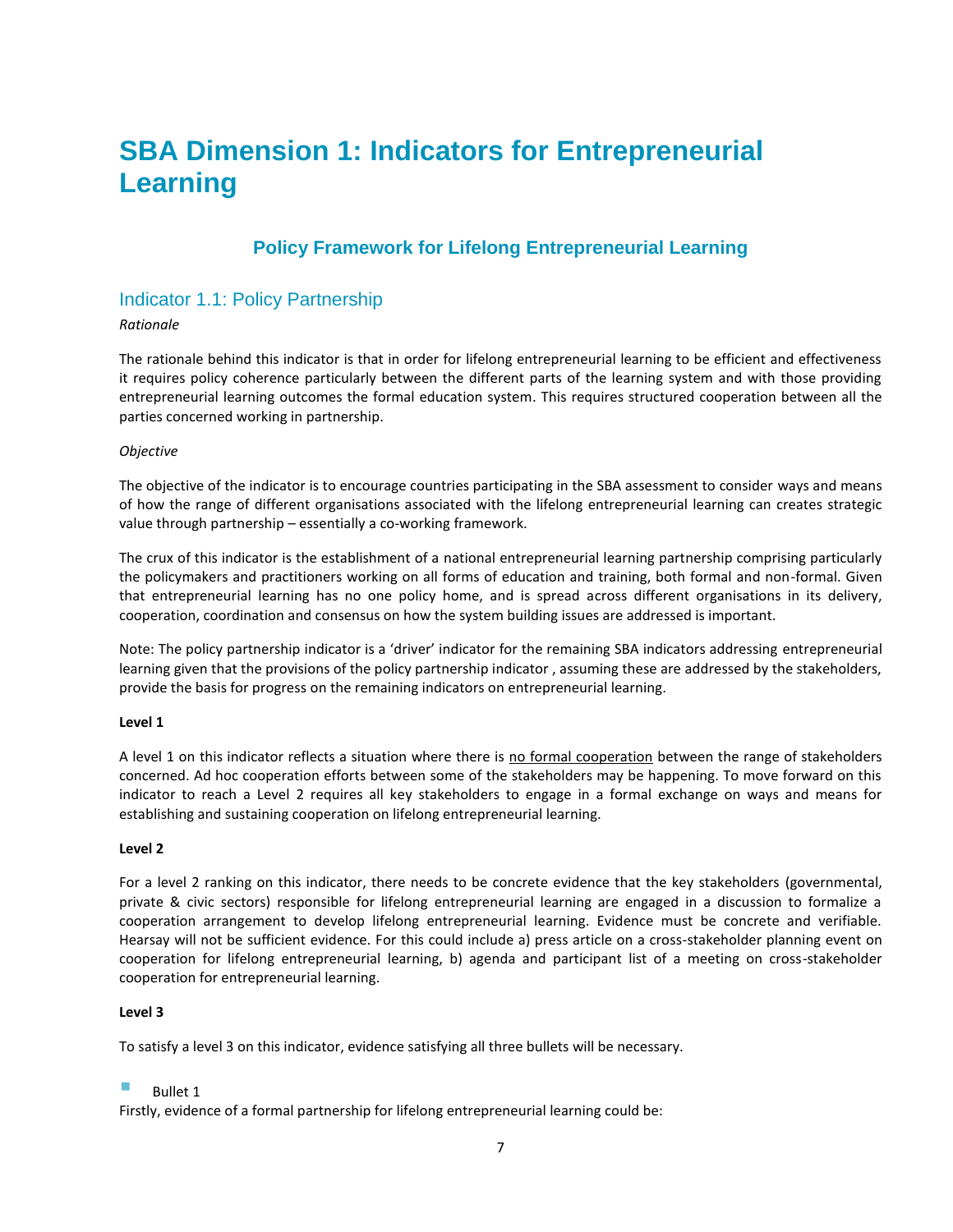# SBA Dimension 1: Indicators for Entrepreneurial Learning

## Policy Framework for Lifelong Entrepreneurial Learning

### Indicator 1.1: Policy Partnership

*Rationale*

The rationale behind this indicator is that in order for lifelong entrepreneurial learning to be efficient and effectiveness it requires policy coherence particularly between the different parts of the learning system and with those providing entrepreneurial learning outcomes the formal education system. This requires structured cooperation between all the parties concerned working in partnership.

*Objective*

The objective of the indicator is to encourage countries participating in the SBA assessment to consider ways and means of how the range of different organisations associated with the lifelong entrepreneurial learning can creates strategic value through partnership – essentially a co-working framework.

The crux of this indicator is the establishment of a national entrepreneurial learning partnership comprising particularly the policymakers and practitioners working on all forms of education and training, both formal and non-formal. Given that entrepreneurial learning has no one policy home, and is spread across different organisations in its delivery, cooperation, coordination and consensus on how the system building issues are addressed is important.

Note: The policy partnership indicator is a 'driver' indicator for the remaining SBA indicators addressing entrepreneurial learning given that the provisions of the policy partnership indicator , assuming these are addressed by the stakeholders, provide the basis for progress on the remaining indicators on entrepreneurial learning.

**Level 1**

A level 1 on this indicator reflects a situation where there is <u>no formal cooperation</u> between the range of stakeholders concerned. Ad hoc cooperation efforts between some of the stakeholders may be happening. To move forward on this indicator to reach a Level 2 requires all key stakeholders to engage in a formal exchange on ways and means for establishing and sustaining cooperation on lifelong entrepreneurial learning.

**Level 2**

For a level 2 ranking on this indicator, there needs to be concrete evidence that the key stakeholders (governmental, private & civic sectors) responsible for lifelong entrepreneurial learning are engaged in a discussion to formalize a cooperation arrangement to develop lifelong entrepreneurial learning. Evidence must be concrete and verifiable. Hearsay will not be sufficient evidence. For this could include a) press article on a cross-stakeholder planning event on cooperation for lifelong entrepreneurial learning, b) agenda and participant list of a meeting on cross-stakeholder cooperation for entrepreneurial learning.

**Level 3**

To satisfy a level 3 on this indicator, evidence satisfying all three bullets will be necessary.

- Bullet 1

Firstly, evidence of a formal partnership for lifelong entrepreneurial learning could be: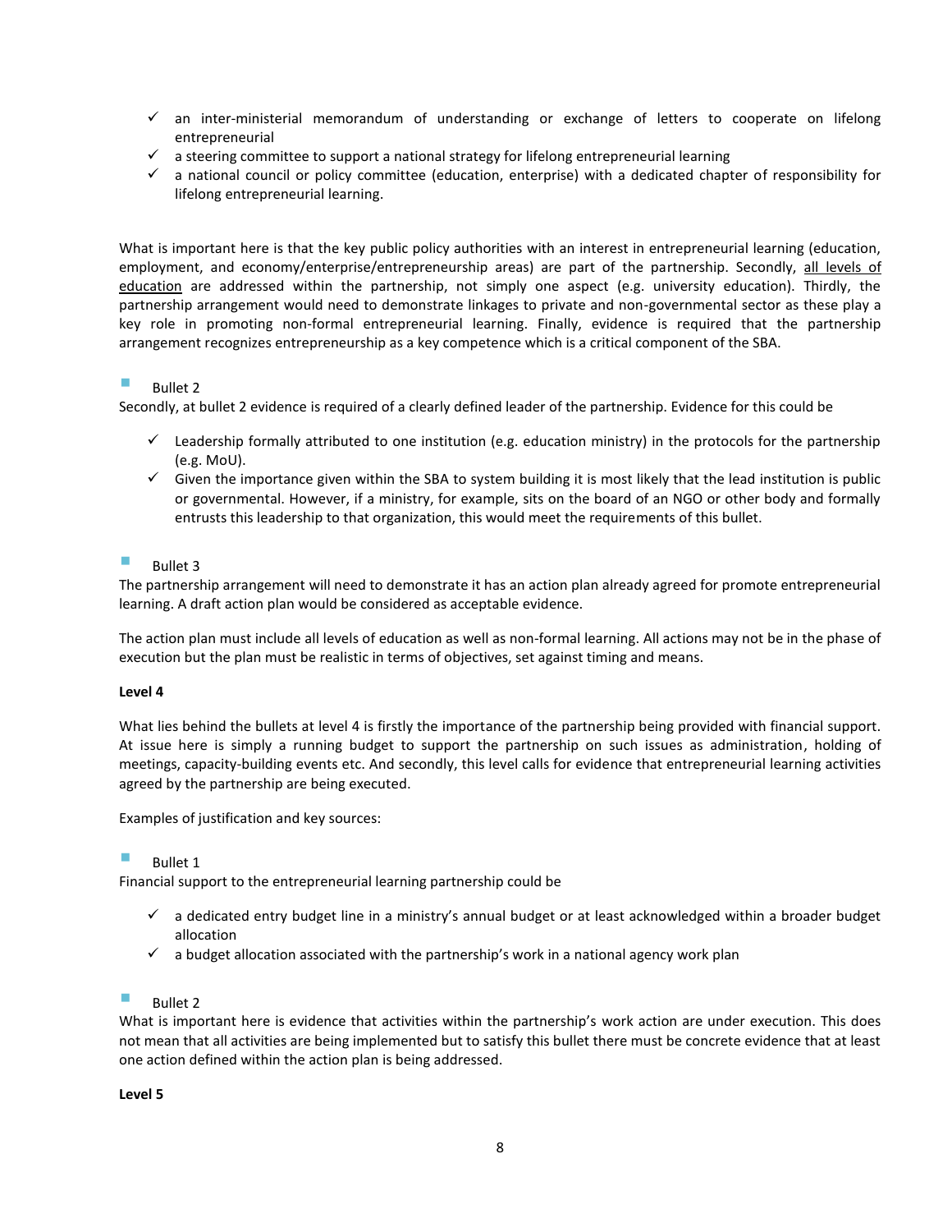- ✓ an inter-ministerial memorandum of understanding or exchange of letters to cooperate on lifelong entrepreneurial
- ✓ a steering committee to support a national strategy for lifelong entrepreneurial learning
- ✓ a national council or policy committee (education, enterprise) with a dedicated chapter of responsibility for lifelong entrepreneurial learning.

What is important here is that the key public policy authorities with an interest in entrepreneurial learning (education, employment, and economy/enterprise/entrepreneurship areas) are part of the partnership. Secondly, <u>all levels of education</u> are addressed within the partnership, not simply one aspect (e.g. university education). Thirdly, the partnership arrangement would need to demonstrate linkages to private and non-governmental sector as these play a key role in promoting non-formal entrepreneurial learning. Finally, evidence is required that the partnership arrangement recognizes entrepreneurship as a key competence which is a critical component of the SBA.

- Bullet 2

Secondly, at bullet 2 evidence is required of a clearly defined leader of the partnership. Evidence for this could be

- ✓ Leadership formally attributed to one institution (e.g. education ministry) in the protocols for the partnership (e.g. MoU).
- ✓ Given the importance given within the SBA to system building it is most likely that the lead institution is public or governmental. However, if a ministry, for example, sits on the board of an NGO or other body and formally entrusts this leadership to that organization, this would meet the requirements of this bullet.

- Bullet 3

The partnership arrangement will need to demonstrate it has an action plan already agreed for promote entrepreneurial learning. A draft action plan would be considered as acceptable evidence.

The action plan must include all levels of education as well as non-formal learning. All actions may not be in the phase of execution but the plan must be realistic in terms of objectives, set against timing and means.

**Level 4**

What lies behind the bullets at level 4 is firstly the importance of the partnership being provided with financial support. At issue here is simply a running budget to support the partnership on such issues as administration, holding of meetings, capacity-building events etc. And secondly, this level calls for evidence that entrepreneurial learning activities agreed by the partnership are being executed.

Examples of justification and key sources:

- Bullet 1

Financial support to the entrepreneurial learning partnership could be

- ✓ a dedicated entry budget line in a ministry's annual budget or at least acknowledged within a broader budget allocation
- ✓ a budget allocation associated with the partnership's work in a national agency work plan

- Bullet 2

What is important here is evidence that activities within the partnership's work action are under execution. This does not mean that all activities are being implemented but to satisfy this bullet there must be concrete evidence that at least one action defined within the action plan is being addressed.

**Level 5**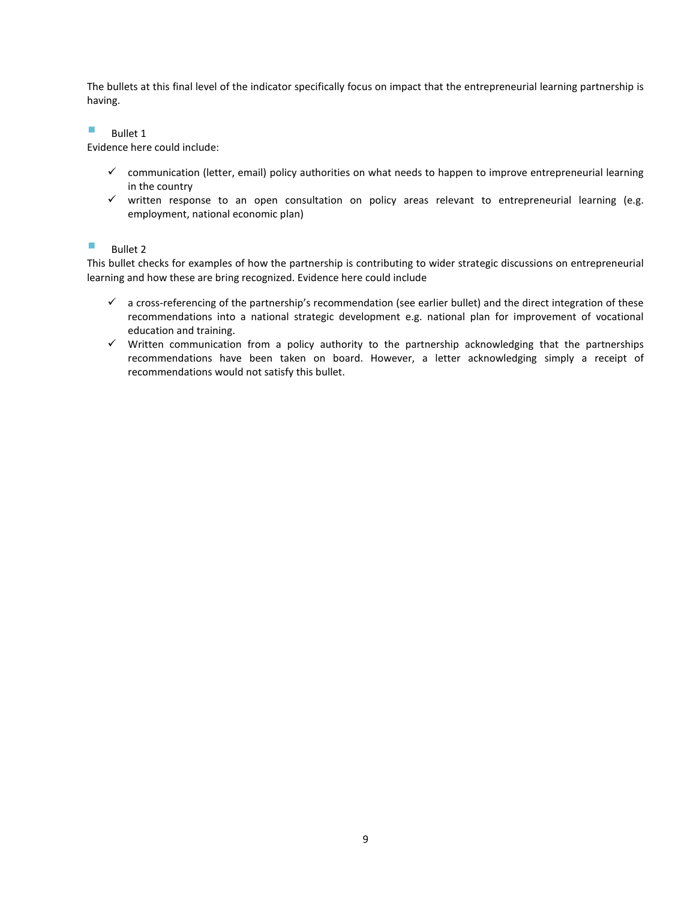The bullets at this final level of the indicator specifically focus on impact that the entrepreneurial learning partnership is having.

- Bullet 1

Evidence here could include:

- ✓ communication (letter, email) policy authorities on what needs to happen to improve entrepreneurial learning in the country
- ✓ written response to an open consultation on policy areas relevant to entrepreneurial learning (e.g. employment, national economic plan)

- Bullet 2

This bullet checks for examples of how the partnership is contributing to wider strategic discussions on entrepreneurial learning and how these are bring recognized. Evidence here could include

- ✓ a cross-referencing of the partnership's recommendation (see earlier bullet) and the direct integration of these recommendations into a national strategic development e.g. national plan for improvement of vocational education and training.
- ✓ Written communication from a policy authority to the partnership acknowledging that the partnerships recommendations have been taken on board. However, a letter acknowledging simply a receipt of recommendations would not satisfy this bullet.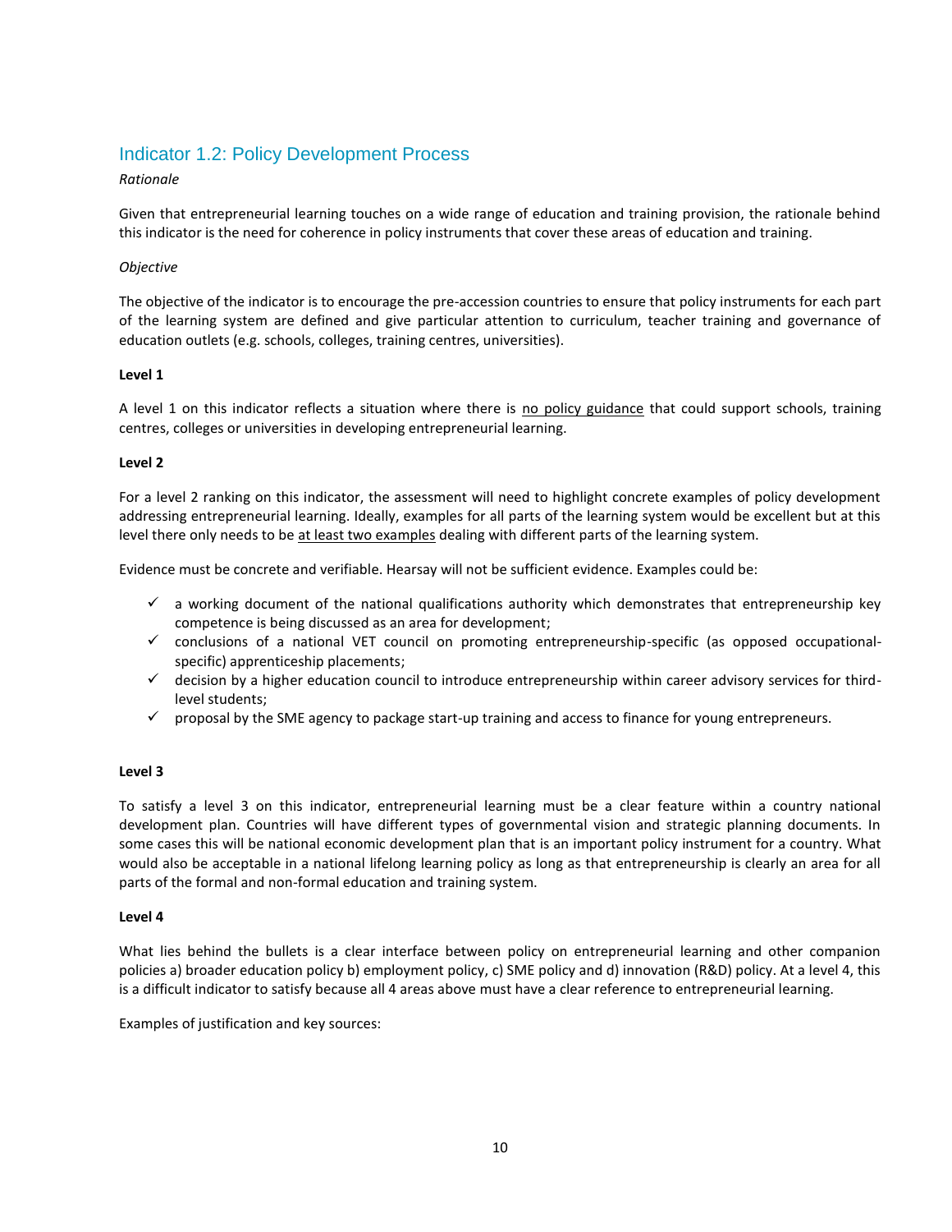## Indicator 1.2: Policy Development Process

*Rationale*

Given that entrepreneurial learning touches on a wide range of education and training provision, the rationale behind this indicator is the need for coherence in policy instruments that cover these areas of education and training.

*Objective*

The objective of the indicator is to encourage the pre-accession countries to ensure that policy instruments for each part of the learning system are defined and give particular attention to curriculum, teacher training and governance of education outlets (e.g. schools, colleges, training centres, universities).

**Level 1**

A level 1 on this indicator reflects a situation where there is <u>no policy guidance</u> that could support schools, training centres, colleges or universities in developing entrepreneurial learning.

**Level 2**

For a level 2 ranking on this indicator, the assessment will need to highlight concrete examples of policy development addressing entrepreneurial learning. Ideally, examples for all parts of the learning system would be excellent but at this level there only needs to be <u>at least two examples</u> dealing with different parts of the learning system.

Evidence must be concrete and verifiable. Hearsay will not be sufficient evidence. Examples could be:

- ✓ a working document of the national qualifications authority which demonstrates that entrepreneurship key competence is being discussed as an area for development;
- ✓ conclusions of a national VET council on promoting entrepreneurship-specific (as opposed occupational-specific) apprenticeship placements;
- ✓ decision by a higher education council to introduce entrepreneurship within career advisory services for third-level students;
- ✓ proposal by the SME agency to package start-up training and access to finance for young entrepreneurs.

**Level 3**

To satisfy a level 3 on this indicator, entrepreneurial learning must be a clear feature within a country national development plan. Countries will have different types of governmental vision and strategic planning documents. In some cases this will be national economic development plan that is an important policy instrument for a country. What would also be acceptable in a national lifelong learning policy as long as that entrepreneurship is clearly an area for all parts of the formal and non-formal education and training system.

**Level 4**

What lies behind the bullets is a clear interface between policy on entrepreneurial learning and other companion policies a) broader education policy b) employment policy, c) SME policy and d) innovation (R&D) policy. At a level 4, this is a difficult indicator to satisfy because all 4 areas above must have a clear reference to entrepreneurial learning.

Examples of justification and key sources: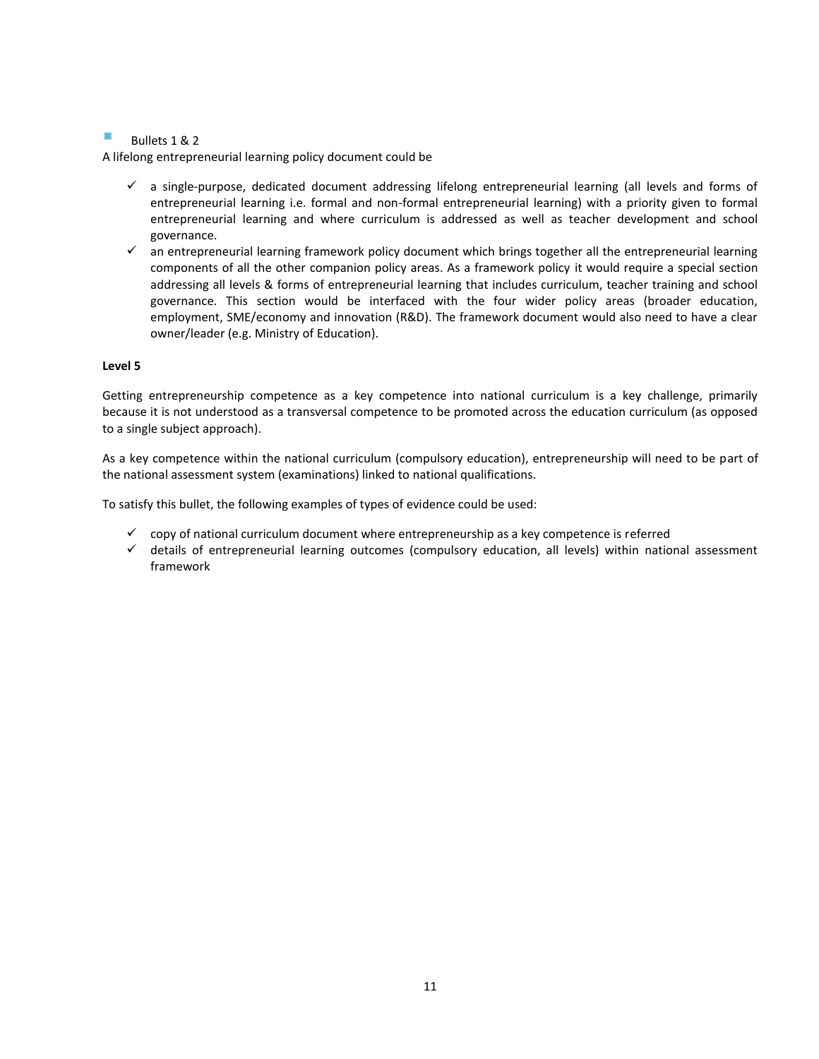- Bullets 1 & 2

A lifelong entrepreneurial learning policy document could be

- ✓ a single-purpose, dedicated document addressing lifelong entrepreneurial learning (all levels and forms of entrepreneurial learning i.e. formal and non-formal entrepreneurial learning) with a priority given to formal entrepreneurial learning and where curriculum is addressed as well as teacher development and school governance.
- ✓ an entrepreneurial learning framework policy document which brings together all the entrepreneurial learning components of all the other companion policy areas. As a framework policy it would require a special section addressing all levels & forms of entrepreneurial learning that includes curriculum, teacher training and school governance. This section would be interfaced with the four wider policy areas (broader education, employment, SME/economy and innovation (R&D). The framework document would also need to have a clear owner/leader (e.g. Ministry of Education).

**Level 5**

Getting entrepreneurship competence as a key competence into national curriculum is a key challenge, primarily because it is not understood as a transversal competence to be promoted across the education curriculum (as opposed to a single subject approach).

As a key competence within the national curriculum (compulsory education), entrepreneurship will need to be part of the national assessment system (examinations) linked to national qualifications.

To satisfy this bullet, the following examples of types of evidence could be used:

- ✓ copy of national curriculum document where entrepreneurship as a key competence is referred
- ✓ details of entrepreneurial learning outcomes (compulsory education, all levels) within national assessment framework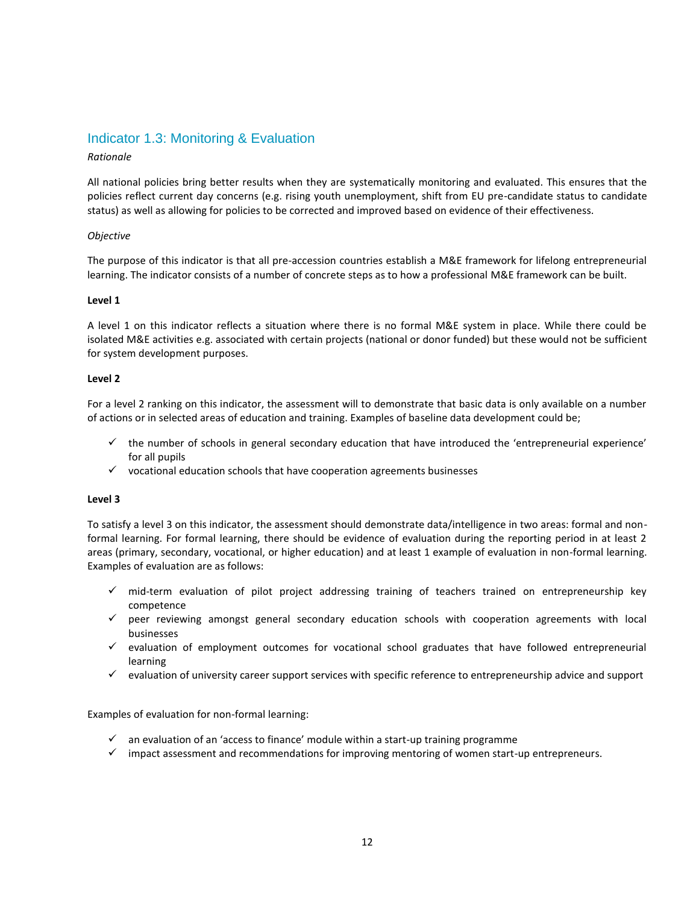## Indicator 1.3: Monitoring & Evaluation

*Rationale*

All national policies bring better results when they are systematically monitoring and evaluated. This ensures that the policies reflect current day concerns (e.g. rising youth unemployment, shift from EU pre-candidate status to candidate status) as well as allowing for policies to be corrected and improved based on evidence of their effectiveness.

*Objective*

The purpose of this indicator is that all pre-accession countries establish a M&E framework for lifelong entrepreneurial learning. The indicator consists of a number of concrete steps as to how a professional M&E framework can be built.

**Level 1**

A level 1 on this indicator reflects a situation where there is no formal M&E system in place. While there could be isolated M&E activities e.g. associated with certain projects (national or donor funded) but these would not be sufficient for system development purposes.

**Level 2**

For a level 2 ranking on this indicator, the assessment will to demonstrate that basic data is only available on a number of actions or in selected areas of education and training. Examples of baseline data development could be;

- ✓ the number of schools in general secondary education that have introduced the 'entrepreneurial experience' for all pupils
- ✓ vocational education schools that have cooperation agreements businesses

**Level 3**

To satisfy a level 3 on this indicator, the assessment should demonstrate data/intelligence in two areas: formal and non-formal learning. For formal learning, there should be evidence of evaluation during the reporting period in at least 2 areas (primary, secondary, vocational, or higher education) and at least 1 example of evaluation in non-formal learning. Examples of evaluation are as follows:

- ✓ mid-term evaluation of pilot project addressing training of teachers trained on entrepreneurship key competence
- ✓ peer reviewing amongst general secondary education schools with cooperation agreements with local businesses
- ✓ evaluation of employment outcomes for vocational school graduates that have followed entrepreneurial learning
- ✓ evaluation of university career support services with specific reference to entrepreneurship advice and support

Examples of evaluation for non-formal learning:

- ✓ an evaluation of an 'access to finance' module within a start-up training programme
- ✓ impact assessment and recommendations for improving mentoring of women start-up entrepreneurs.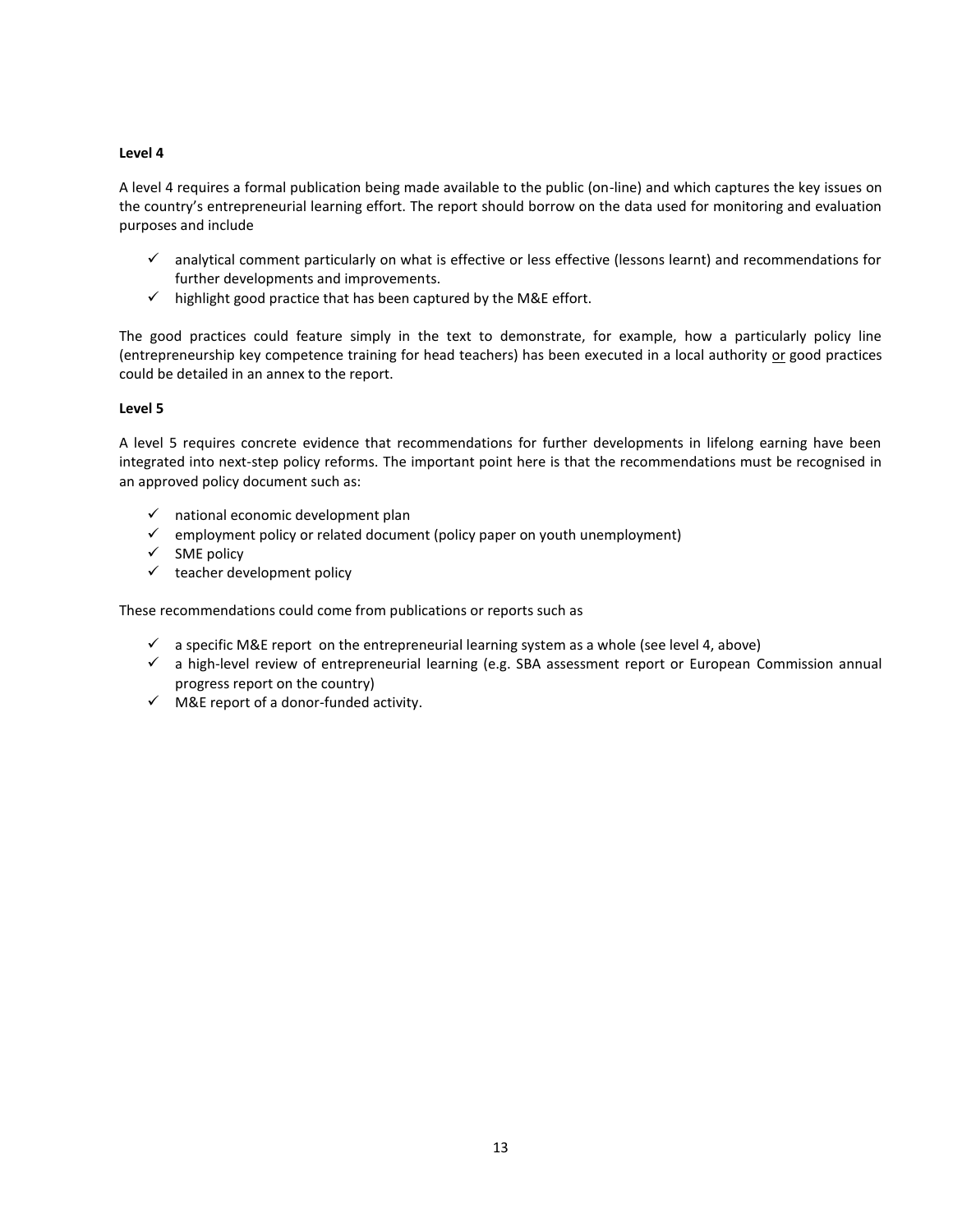**Level 4**

A level 4 requires a formal publication being made available to the public (on-line) and which captures the key issues on the country's entrepreneurial learning effort. The report should borrow on the data used for monitoring and evaluation purposes and include

- ✓ analytical comment particularly on what is effective or less effective (lessons learnt) and recommendations for further developments and improvements.
- ✓ highlight good practice that has been captured by the M&E effort.

The good practices could feature simply in the text to demonstrate, for example, how a particularly policy line (entrepreneurship key competence training for head teachers) has been executed in a local authority <u>or</u> good practices could be detailed in an annex to the report.

**Level 5**

A level 5 requires concrete evidence that recommendations for further developments in lifelong earning have been integrated into next-step policy reforms. The important point here is that the recommendations must be recognised in an approved policy document such as:

- ✓ national economic development plan
- ✓ employment policy or related document (policy paper on youth unemployment)
- ✓ SME policy
- ✓ teacher development policy

These recommendations could come from publications or reports such as

- ✓ a specific M&E report on the entrepreneurial learning system as a whole (see level 4, above)
- ✓ a high-level review of entrepreneurial learning (e.g. SBA assessment report or European Commission annual progress report on the country)
- ✓ M&E report of a donor-funded activity.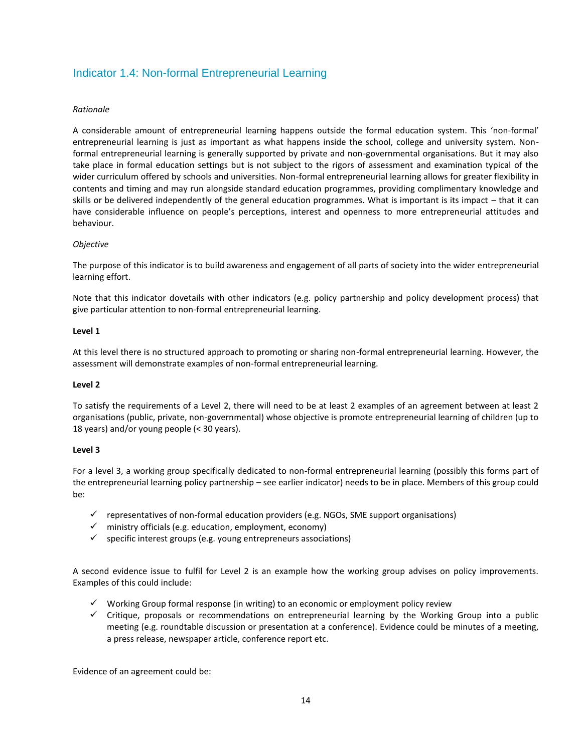## Indicator 1.4: Non-formal Entrepreneurial Learning

*Rationale*

A considerable amount of entrepreneurial learning happens outside the formal education system. This 'non-formal' entrepreneurial learning is just as important as what happens inside the school, college and university system. Non-formal entrepreneurial learning is generally supported by private and non-governmental organisations. But it may also take place in formal education settings but is not subject to the rigors of assessment and examination typical of the wider curriculum offered by schools and universities. Non-formal entrepreneurial learning allows for greater flexibility in contents and timing and may run alongside standard education programmes, providing complimentary knowledge and skills or be delivered independently of the general education programmes. What is important is its impact – that it can have considerable influence on people's perceptions, interest and openness to more entrepreneurial attitudes and behaviour.

*Objective*

The purpose of this indicator is to build awareness and engagement of all parts of society into the wider entrepreneurial learning effort.

Note that this indicator dovetails with other indicators (e.g. policy partnership and policy development process) that give particular attention to non-formal entrepreneurial learning.

**Level 1**

At this level there is no structured approach to promoting or sharing non-formal entrepreneurial learning. However, the assessment will demonstrate examples of non-formal entrepreneurial learning.

**Level 2**

To satisfy the requirements of a Level 2, there will need to be at least 2 examples of an agreement between at least 2 organisations (public, private, non-governmental) whose objective is promote entrepreneurial learning of children (up to 18 years) and/or young people (< 30 years).

**Level 3**

For a level 3, a working group specifically dedicated to non-formal entrepreneurial learning (possibly this forms part of the entrepreneurial learning policy partnership – see earlier indicator) needs to be in place. Members of this group could be:

- ✓ representatives of non-formal education providers (e.g. NGOs, SME support organisations)
- ✓ ministry officials (e.g. education, employment, economy)
- ✓ specific interest groups (e.g. young entrepreneurs associations)

A second evidence issue to fulfil for Level 2 is an example how the working group advises on policy improvements. Examples of this could include:

- ✓ Working Group formal response (in writing) to an economic or employment policy review
- ✓ Critique, proposals or recommendations on entrepreneurial learning by the Working Group into a public meeting (e.g. roundtable discussion or presentation at a conference). Evidence could be minutes of a meeting, a press release, newspaper article, conference report etc.

Evidence of an agreement could be: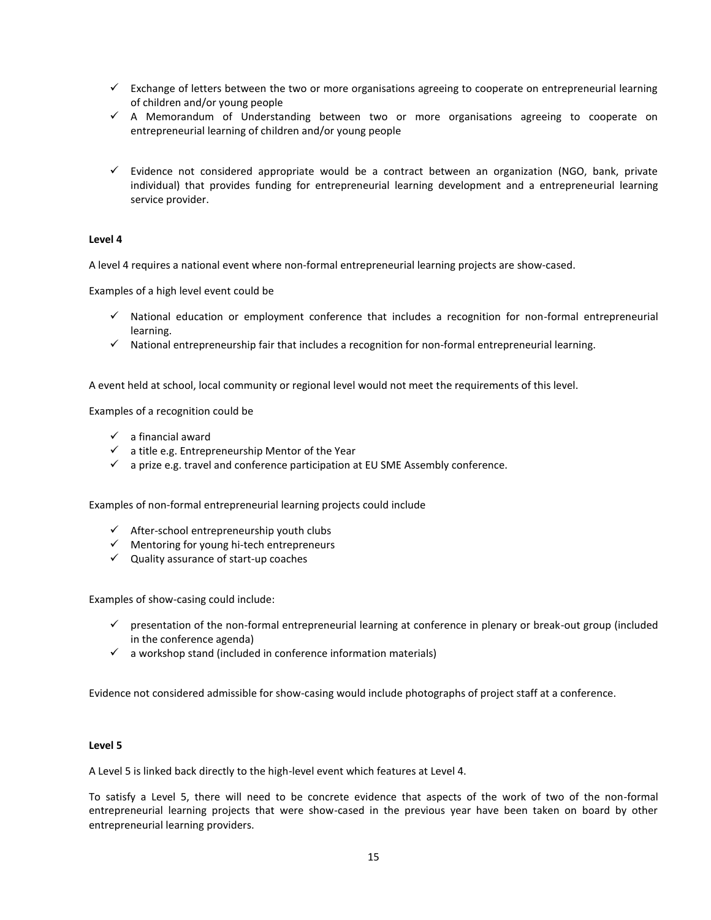- ✓ Exchange of letters between the two or more organisations agreeing to cooperate on entrepreneurial learning of children and/or young people
- ✓ A Memorandum of Understanding between two or more organisations agreeing to cooperate on entrepreneurial learning of children and/or young people

- ✓ Evidence not considered appropriate would be a contract between an organization (NGO, bank, private individual) that provides funding for entrepreneurial learning development and a entrepreneurial learning service provider.

**Level 4**

A level 4 requires a national event where non-formal entrepreneurial learning projects are show-cased.

Examples of a high level event could be

- ✓ National education or employment conference that includes a recognition for non-formal entrepreneurial learning.
- ✓ National entrepreneurship fair that includes a recognition for non-formal entrepreneurial learning.

A event held at school, local community or regional level would not meet the requirements of this level.

Examples of a recognition could be

- ✓ a financial award
- ✓ a title e.g. Entrepreneurship Mentor of the Year
- ✓ a prize e.g. travel and conference participation at EU SME Assembly conference.

Examples of non-formal entrepreneurial learning projects could include

- ✓ After-school entrepreneurship youth clubs
- ✓ Mentoring for young hi-tech entrepreneurs
- ✓ Quality assurance of start-up coaches

Examples of show-casing could include:

- ✓ presentation of the non-formal entrepreneurial learning at conference in plenary or break-out group (included in the conference agenda)
- ✓ a workshop stand (included in conference information materials)

Evidence not considered admissible for show-casing would include photographs of project staff at a conference.

**Level 5**

A Level 5 is linked back directly to the high-level event which features at Level 4.

To satisfy a Level 5, there will need to be concrete evidence that aspects of the work of two of the non-formal entrepreneurial learning projects that were show-cased in the previous year have been taken on board by other entrepreneurial learning providers.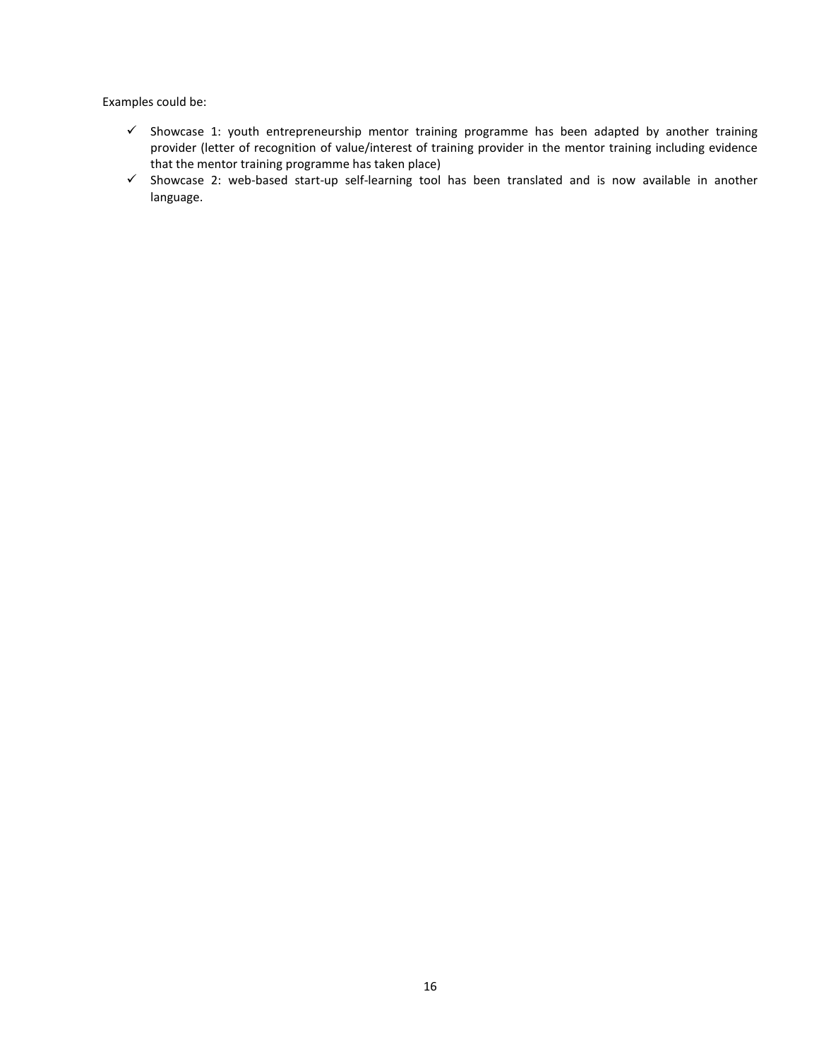Examples could be:

- ✓ Showcase 1: youth entrepreneurship mentor training programme has been adapted by another training provider (letter of recognition of value/interest of training provider in the mentor training including evidence that the mentor training programme has taken place)
- ✓ Showcase 2: web-based start-up self-learning tool has been translated and is now available in another language.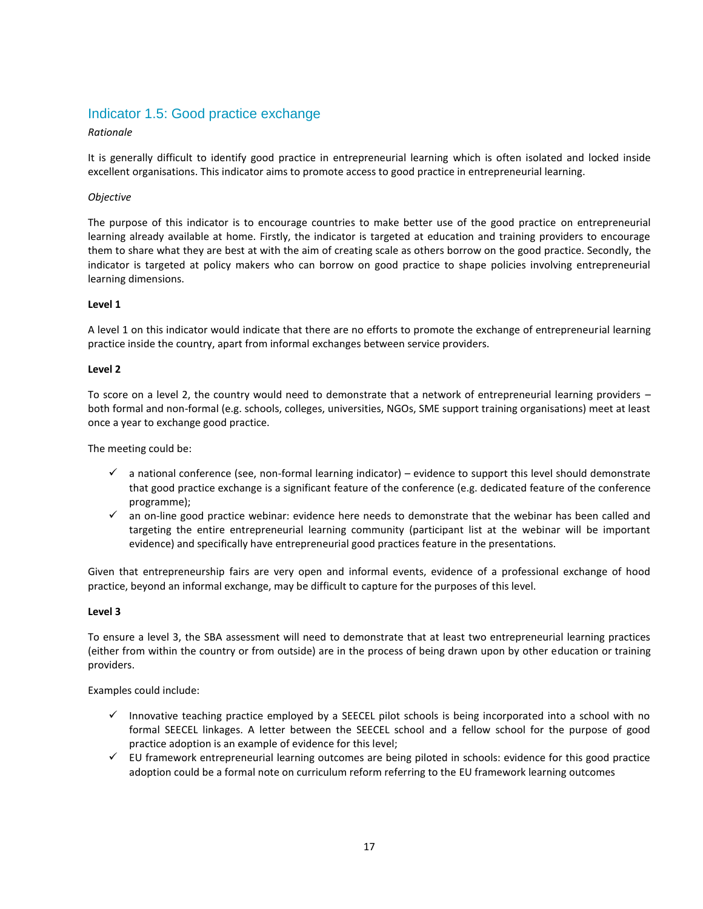## Indicator 1.5: Good practice exchange

*Rationale*

It is generally difficult to identify good practice in entrepreneurial learning which is often isolated and locked inside excellent organisations. This indicator aims to promote access to good practice in entrepreneurial learning.

*Objective*

The purpose of this indicator is to encourage countries to make better use of the good practice on entrepreneurial learning already available at home. Firstly, the indicator is targeted at education and training providers to encourage them to share what they are best at with the aim of creating scale as others borrow on the good practice. Secondly, the indicator is targeted at policy makers who can borrow on good practice to shape policies involving entrepreneurial learning dimensions.

**Level 1**

A level 1 on this indicator would indicate that there are no efforts to promote the exchange of entrepreneurial learning practice inside the country, apart from informal exchanges between service providers.

**Level 2**

To score on a level 2, the country would need to demonstrate that a network of entrepreneurial learning providers – both formal and non-formal (e.g. schools, colleges, universities, NGOs, SME support training organisations) meet at least once a year to exchange good practice.

The meeting could be:

- ✓ a national conference (see, non-formal learning indicator) – evidence to support this level should demonstrate that good practice exchange is a significant feature of the conference (e.g. dedicated feature of the conference programme);
- ✓ an on-line good practice webinar: evidence here needs to demonstrate that the webinar has been called and targeting the entire entrepreneurial learning community (participant list at the webinar will be important evidence) and specifically have entrepreneurial good practices feature in the presentations.

Given that entrepreneurship fairs are very open and informal events, evidence of a professional exchange of hood practice, beyond an informal exchange, may be difficult to capture for the purposes of this level.

**Level 3**

To ensure a level 3, the SBA assessment will need to demonstrate that at least two entrepreneurial learning practices (either from within the country or from outside) are in the process of being drawn upon by other education or training providers.

Examples could include:

- ✓ Innovative teaching practice employed by a SEECEL pilot schools is being incorporated into a school with no formal SEECEL linkages. A letter between the SEECEL school and a fellow school for the purpose of good practice adoption is an example of evidence for this level;
- ✓ EU framework entrepreneurial learning outcomes are being piloted in schools: evidence for this good practice adoption could be a formal note on curriculum reform referring to the EU framework learning outcomes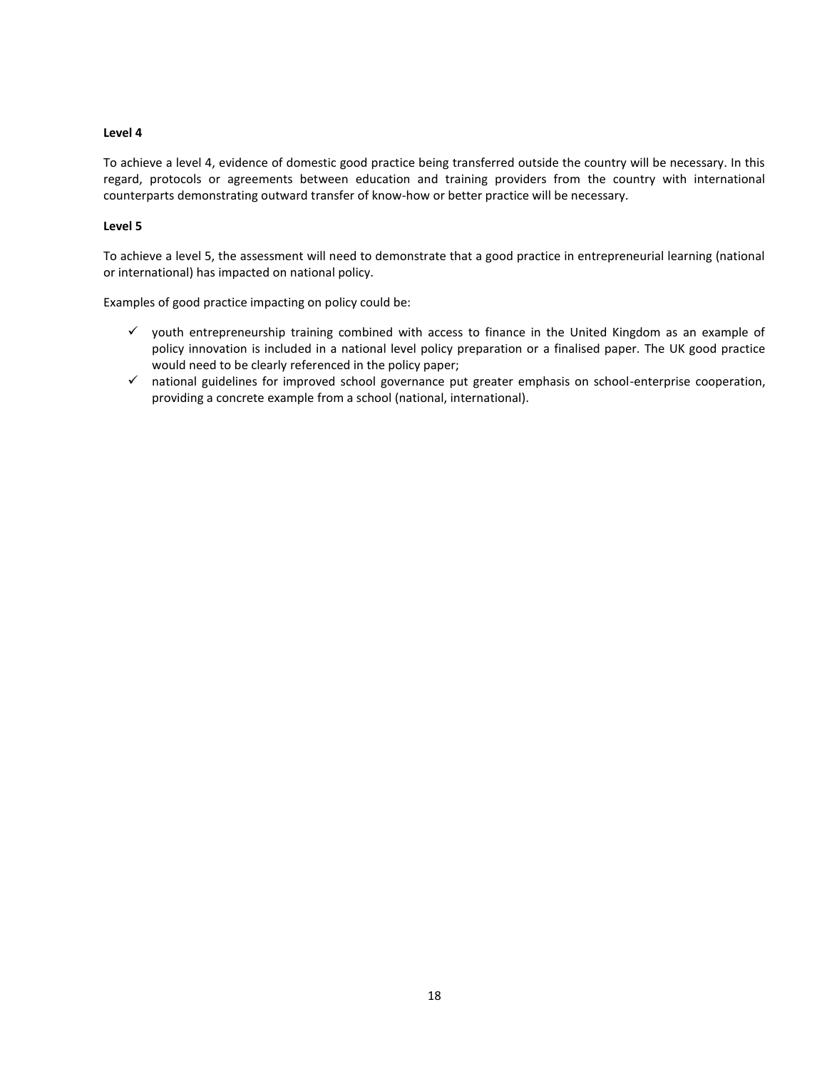**Level 4**

To achieve a level 4, evidence of domestic good practice being transferred outside the country will be necessary. In this regard, protocols or agreements between education and training providers from the country with international counterparts demonstrating outward transfer of know-how or better practice will be necessary.

**Level 5**

To achieve a level 5, the assessment will need to demonstrate that a good practice in entrepreneurial learning (national or international) has impacted on national policy.

Examples of good practice impacting on policy could be:

- ✓ youth entrepreneurship training combined with access to finance in the United Kingdom as an example of policy innovation is included in a national level policy preparation or a finalised paper. The UK good practice would need to be clearly referenced in the policy paper;
- ✓ national guidelines for improved school governance put greater emphasis on school-enterprise cooperation, providing a concrete example from a school (national, international).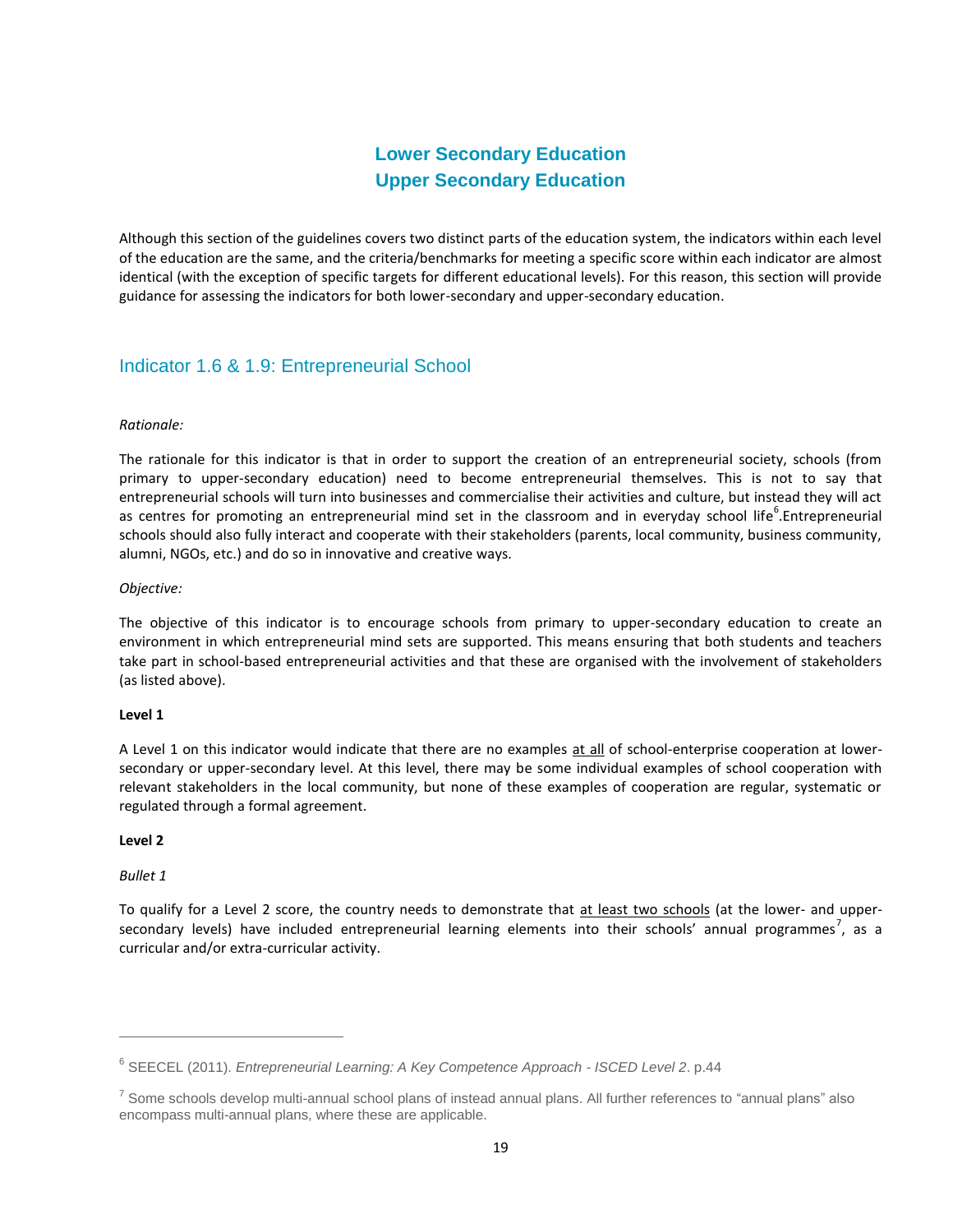# Lower Secondary Education
# Upper Secondary Education

Although this section of the guidelines covers two distinct parts of the education system, the indicators within each level of the education are the same, and the criteria/benchmarks for meeting a specific score within each indicator are almost identical (with the exception of specific targets for different educational levels). For this reason, this section will provide guidance for assessing the indicators for both lower-secondary and upper-secondary education.

## Indicator 1.6 & 1.9: Entrepreneurial School

*Rationale:*

The rationale for this indicator is that in order to support the creation of an entrepreneurial society, schools (from primary to upper-secondary education) need to become entrepreneurial themselves. This is not to say that entrepreneurial schools will turn into businesses and commercialise their activities and culture, but instead they will act as centres for promoting an entrepreneurial mind set in the classroom and in everyday school life[6].Entrepreneurial schools should also fully interact and cooperate with their stakeholders (parents, local community, business community, alumni, NGOs, etc.) and do so in innovative and creative ways.

*Objective:*

The objective of this indicator is to encourage schools from primary to upper-secondary education to create an environment in which entrepreneurial mind sets are supported. This means ensuring that both students and teachers take part in school-based entrepreneurial activities and that these are organised with the involvement of stakeholders (as listed above).

**Level 1**

A Level 1 on this indicator would indicate that there are no examples at all of school-enterprise cooperation at lower-secondary or upper-secondary level. At this level, there may be some individual examples of school cooperation with relevant stakeholders in the local community, but none of these examples of cooperation are regular, systematic or regulated through a formal agreement.

**Level 2**

*Bullet 1*

To qualify for a Level 2 score, the country needs to demonstrate that at least two schools (at the lower- and upper-secondary levels) have included entrepreneurial learning elements into their schools' annual programmes[7], as a curricular and/or extra-curricular activity.

---

[6] SEECEL (2011). *Entrepreneurial Learning: A Key Competence Approach - ISCED Level 2*. p.44

[7] Some schools develop multi-annual school plans of instead annual plans. All further references to "annual plans" also encompass multi-annual plans, where these are applicable.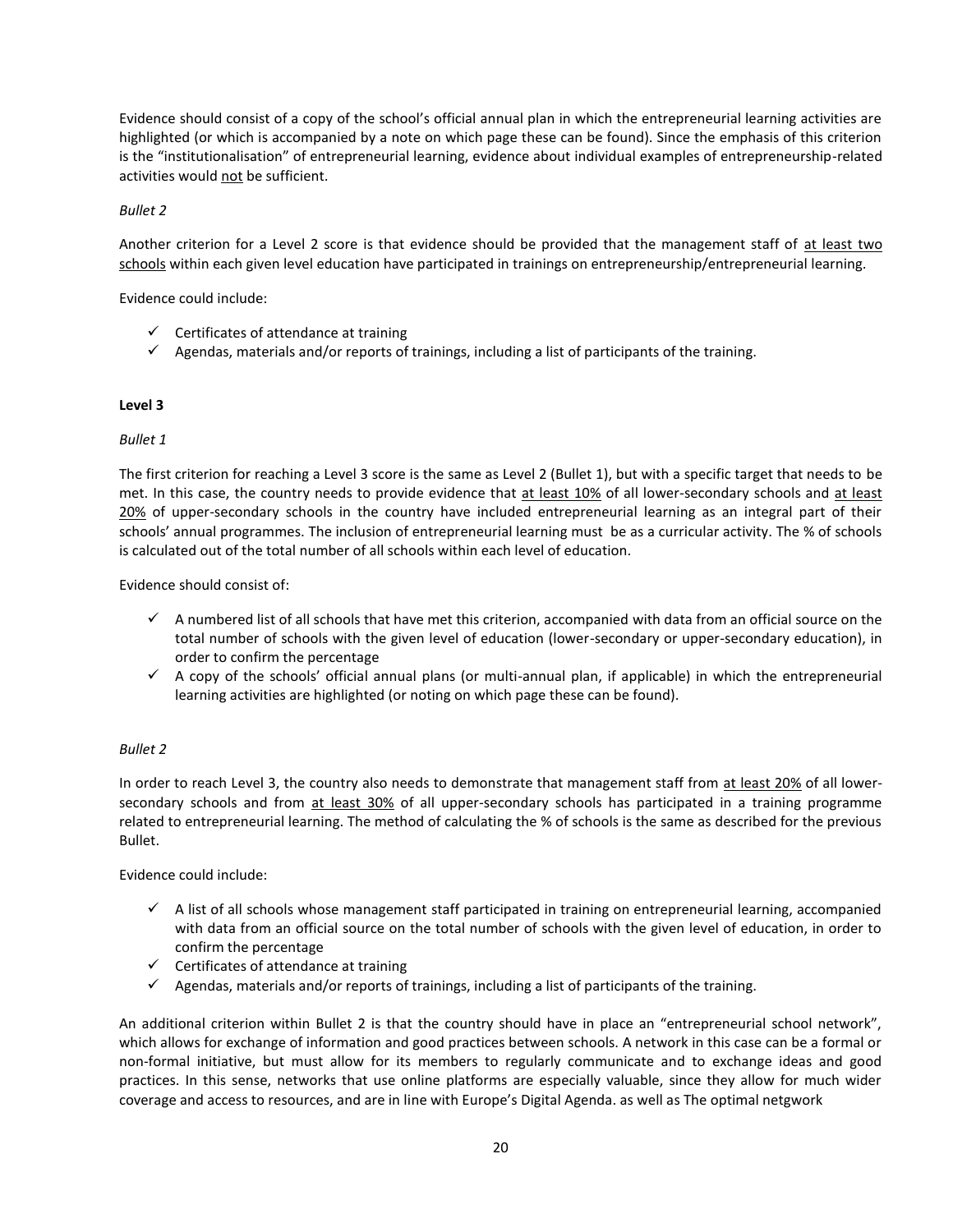Evidence should consist of a copy of the school's official annual plan in which the entrepreneurial learning activities are highlighted (or which is accompanied by a note on which page these can be found). Since the emphasis of this criterion is the "institutionalisation" of entrepreneurial learning, evidence about individual examples of entrepreneurship-related activities would not be sufficient.

*Bullet 2*

Another criterion for a Level 2 score is that evidence should be provided that the management staff of at least two schools within each given level education have participated in trainings on entrepreneurship/entrepreneurial learning.

Evidence could include:

- ✓ Certificates of attendance at training
- ✓ Agendas, materials and/or reports of trainings, including a list of participants of the training.

**Level 3**

*Bullet 1*

The first criterion for reaching a Level 3 score is the same as Level 2 (Bullet 1), but with a specific target that needs to be met. In this case, the country needs to provide evidence that at least 10% of all lower-secondary schools and at least 20% of upper-secondary schools in the country have included entrepreneurial learning as an integral part of their schools' annual programmes. The inclusion of entrepreneurial learning must be as a curricular activity. The % of schools is calculated out of the total number of all schools within each level of education.

Evidence should consist of:

- ✓ A numbered list of all schools that have met this criterion, accompanied with data from an official source on the total number of schools with the given level of education (lower-secondary or upper-secondary education), in order to confirm the percentage
- ✓ A copy of the schools' official annual plans (or multi-annual plan, if applicable) in which the entrepreneurial learning activities are highlighted (or noting on which page these can be found).

*Bullet 2*

In order to reach Level 3, the country also needs to demonstrate that management staff from at least 20% of all lower-secondary schools and from at least 30% of all upper-secondary schools has participated in a training programme related to entrepreneurial learning. The method of calculating the % of schools is the same as described for the previous Bullet.

Evidence could include:

- ✓ A list of all schools whose management staff participated in training on entrepreneurial learning, accompanied with data from an official source on the total number of schools with the given level of education, in order to confirm the percentage
- ✓ Certificates of attendance at training
- ✓ Agendas, materials and/or reports of trainings, including a list of participants of the training.

An additional criterion within Bullet 2 is that the country should have in place an "entrepreneurial school network", which allows for exchange of information and good practices between schools. A network in this case can be a formal or non-formal initiative, but must allow for its members to regularly communicate and to exchange ideas and good practices. In this sense, networks that use online platforms are especially valuable, since they allow for much wider coverage and access to resources, and are in line with Europe's Digital Agenda. as well as The optimal netgwork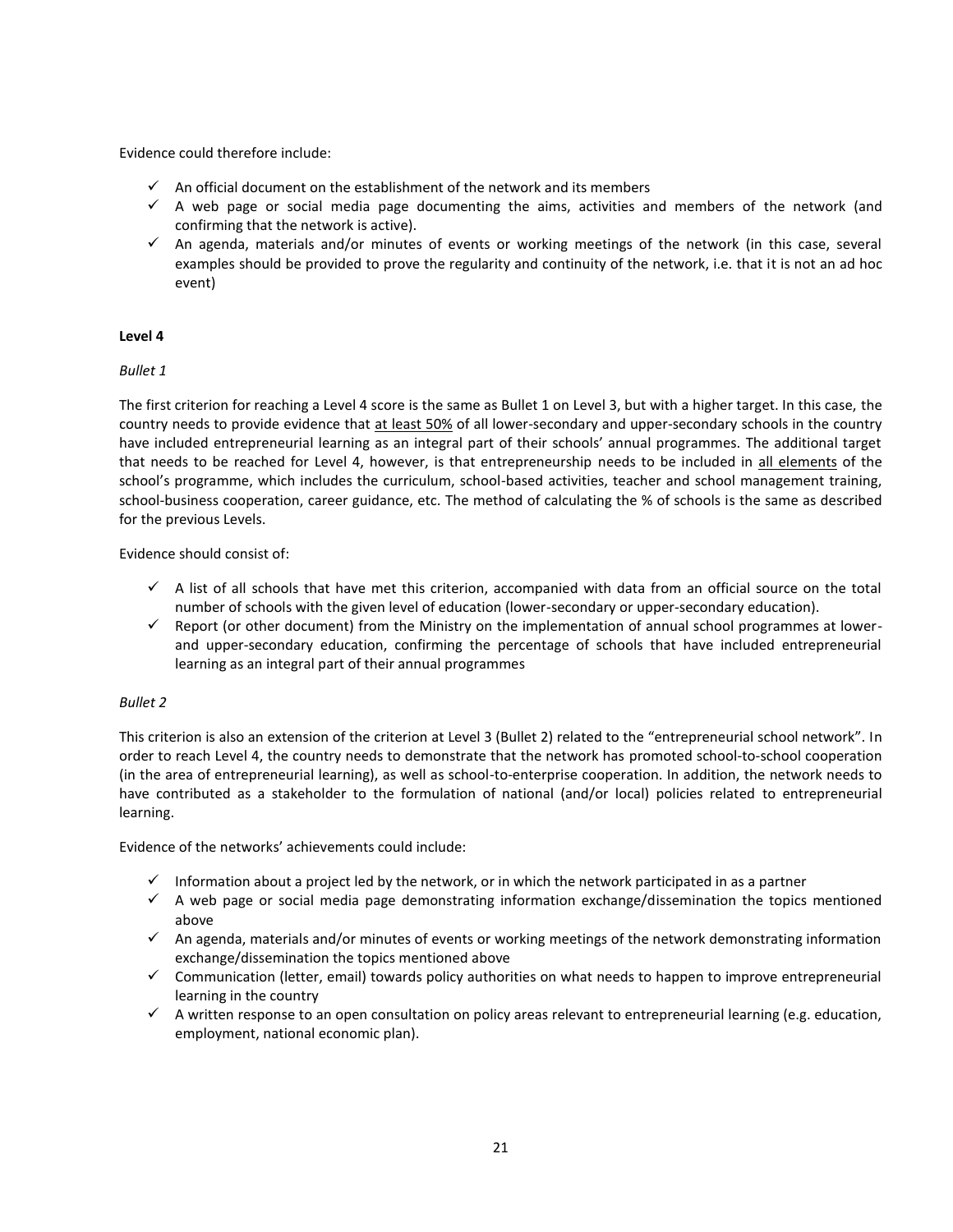Evidence could therefore include:

- ✓ An official document on the establishment of the network and its members
- ✓ A web page or social media page documenting the aims, activities and members of the network (and confirming that the network is active).
- ✓ An agenda, materials and/or minutes of events or working meetings of the network (in this case, several examples should be provided to prove the regularity and continuity of the network, i.e. that it is not an ad hoc event)

**Level 4**

*Bullet 1*

The first criterion for reaching a Level 4 score is the same as Bullet 1 on Level 3, but with a higher target. In this case, the country needs to provide evidence that <u>at least 50%</u> of all lower-secondary and upper-secondary schools in the country have included entrepreneurial learning as an integral part of their schools' annual programmes. The additional target that needs to be reached for Level 4, however, is that entrepreneurship needs to be included in <u>all elements</u> of the school's programme, which includes the curriculum, school-based activities, teacher and school management training, school-business cooperation, career guidance, etc. The method of calculating the % of schools is the same as described for the previous Levels.

Evidence should consist of:

- ✓ A list of all schools that have met this criterion, accompanied with data from an official source on the total number of schools with the given level of education (lower-secondary or upper-secondary education).
- ✓ Report (or other document) from the Ministry on the implementation of annual school programmes at lower- and upper-secondary education, confirming the percentage of schools that have included entrepreneurial learning as an integral part of their annual programmes

*Bullet 2*

This criterion is also an extension of the criterion at Level 3 (Bullet 2) related to the "entrepreneurial school network". In order to reach Level 4, the country needs to demonstrate that the network has promoted school-to-school cooperation (in the area of entrepreneurial learning), as well as school-to-enterprise cooperation. In addition, the network needs to have contributed as a stakeholder to the formulation of national (and/or local) policies related to entrepreneurial learning.

Evidence of the networks' achievements could include:

- ✓ Information about a project led by the network, or in which the network participated in as a partner
- ✓ A web page or social media page demonstrating information exchange/dissemination the topics mentioned above
- ✓ An agenda, materials and/or minutes of events or working meetings of the network demonstrating information exchange/dissemination the topics mentioned above
- ✓ Communication (letter, email) towards policy authorities on what needs to happen to improve entrepreneurial learning in the country
- ✓ A written response to an open consultation on policy areas relevant to entrepreneurial learning (e.g. education, employment, national economic plan).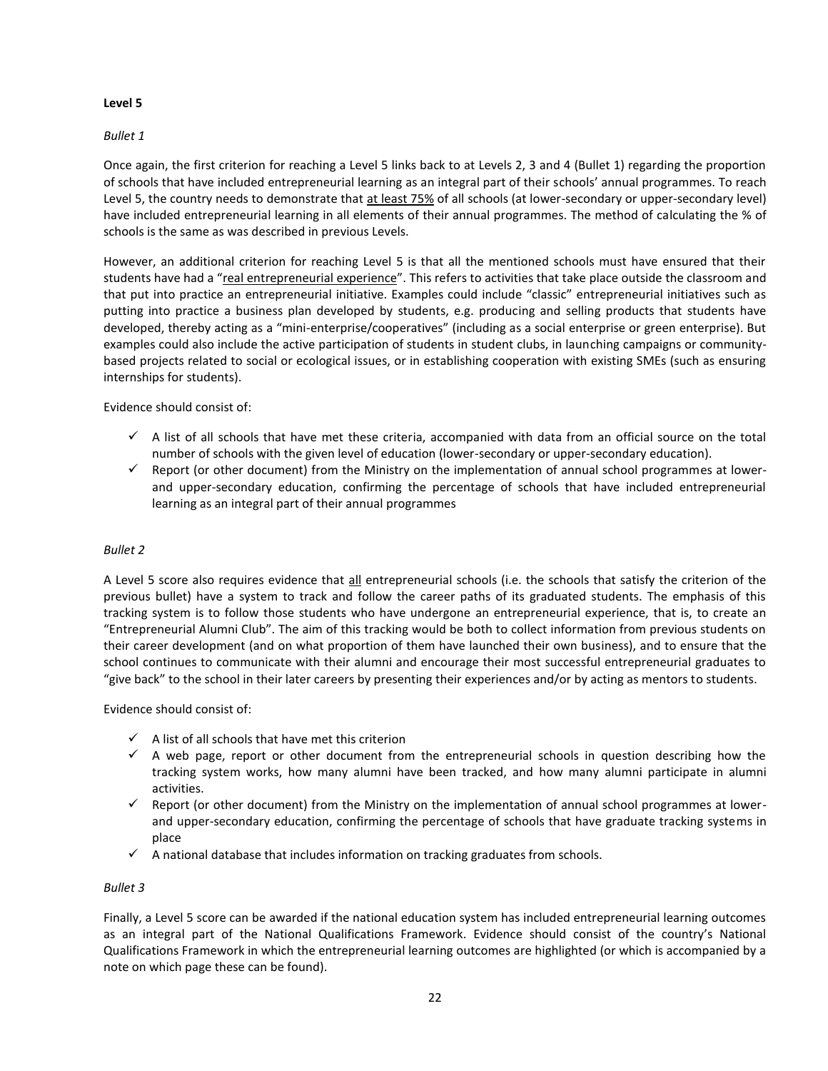**Level 5**

*Bullet 1*

Once again, the first criterion for reaching a Level 5 links back to at Levels 2, 3 and 4 (Bullet 1) regarding the proportion of schools that have included entrepreneurial learning as an integral part of their schools' annual programmes. To reach Level 5, the country needs to demonstrate that <u>at least 75%</u> of all schools (at lower-secondary or upper-secondary level) have included entrepreneurial learning in all elements of their annual programmes. The method of calculating the % of schools is the same as was described in previous Levels.

However, an additional criterion for reaching Level 5 is that all the mentioned schools must have ensured that their students have had a "<u>real entrepreneurial experience</u>". This refers to activities that take place outside the classroom and that put into practice an entrepreneurial initiative. Examples could include "classic" entrepreneurial initiatives such as putting into practice a business plan developed by students, e.g. producing and selling products that students have developed, thereby acting as a "mini-enterprise/cooperatives" (including as a social enterprise or green enterprise). But examples could also include the active participation of students in student clubs, in launching campaigns or community-based projects related to social or ecological issues, or in establishing cooperation with existing SMEs (such as ensuring internships for students).

Evidence should consist of:

- ✓ A list of all schools that have met these criteria, accompanied with data from an official source on the total number of schools with the given level of education (lower-secondary or upper-secondary education).
- ✓ Report (or other document) from the Ministry on the implementation of annual school programmes at lower- and upper-secondary education, confirming the percentage of schools that have included entrepreneurial learning as an integral part of their annual programmes

*Bullet 2*

A Level 5 score also requires evidence that <u>all</u> entrepreneurial schools (i.e. the schools that satisfy the criterion of the previous bullet) have a system to track and follow the career paths of its graduated students. The emphasis of this tracking system is to follow those students who have undergone an entrepreneurial experience, that is, to create an "Entrepreneurial Alumni Club". The aim of this tracking would be both to collect information from previous students on their career development (and on what proportion of them have launched their own business), and to ensure that the school continues to communicate with their alumni and encourage their most successful entrepreneurial graduates to "give back" to the school in their later careers by presenting their experiences and/or by acting as mentors to students.

Evidence should consist of:

- ✓ A list of all schools that have met this criterion
- ✓ A web page, report or other document from the entrepreneurial schools in question describing how the tracking system works, how many alumni have been tracked, and how many alumni participate in alumni activities.
- ✓ Report (or other document) from the Ministry on the implementation of annual school programmes at lower- and upper-secondary education, confirming the percentage of schools that have graduate tracking systems in place
- ✓ A national database that includes information on tracking graduates from schools.

*Bullet 3*

Finally, a Level 5 score can be awarded if the national education system has included entrepreneurial learning outcomes as an integral part of the National Qualifications Framework. Evidence should consist of the country's National Qualifications Framework in which the entrepreneurial learning outcomes are highlighted (or which is accompanied by a note on which page these can be found).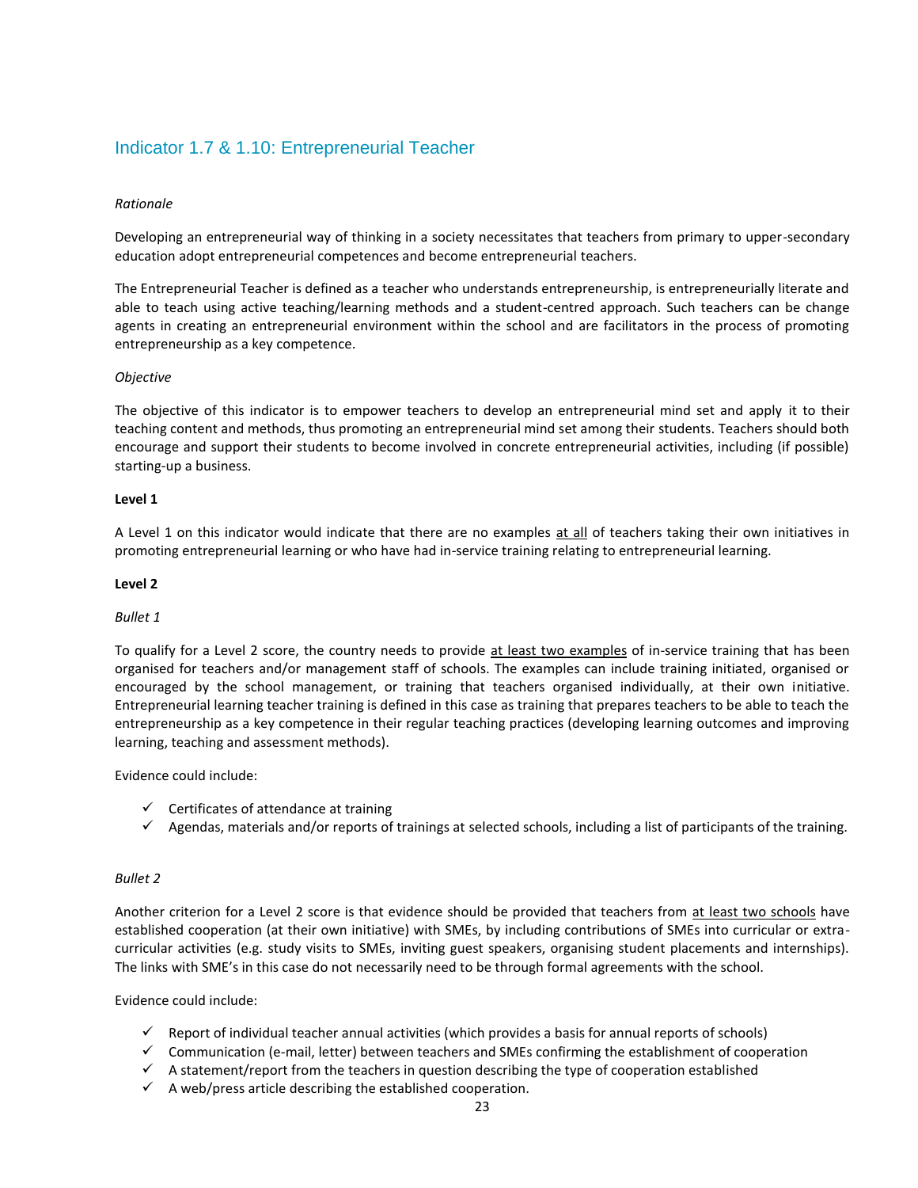## Indicator 1.7 & 1.10: Entrepreneurial Teacher

*Rationale*

Developing an entrepreneurial way of thinking in a society necessitates that teachers from primary to upper-secondary education adopt entrepreneurial competences and become entrepreneurial teachers.

The Entrepreneurial Teacher is defined as a teacher who understands entrepreneurship, is entrepreneurially literate and able to teach using active teaching/learning methods and a student-centred approach. Such teachers can be change agents in creating an entrepreneurial environment within the school and are facilitators in the process of promoting entrepreneurship as a key competence.

*Objective*

The objective of this indicator is to empower teachers to develop an entrepreneurial mind set and apply it to their teaching content and methods, thus promoting an entrepreneurial mind set among their students. Teachers should both encourage and support their students to become involved in concrete entrepreneurial activities, including (if possible) starting-up a business.

**Level 1**

A Level 1 on this indicator would indicate that there are no examples at all of teachers taking their own initiatives in promoting entrepreneurial learning or who have had in-service training relating to entrepreneurial learning.

**Level 2**

*Bullet 1*

To qualify for a Level 2 score, the country needs to provide at least two examples of in-service training that has been organised for teachers and/or management staff of schools. The examples can include training initiated, organised or encouraged by the school management, or training that teachers organised individually, at their own initiative. Entrepreneurial learning teacher training is defined in this case as training that prepares teachers to be able to teach the entrepreneurship as a key competence in their regular teaching practices (developing learning outcomes and improving learning, teaching and assessment methods).

Evidence could include:

- ✓ Certificates of attendance at training
- ✓ Agendas, materials and/or reports of trainings at selected schools, including a list of participants of the training.

*Bullet 2*

Another criterion for a Level 2 score is that evidence should be provided that teachers from at least two schools have established cooperation (at their own initiative) with SMEs, by including contributions of SMEs into curricular or extra-curricular activities (e.g. study visits to SMEs, inviting guest speakers, organising student placements and internships). The links with SME's in this case do not necessarily need to be through formal agreements with the school.

Evidence could include:

- ✓ Report of individual teacher annual activities (which provides a basis for annual reports of schools)
- ✓ Communication (e-mail, letter) between teachers and SMEs confirming the establishment of cooperation
- ✓ A statement/report from the teachers in question describing the type of cooperation established
- ✓ A web/press article describing the established cooperation.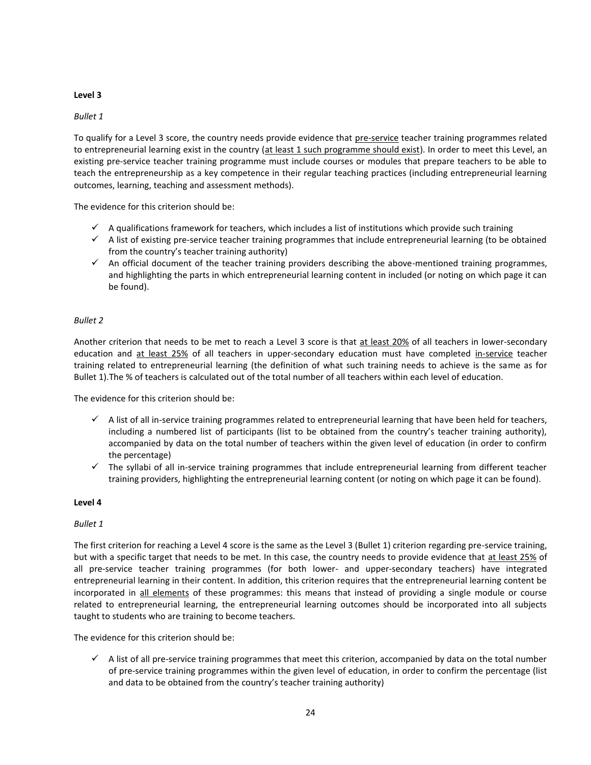**Level 3**

*Bullet 1*

To qualify for a Level 3 score, the country needs provide evidence that <u>pre-service</u> teacher training programmes related to entrepreneurial learning exist in the country (<u>at least 1 such programme should exist</u>). In order to meet this Level, an existing pre-service teacher training programme must include courses or modules that prepare teachers to be able to teach the entrepreneurship as a key competence in their regular teaching practices (including entrepreneurial learning outcomes, learning, teaching and assessment methods).

The evidence for this criterion should be:

- ✓ A qualifications framework for teachers, which includes a list of institutions which provide such training
- ✓ A list of existing pre-service teacher training programmes that include entrepreneurial learning (to be obtained from the country's teacher training authority)
- ✓ An official document of the teacher training providers describing the above-mentioned training programmes, and highlighting the parts in which entrepreneurial learning content in included (or noting on which page it can be found).

*Bullet 2*

Another criterion that needs to be met to reach a Level 3 score is that <u>at least 20%</u> of all teachers in lower-secondary education and <u>at least 25%</u> of all teachers in upper-secondary education must have completed <u>in-service</u> teacher training related to entrepreneurial learning (the definition of what such training needs to achieve is the same as for Bullet 1).The % of teachers is calculated out of the total number of all teachers within each level of education.

The evidence for this criterion should be:

- ✓ A list of all in-service training programmes related to entrepreneurial learning that have been held for teachers, including a numbered list of participants (list to be obtained from the country's teacher training authority), accompanied by data on the total number of teachers within the given level of education (in order to confirm the percentage)
- ✓ The syllabi of all in-service training programmes that include entrepreneurial learning from different teacher training providers, highlighting the entrepreneurial learning content (or noting on which page it can be found).

**Level 4**

*Bullet 1*

The first criterion for reaching a Level 4 score is the same as the Level 3 (Bullet 1) criterion regarding pre-service training, but with a specific target that needs to be met. In this case, the country needs to provide evidence that <u>at least 25%</u> of all pre-service teacher training programmes (for both lower- and upper-secondary teachers) have integrated entrepreneurial learning in their content. In addition, this criterion requires that the entrepreneurial learning content be incorporated in <u>all elements</u> of these programmes: this means that instead of providing a single module or course related to entrepreneurial learning, the entrepreneurial learning outcomes should be incorporated into all subjects taught to students who are training to become teachers.

The evidence for this criterion should be:

- ✓ A list of all pre-service training programmes that meet this criterion, accompanied by data on the total number of pre-service training programmes within the given level of education, in order to confirm the percentage (list and data to be obtained from the country's teacher training authority)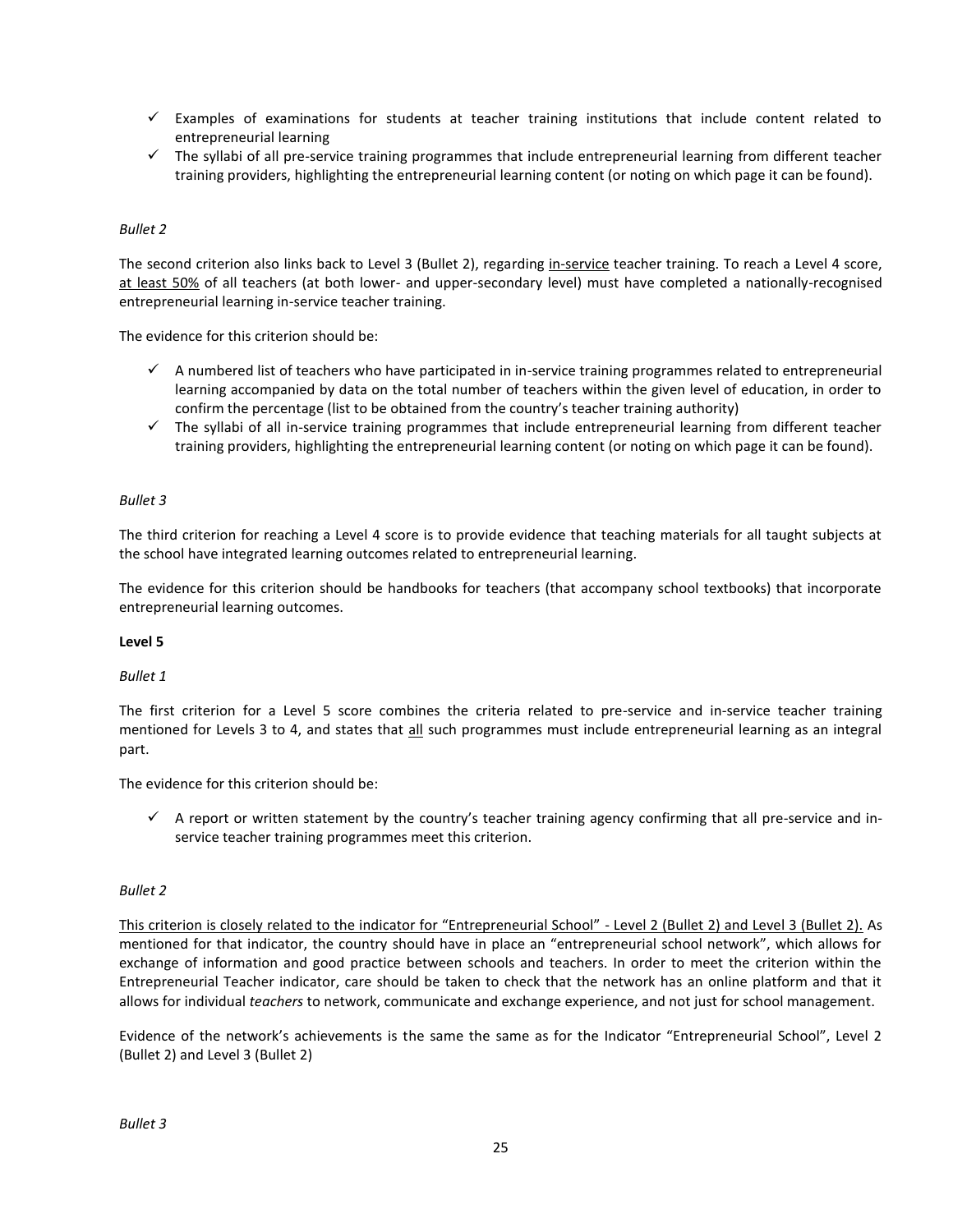- ✓ Examples of examinations for students at teacher training institutions that include content related to entrepreneurial learning
- ✓ The syllabi of all pre-service training programmes that include entrepreneurial learning from different teacher training providers, highlighting the entrepreneurial learning content (or noting on which page it can be found).

*Bullet 2*

The second criterion also links back to Level 3 (Bullet 2), regarding <u>in-service</u> teacher training. To reach a Level 4 score, <u>at least 50%</u> of all teachers (at both lower- and upper-secondary level) must have completed a nationally-recognised entrepreneurial learning in-service teacher training.

The evidence for this criterion should be:

- ✓ A numbered list of teachers who have participated in in-service training programmes related to entrepreneurial learning accompanied by data on the total number of teachers within the given level of education, in order to confirm the percentage (list to be obtained from the country's teacher training authority)
- ✓ The syllabi of all in-service training programmes that include entrepreneurial learning from different teacher training providers, highlighting the entrepreneurial learning content (or noting on which page it can be found).

*Bullet 3*

The third criterion for reaching a Level 4 score is to provide evidence that teaching materials for all taught subjects at the school have integrated learning outcomes related to entrepreneurial learning.

The evidence for this criterion should be handbooks for teachers (that accompany school textbooks) that incorporate entrepreneurial learning outcomes.

**Level 5**

*Bullet 1*

The first criterion for a Level 5 score combines the criteria related to pre-service and in-service teacher training mentioned for Levels 3 to 4, and states that <u>all</u> such programmes must include entrepreneurial learning as an integral part.

The evidence for this criterion should be:

- ✓ A report or written statement by the country's teacher training agency confirming that all pre-service and in-service teacher training programmes meet this criterion.

*Bullet 2*

<u>This criterion is closely related to the indicator for "Entrepreneurial School" - Level 2 (Bullet 2) and Level 3 (Bullet 2).</u> As mentioned for that indicator, the country should have in place an "entrepreneurial school network", which allows for exchange of information and good practice between schools and teachers. In order to meet the criterion within the Entrepreneurial Teacher indicator, care should be taken to check that the network has an online platform and that it allows for individual *teachers* to network, communicate and exchange experience, and not just for school management.

Evidence of the network's achievements is the same the same as for the Indicator "Entrepreneurial School", Level 2 (Bullet 2) and Level 3 (Bullet 2)

*Bullet 3*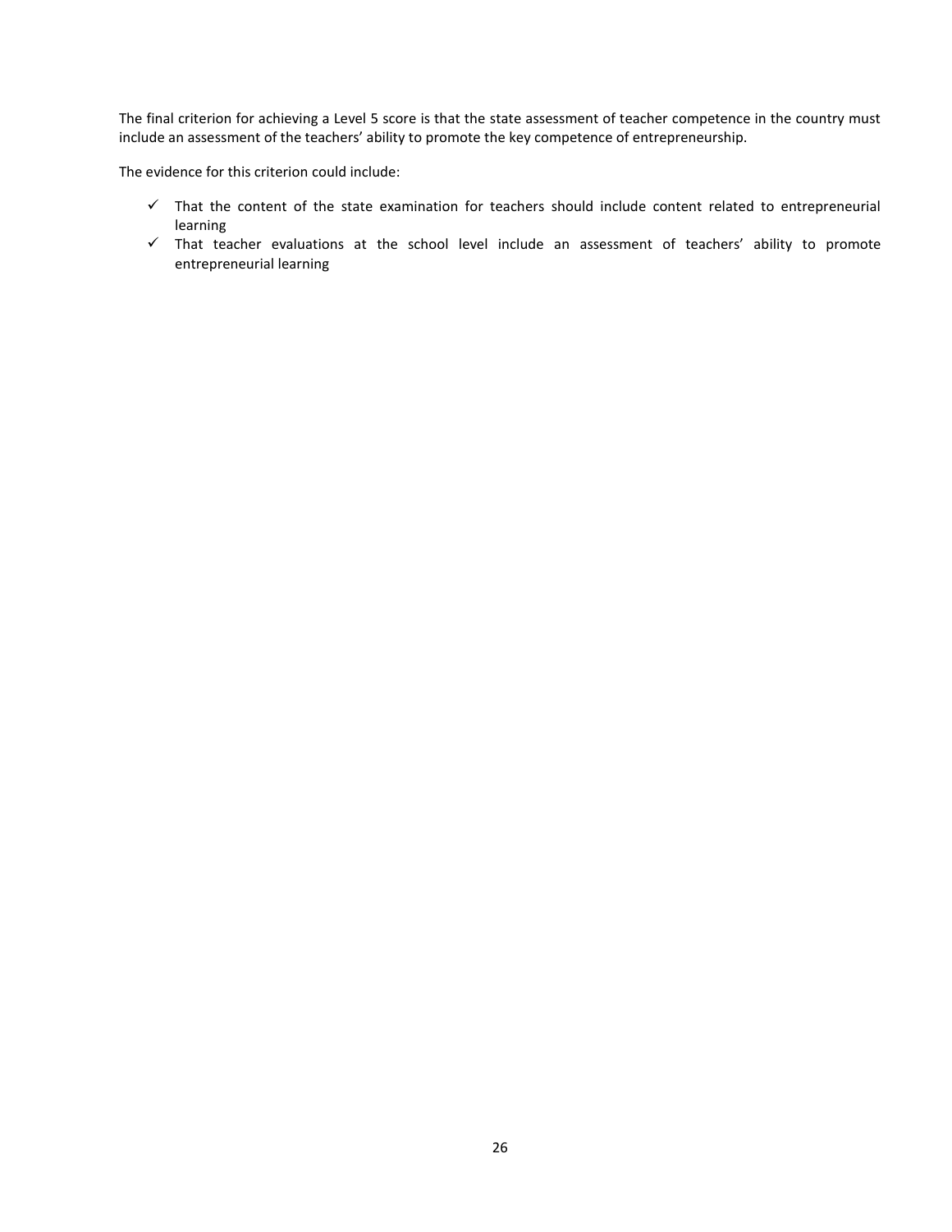The final criterion for achieving a Level 5 score is that the state assessment of teacher competence in the country must include an assessment of the teachers' ability to promote the key competence of entrepreneurship.

The evidence for this criterion could include:

- ✓ That the content of the state examination for teachers should include content related to entrepreneurial learning
- ✓ That teacher evaluations at the school level include an assessment of teachers' ability to promote entrepreneurial learning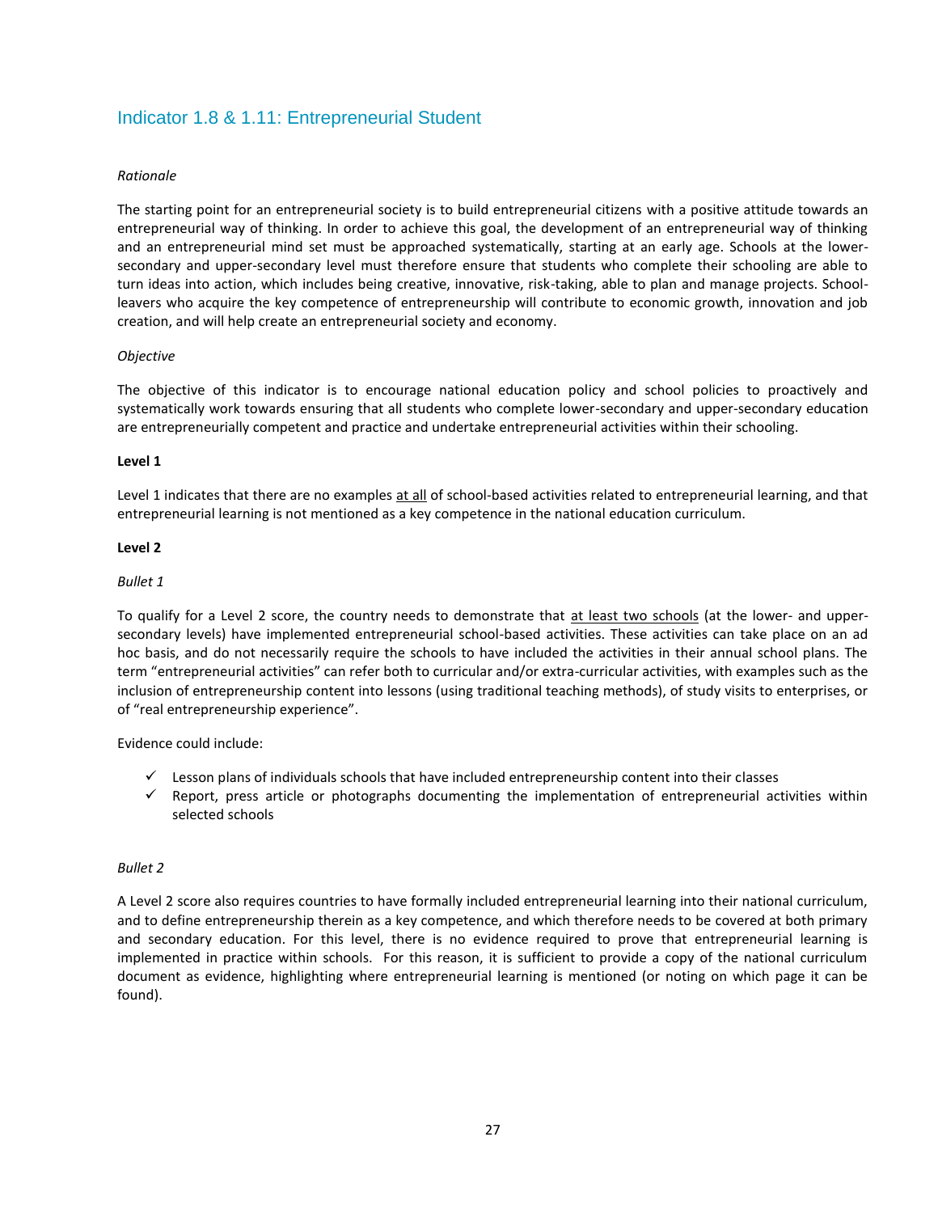## Indicator 1.8 & 1.11: Entrepreneurial Student

*Rationale*

The starting point for an entrepreneurial society is to build entrepreneurial citizens with a positive attitude towards an entrepreneurial way of thinking. In order to achieve this goal, the development of an entrepreneurial way of thinking and an entrepreneurial mind set must be approached systematically, starting at an early age. Schools at the lower-secondary and upper-secondary level must therefore ensure that students who complete their schooling are able to turn ideas into action, which includes being creative, innovative, risk-taking, able to plan and manage projects. School-leavers who acquire the key competence of entrepreneurship will contribute to economic growth, innovation and job creation, and will help create an entrepreneurial society and economy.

*Objective*

The objective of this indicator is to encourage national education policy and school policies to proactively and systematically work towards ensuring that all students who complete lower-secondary and upper-secondary education are entrepreneurially competent and practice and undertake entrepreneurial activities within their schooling.

**Level 1**

Level 1 indicates that there are no examples at all of school-based activities related to entrepreneurial learning, and that entrepreneurial learning is not mentioned as a key competence in the national education curriculum.

**Level 2**

*Bullet 1*

To qualify for a Level 2 score, the country needs to demonstrate that at least two schools (at the lower- and upper-secondary levels) have implemented entrepreneurial school-based activities. These activities can take place on an ad hoc basis, and do not necessarily require the schools to have included the activities in their annual school plans. The term “entrepreneurial activities” can refer both to curricular and/or extra-curricular activities, with examples such as the inclusion of entrepreneurship content into lessons (using traditional teaching methods), of study visits to enterprises, or of “real entrepreneurship experience”.

Evidence could include:

- ✓ Lesson plans of individuals schools that have included entrepreneurship content into their classes
- ✓ Report, press article or photographs documenting the implementation of entrepreneurial activities within selected schools

*Bullet 2*

A Level 2 score also requires countries to have formally included entrepreneurial learning into their national curriculum, and to define entrepreneurship therein as a key competence, and which therefore needs to be covered at both primary and secondary education. For this level, there is no evidence required to prove that entrepreneurial learning is implemented in practice within schools. For this reason, it is sufficient to provide a copy of the national curriculum document as evidence, highlighting where entrepreneurial learning is mentioned (or noting on which page it can be found).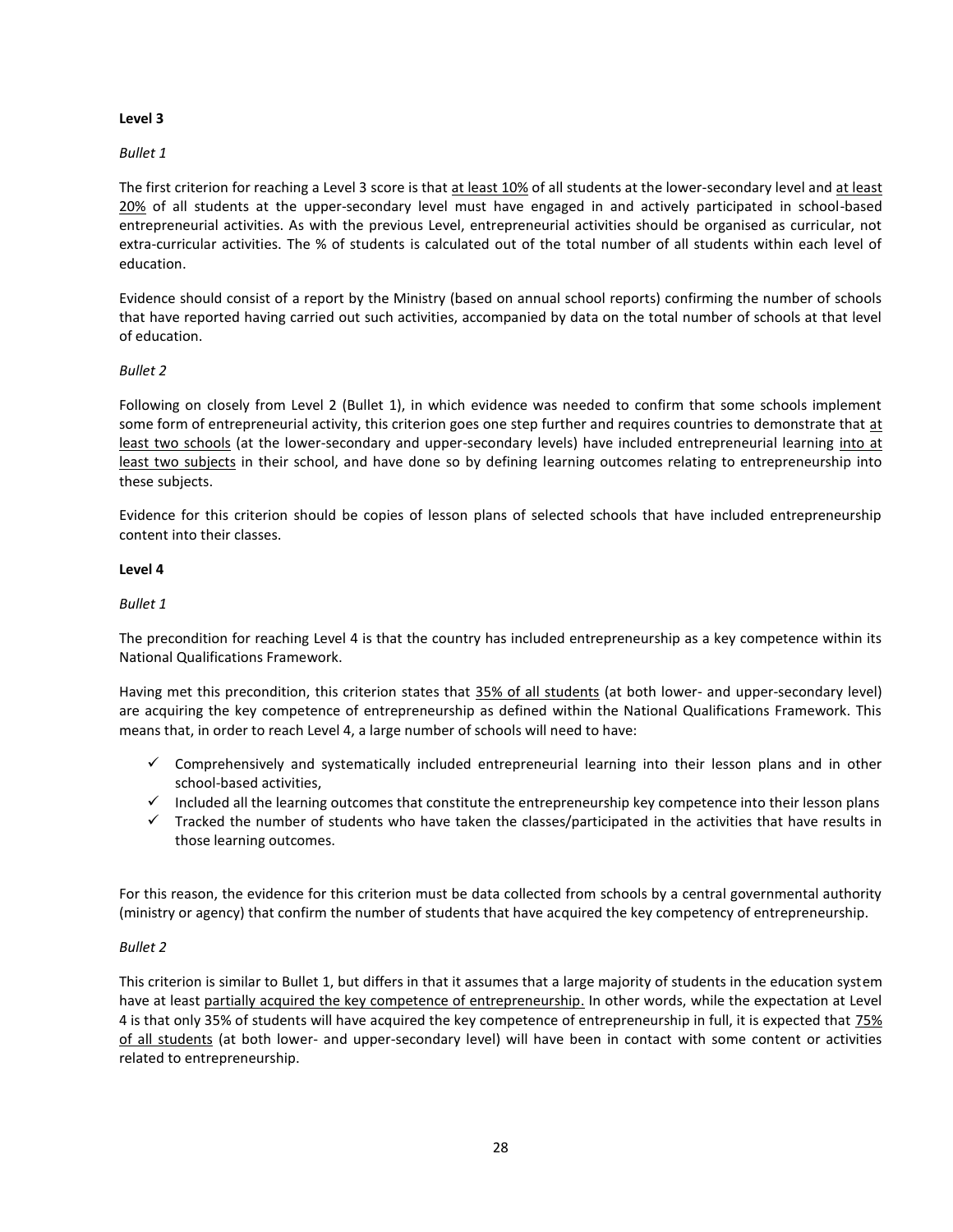**Level 3**

*Bullet 1*

The first criterion for reaching a Level 3 score is that at least 10% of all students at the lower-secondary level and at least 20% of all students at the upper-secondary level must have engaged in and actively participated in school-based entrepreneurial activities. As with the previous Level, entrepreneurial activities should be organised as curricular, not extra-curricular activities. The % of students is calculated out of the total number of all students within each level of education.

Evidence should consist of a report by the Ministry (based on annual school reports) confirming the number of schools that have reported having carried out such activities, accompanied by data on the total number of schools at that level of education.

*Bullet 2*

Following on closely from Level 2 (Bullet 1), in which evidence was needed to confirm that some schools implement some form of entrepreneurial activity, this criterion goes one step further and requires countries to demonstrate that at least two schools (at the lower-secondary and upper-secondary levels) have included entrepreneurial learning into at least two subjects in their school, and have done so by defining learning outcomes relating to entrepreneurship into these subjects.

Evidence for this criterion should be copies of lesson plans of selected schools that have included entrepreneurship content into their classes.

**Level 4**

*Bullet 1*

The precondition for reaching Level 4 is that the country has included entrepreneurship as a key competence within its National Qualifications Framework.

Having met this precondition, this criterion states that 35% of all students (at both lower- and upper-secondary level) are acquiring the key competence of entrepreneurship as defined within the National Qualifications Framework. This means that, in order to reach Level 4, a large number of schools will need to have:

- ✓ Comprehensively and systematically included entrepreneurial learning into their lesson plans and in other school-based activities,
- ✓ Included all the learning outcomes that constitute the entrepreneurship key competence into their lesson plans
- ✓ Tracked the number of students who have taken the classes/participated in the activities that have results in those learning outcomes.

For this reason, the evidence for this criterion must be data collected from schools by a central governmental authority (ministry or agency) that confirm the number of students that have acquired the key competency of entrepreneurship.

*Bullet 2*

This criterion is similar to Bullet 1, but differs in that it assumes that a large majority of students in the education system have at least partially acquired the key competence of entrepreneurship. In other words, while the expectation at Level 4 is that only 35% of students will have acquired the key competence of entrepreneurship in full, it is expected that 75% of all students (at both lower- and upper-secondary level) will have been in contact with some content or activities related to entrepreneurship.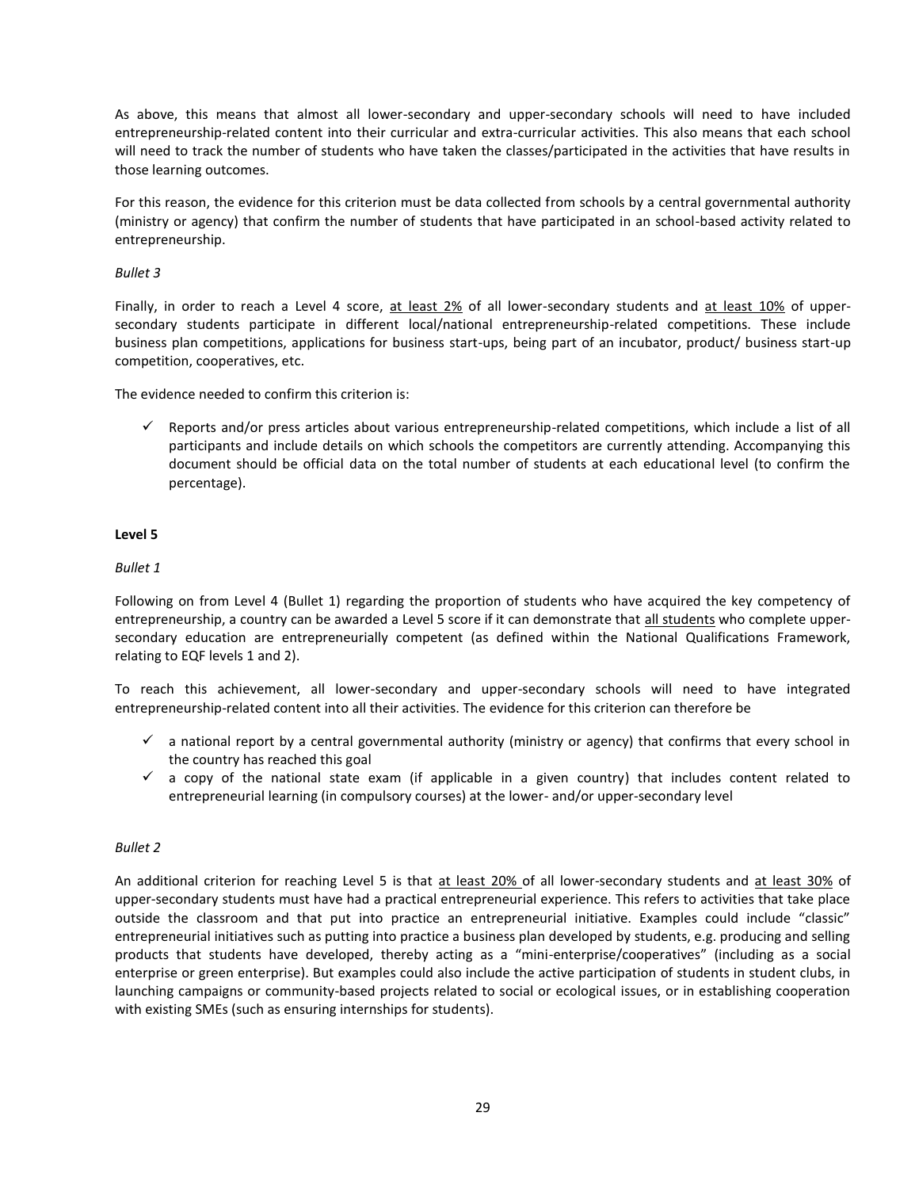As above, this means that almost all lower-secondary and upper-secondary schools will need to have included entrepreneurship-related content into their curricular and extra-curricular activities. This also means that each school will need to track the number of students who have taken the classes/participated in the activities that have results in those learning outcomes.

For this reason, the evidence for this criterion must be data collected from schools by a central governmental authority (ministry or agency) that confirm the number of students that have participated in an school-based activity related to entrepreneurship.

*Bullet 3*

Finally, in order to reach a Level 4 score, at least 2% of all lower-secondary students and at least 10% of upper-secondary students participate in different local/national entrepreneurship-related competitions. These include business plan competitions, applications for business start-ups, being part of an incubator, product/ business start-up competition, cooperatives, etc.

The evidence needed to confirm this criterion is:

- ✓ Reports and/or press articles about various entrepreneurship-related competitions, which include a list of all participants and include details on which schools the competitors are currently attending. Accompanying this document should be official data on the total number of students at each educational level (to confirm the percentage).

**Level 5**

*Bullet 1*

Following on from Level 4 (Bullet 1) regarding the proportion of students who have acquired the key competency of entrepreneurship, a country can be awarded a Level 5 score if it can demonstrate that all students who complete upper-secondary education are entrepreneurially competent (as defined within the National Qualifications Framework, relating to EQF levels 1 and 2).

To reach this achievement, all lower-secondary and upper-secondary schools will need to have integrated entrepreneurship-related content into all their activities. The evidence for this criterion can therefore be

- ✓ a national report by a central governmental authority (ministry or agency) that confirms that every school in the country has reached this goal
- ✓ a copy of the national state exam (if applicable in a given country) that includes content related to entrepreneurial learning (in compulsory courses) at the lower- and/or upper-secondary level

*Bullet 2*

An additional criterion for reaching Level 5 is that at least 20% of all lower-secondary students and at least 30% of upper-secondary students must have had a practical entrepreneurial experience. This refers to activities that take place outside the classroom and that put into practice an entrepreneurial initiative. Examples could include "classic" entrepreneurial initiatives such as putting into practice a business plan developed by students, e.g. producing and selling products that students have developed, thereby acting as a "mini-enterprise/cooperatives" (including as a social enterprise or green enterprise). But examples could also include the active participation of students in student clubs, in launching campaigns or community-based projects related to social or ecological issues, or in establishing cooperation with existing SMEs (such as ensuring internships for students).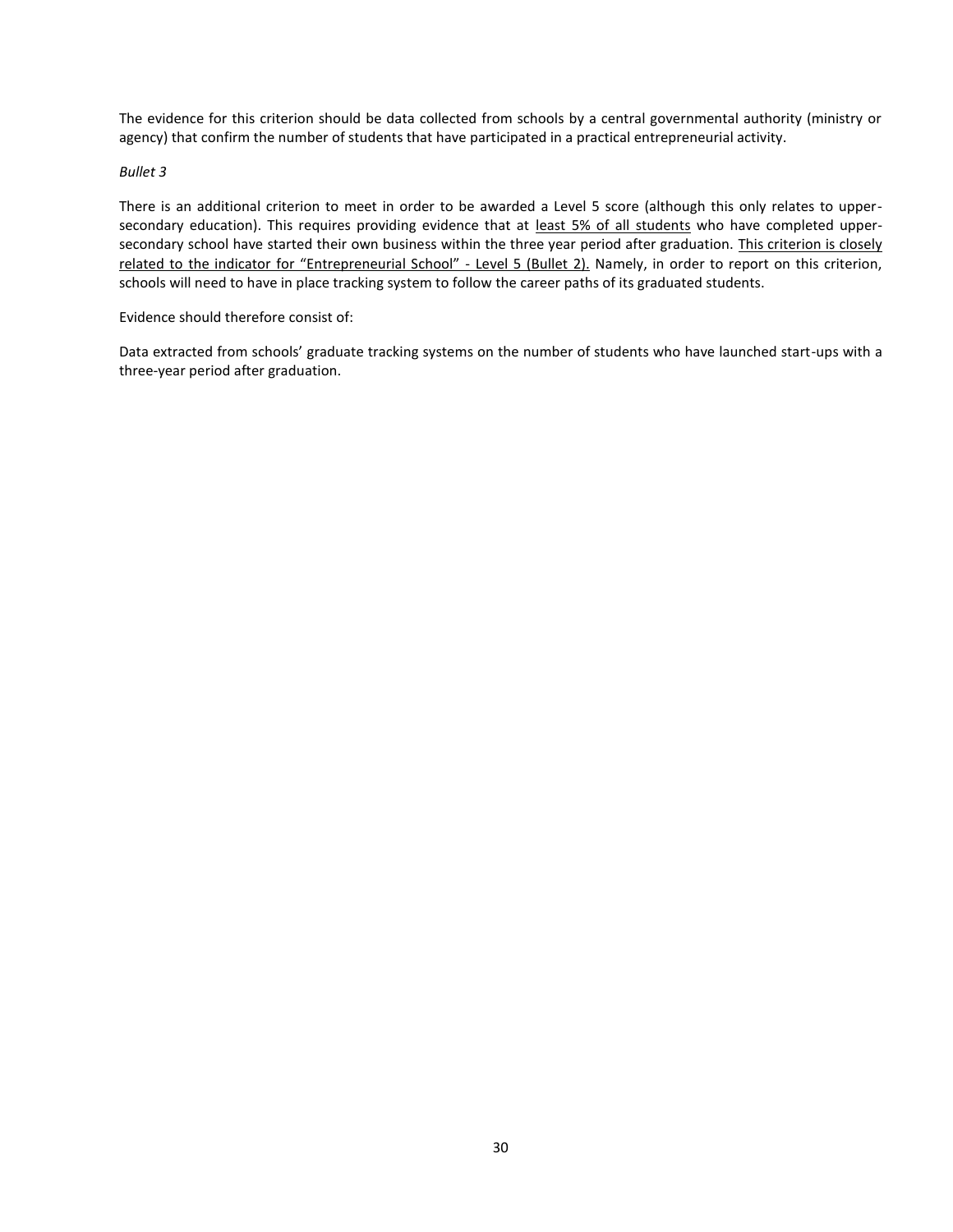The evidence for this criterion should be data collected from schools by a central governmental authority (ministry or agency) that confirm the number of students that have participated in a practical entrepreneurial activity.

*Bullet 3*

There is an additional criterion to meet in order to be awarded a Level 5 score (although this only relates to upper-secondary education). This requires providing evidence that at least 5% of all students who have completed upper-secondary school have started their own business within the three year period after graduation. This criterion is closely related to the indicator for "Entrepreneurial School" - Level 5 (Bullet 2). Namely, in order to report on this criterion, schools will need to have in place tracking system to follow the career paths of its graduated students.

Evidence should therefore consist of:

Data extracted from schools' graduate tracking systems on the number of students who have launched start-ups with a three-year period after graduation.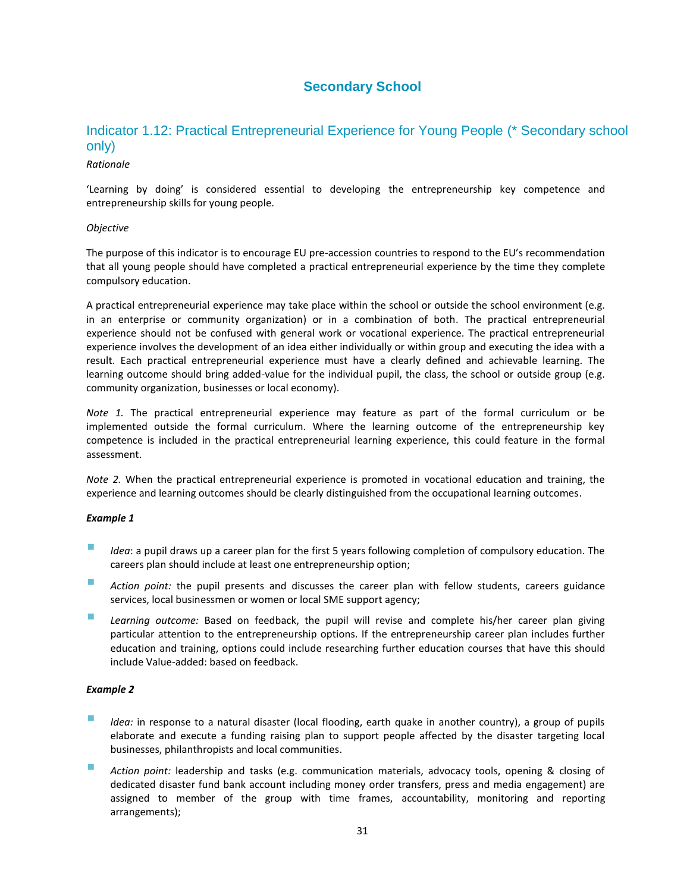## Secondary School

### Indicator 1.12: Practical Entrepreneurial Experience for Young People (* Secondary school only)

*Rationale*

'Learning by doing' is considered essential to developing the entrepreneurship key competence and entrepreneurship skills for young people.

*Objective*

The purpose of this indicator is to encourage EU pre-accession countries to respond to the EU's recommendation that all young people should have completed a practical entrepreneurial experience by the time they complete compulsory education.

A practical entrepreneurial experience may take place within the school or outside the school environment (e.g. in an enterprise or community organization) or in a combination of both. The practical entrepreneurial experience should not be confused with general work or vocational experience. The practical entrepreneurial experience involves the development of an idea either individually or within group and executing the idea with a result. Each practical entrepreneurial experience must have a clearly defined and achievable learning. The learning outcome should bring added-value for the individual pupil, the class, the school or outside group (e.g. community organization, businesses or local economy).

*Note 1.* The practical entrepreneurial experience may feature as part of the formal curriculum or be implemented outside the formal curriculum. Where the learning outcome of the entrepreneurship key competence is included in the practical entrepreneurial learning experience, this could feature in the formal assessment.

*Note 2.* When the practical entrepreneurial experience is promoted in vocational education and training, the experience and learning outcomes should be clearly distinguished from the occupational learning outcomes.

***Example 1***

- *Idea*: a pupil draws up a career plan for the first 5 years following completion of compulsory education. The careers plan should include at least one entrepreneurship option;
- *Action point:* the pupil presents and discusses the career plan with fellow students, careers guidance services, local businessmen or women or local SME support agency;
- *Learning outcome:* Based on feedback, the pupil will revise and complete his/her career plan giving particular attention to the entrepreneurship options. If the entrepreneurship career plan includes further education and training, options could include researching further education courses that have this should include Value-added: based on feedback.

***Example 2***

- *Idea:* in response to a natural disaster (local flooding, earth quake in another country), a group of pupils elaborate and execute a funding raising plan to support people affected by the disaster targeting local businesses, philanthropists and local communities.
- *Action point:* leadership and tasks (e.g. communication materials, advocacy tools, opening & closing of dedicated disaster fund bank account including money order transfers, press and media engagement) are assigned to member of the group with time frames, accountability, monitoring and reporting arrangements);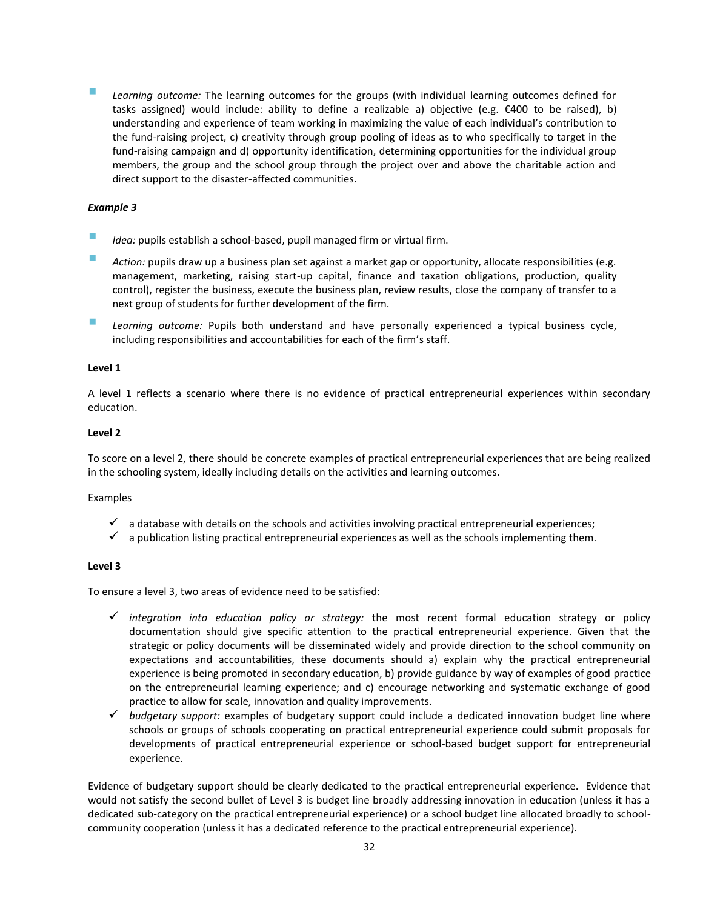- *Learning outcome:* The learning outcomes for the groups (with individual learning outcomes defined for tasks assigned) would include: ability to define a realizable a) objective (e.g. €400 to be raised), b) understanding and experience of team working in maximizing the value of each individual's contribution to the fund-raising project, c) creativity through group pooling of ideas as to who specifically to target in the fund-raising campaign and d) opportunity identification, determining opportunities for the individual group members, the group and the school group through the project over and above the charitable action and direct support to the disaster-affected communities.

***Example 3***

- *Idea:* pupils establish a school-based, pupil managed firm or virtual firm.
- *Action:* pupils draw up a business plan set against a market gap or opportunity, allocate responsibilities (e.g. management, marketing, raising start-up capital, finance and taxation obligations, production, quality control), register the business, execute the business plan, review results, close the company of transfer to a next group of students for further development of the firm.
- *Learning outcome:* Pupils both understand and have personally experienced a typical business cycle, including responsibilities and accountabilities for each of the firm's staff.

**Level 1**

A level 1 reflects a scenario where there is no evidence of practical entrepreneurial experiences within secondary education.

**Level 2**

To score on a level 2, there should be concrete examples of practical entrepreneurial experiences that are being realized in the schooling system, ideally including details on the activities and learning outcomes.

Examples

- ✓ a database with details on the schools and activities involving practical entrepreneurial experiences;
- ✓ a publication listing practical entrepreneurial experiences as well as the schools implementing them.

**Level 3**

To ensure a level 3, two areas of evidence need to be satisfied:

- ✓ *integration into education policy or strategy:* the most recent formal education strategy or policy documentation should give specific attention to the practical entrepreneurial experience. Given that the strategic or policy documents will be disseminated widely and provide direction to the school community on expectations and accountabilities, these documents should a) explain why the practical entrepreneurial experience is being promoted in secondary education, b) provide guidance by way of examples of good practice on the entrepreneurial learning experience; and c) encourage networking and systematic exchange of good practice to allow for scale, innovation and quality improvements.
- ✓ *budgetary support:* examples of budgetary support could include a dedicated innovation budget line where schools or groups of schools cooperating on practical entrepreneurial experience could submit proposals for developments of practical entrepreneurial experience or school-based budget support for entrepreneurial experience.

Evidence of budgetary support should be clearly dedicated to the practical entrepreneurial experience. Evidence that would not satisfy the second bullet of Level 3 is budget line broadly addressing innovation in education (unless it has a dedicated sub-category on the practical entrepreneurial experience) or a school budget line allocated broadly to school-community cooperation (unless it has a dedicated reference to the practical entrepreneurial experience).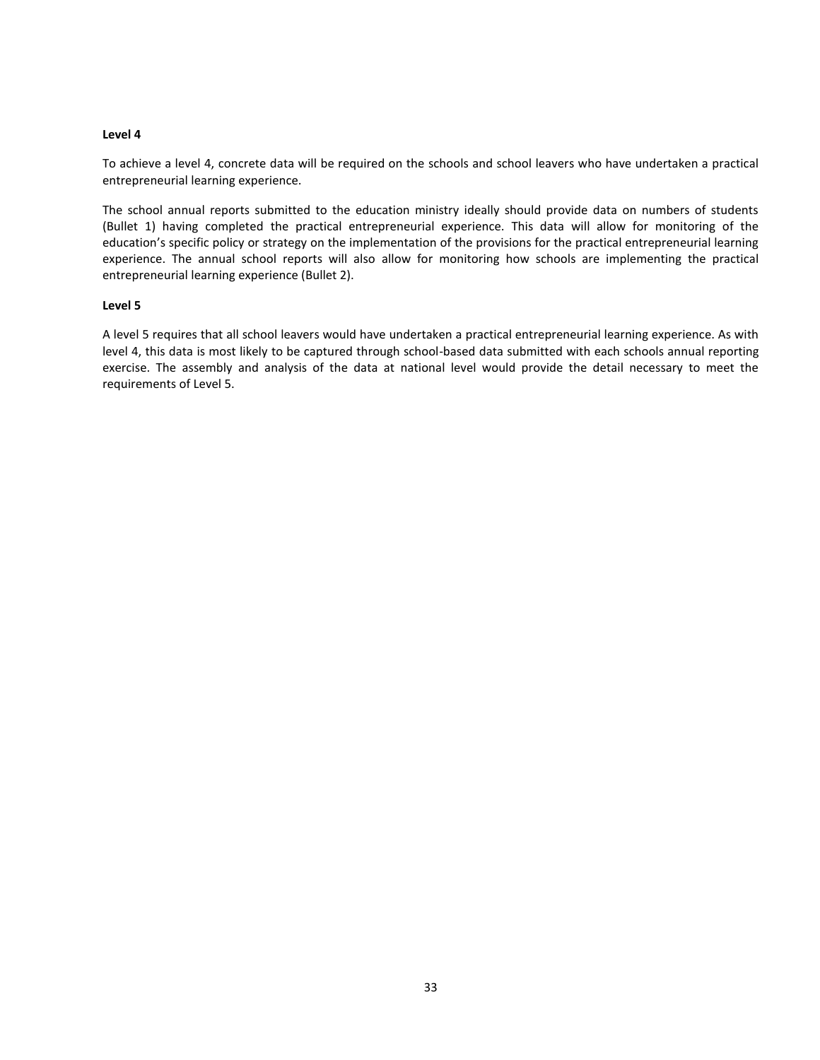**Level 4**

To achieve a level 4, concrete data will be required on the schools and school leavers who have undertaken a practical entrepreneurial learning experience.

The school annual reports submitted to the education ministry ideally should provide data on numbers of students (Bullet 1) having completed the practical entrepreneurial experience. This data will allow for monitoring of the education's specific policy or strategy on the implementation of the provisions for the practical entrepreneurial learning experience. The annual school reports will also allow for monitoring how schools are implementing the practical entrepreneurial learning experience (Bullet 2).

**Level 5**

A level 5 requires that all school leavers would have undertaken a practical entrepreneurial learning experience. As with level 4, this data is most likely to be captured through school-based data submitted with each schools annual reporting exercise. The assembly and analysis of the data at national level would provide the detail necessary to meet the requirements of Level 5.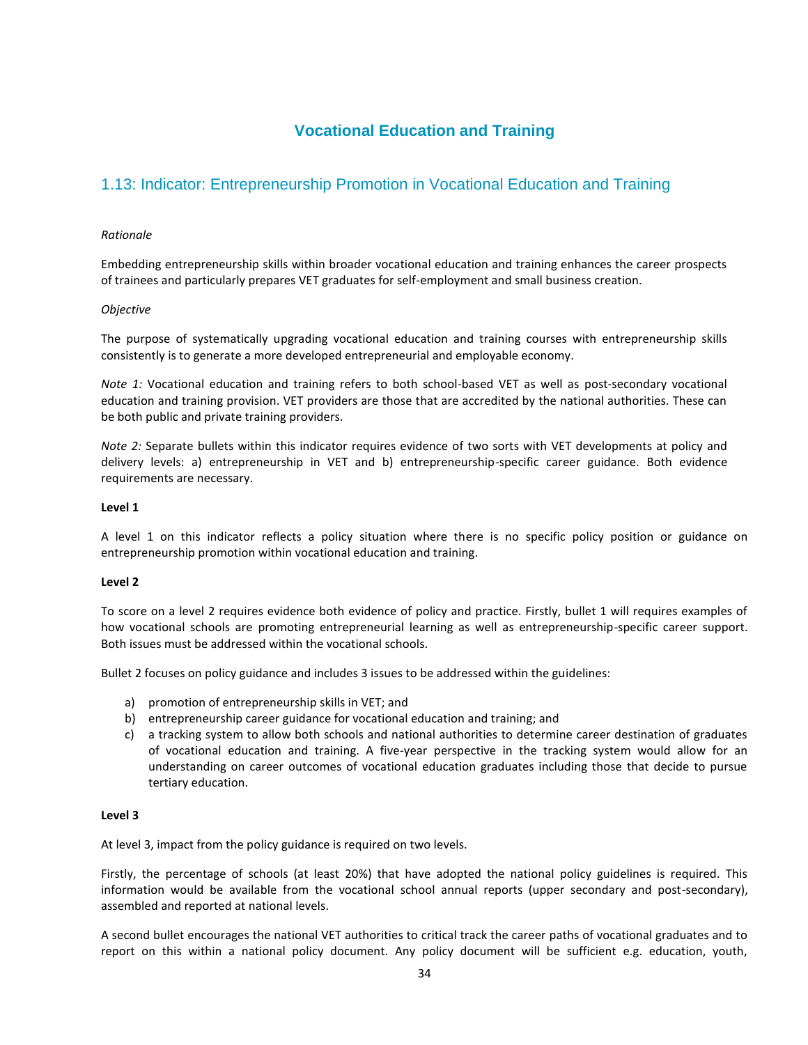## Vocational Education and Training

### 1.13: Indicator: Entrepreneurship Promotion in Vocational Education and Training

*Rationale*

Embedding entrepreneurship skills within broader vocational education and training enhances the career prospects of trainees and particularly prepares VET graduates for self-employment and small business creation.

*Objective*

The purpose of systematically upgrading vocational education and training courses with entrepreneurship skills consistently is to generate a more developed entrepreneurial and employable economy.

*Note 1:* Vocational education and training refers to both school-based VET as well as post-secondary vocational education and training provision. VET providers are those that are accredited by the national authorities. These can be both public and private training providers.

*Note 2:* Separate bullets within this indicator requires evidence of two sorts with VET developments at policy and delivery levels: a) entrepreneurship in VET and b) entrepreneurship-specific career guidance. Both evidence requirements are necessary.

**Level 1**

A level 1 on this indicator reflects a policy situation where there is no specific policy position or guidance on entrepreneurship promotion within vocational education and training.

**Level 2**

To score on a level 2 requires evidence both evidence of policy and practice. Firstly, bullet 1 will requires examples of how vocational schools are promoting entrepreneurial learning as well as entrepreneurship-specific career support. Both issues must be addressed within the vocational schools.

Bullet 2 focuses on policy guidance and includes 3 issues to be addressed within the guidelines:

a) promotion of entrepreneurship skills in VET; and
b) entrepreneurship career guidance for vocational education and training; and
c) a tracking system to allow both schools and national authorities to determine career destination of graduates of vocational education and training. A five-year perspective in the tracking system would allow for an understanding on career outcomes of vocational education graduates including those that decide to pursue tertiary education.

**Level 3**

At level 3, impact from the policy guidance is required on two levels.

Firstly, the percentage of schools (at least 20%) that have adopted the national policy guidelines is required. This information would be available from the vocational school annual reports (upper secondary and post-secondary), assembled and reported at national levels.

A second bullet encourages the national VET authorities to critical track the career paths of vocational graduates and to report on this within a national policy document. Any policy document will be sufficient e.g. education, youth,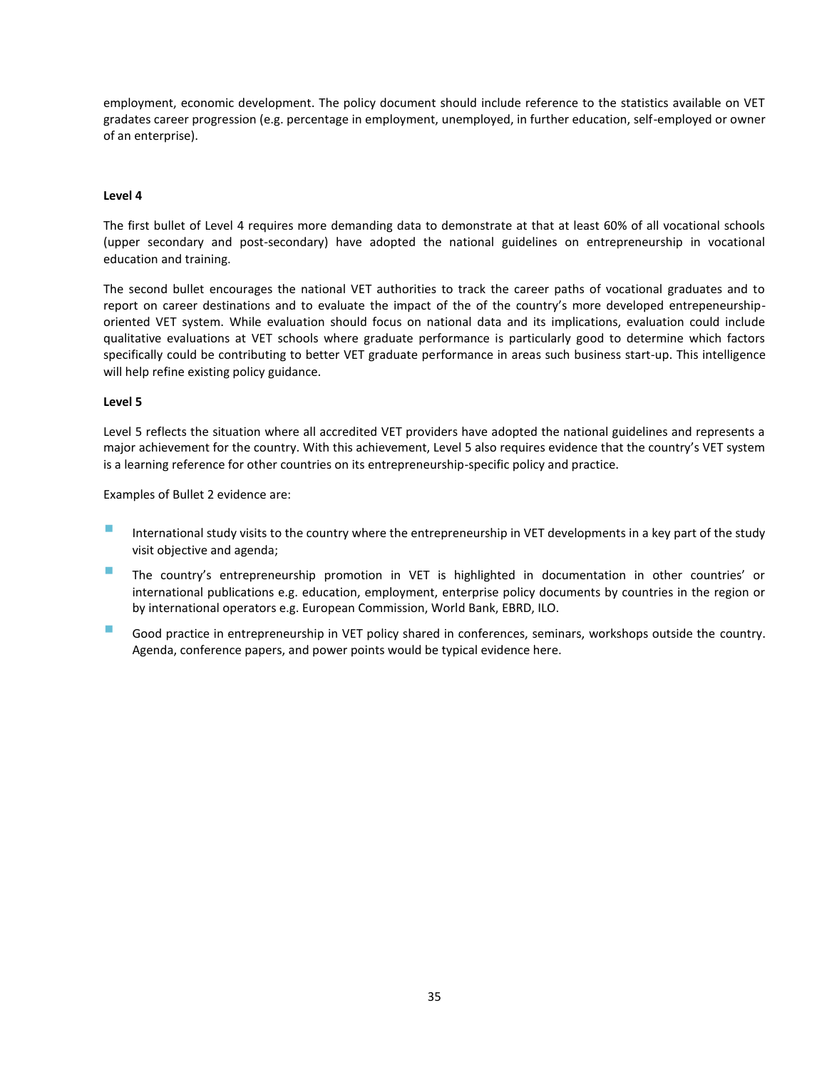employment, economic development. The policy document should include reference to the statistics available on VET gradates career progression (e.g. percentage in employment, unemployed, in further education, self-employed or owner of an enterprise).

**Level 4**

The first bullet of Level 4 requires more demanding data to demonstrate at that at least 60% of all vocational schools (upper secondary and post-secondary) have adopted the national guidelines on entrepreneurship in vocational education and training.

The second bullet encourages the national VET authorities to track the career paths of vocational graduates and to report on career destinations and to evaluate the impact of the of the country's more developed entrepeneurship-oriented VET system. While evaluation should focus on national data and its implications, evaluation could include qualitative evaluations at VET schools where graduate performance is particularly good to determine which factors specifically could be contributing to better VET graduate performance in areas such business start-up. This intelligence will help refine existing policy guidance.

**Level 5**

Level 5 reflects the situation where all accredited VET providers have adopted the national guidelines and represents a major achievement for the country. With this achievement, Level 5 also requires evidence that the country's VET system is a learning reference for other countries on its entrepreneurship-specific policy and practice.

Examples of Bullet 2 evidence are:

- International study visits to the country where the entrepreneurship in VET developments in a key part of the study visit objective and agenda;
- The country's entrepreneurship promotion in VET is highlighted in documentation in other countries' or international publications e.g. education, employment, enterprise policy documents by countries in the region or by international operators e.g. European Commission, World Bank, EBRD, ILO.
- Good practice in entrepreneurship in VET policy shared in conferences, seminars, workshops outside the country. Agenda, conference papers, and power points would be typical evidence here.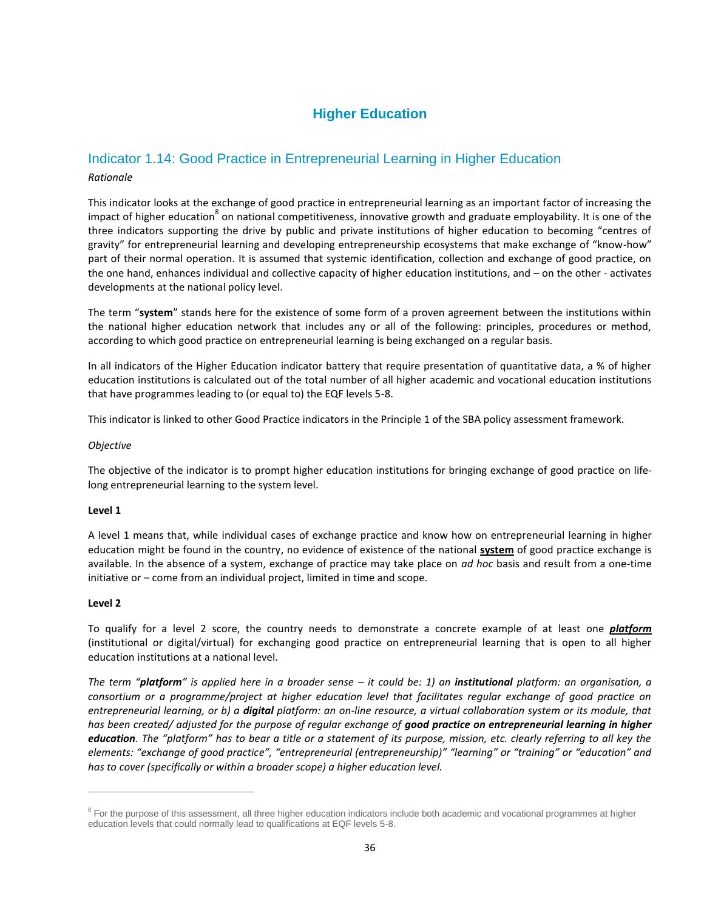# Higher Education

## Indicator 1.14: Good Practice in Entrepreneurial Learning in Higher Education

*Rationale*

This indicator looks at the exchange of good practice in entrepreneurial learning as an important factor of increasing the impact of higher education[8] on national competitiveness, innovative growth and graduate employability. It is one of the three indicators supporting the drive by public and private institutions of higher education to becoming "centres of gravity" for entrepreneurial learning and developing entrepreneurship ecosystems that make exchange of "know-how" part of their normal operation. It is assumed that systemic identification, collection and exchange of good practice, on the one hand, enhances individual and collective capacity of higher education institutions, and – on the other - activates developments at the national policy level.

The term "**system**" stands here for the existence of some form of a proven agreement between the institutions within the national higher education network that includes any or all of the following: principles, procedures or method, according to which good practice on entrepreneurial learning is being exchanged on a regular basis.

In all indicators of the Higher Education indicator battery that require presentation of quantitative data, a % of higher education institutions is calculated out of the total number of all higher academic and vocational education institutions that have programmes leading to (or equal to) the EQF levels 5-8.

This indicator is linked to other Good Practice indicators in the Principle 1 of the SBA policy assessment framework.

*Objective*

The objective of the indicator is to prompt higher education institutions for bringing exchange of good practice on life-long entrepreneurial learning to the system level.

**Level 1**

A level 1 means that, while individual cases of exchange practice and know how on entrepreneurial learning in higher education might be found in the country, no evidence of existence of the national **system** of good practice exchange is available. In the absence of a system, exchange of practice may take place on *ad hoc* basis and result from a one-time initiative or – come from an individual project, limited in time and scope.

**Level 2**

To qualify for a level 2 score, the country needs to demonstrate a concrete example of at least one ***platform*** (institutional or digital/virtual) for exchanging good practice on entrepreneurial learning that is open to all higher education institutions at a national level.

*The term "**platform**" is applied here in a broader sense – it could be: 1) an **institutional** platform: an organisation, a consortium or a programme/project at higher education level that facilitates regular exchange of good practice on entrepreneurial learning, or b) a **digital** platform: an on-line resource, a virtual collaboration system or its module, that has been created/ adjusted for the purpose of regular exchange of **good practice on entrepreneurial learning in higher education**. The "platform" has to bear a title or a statement of its purpose, mission, etc. clearly referring to all key the elements: "exchange of good practice", "entrepreneurial (entrepreneurship)" "learning" or "training" or "education" and has to cover (specifically or within a broader scope) a higher education level.*

---

[8] For the purpose of this assessment, all three higher education indicators include both academic and vocational programmes at higher education levels that could normally lead to qualifications at EQF levels 5-8.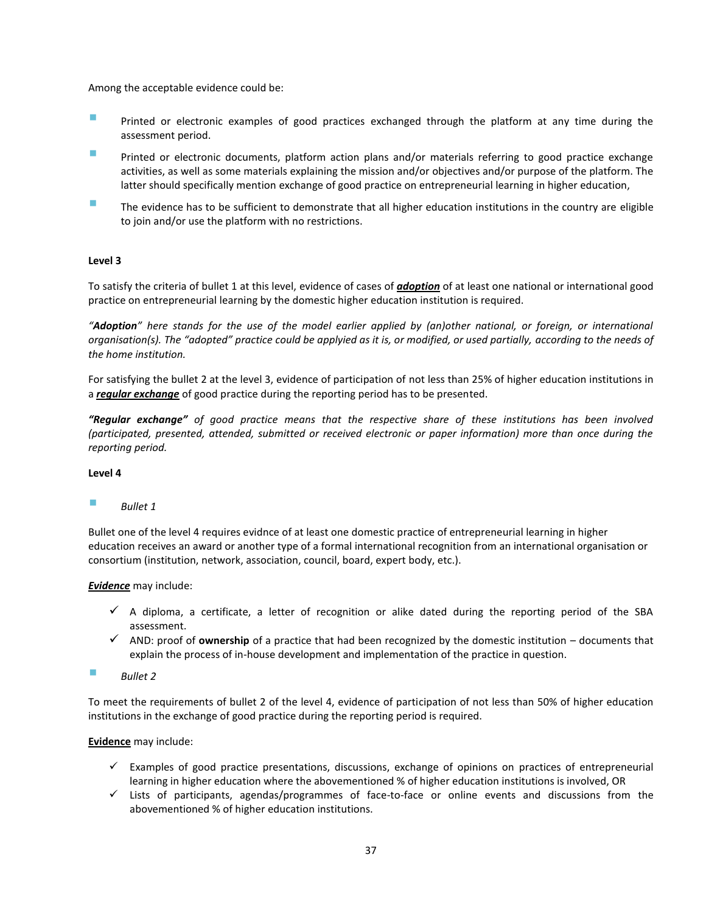Among the acceptable evidence could be:

- Printed or electronic examples of good practices exchanged through the platform at any time during the assessment period.
- Printed or electronic documents, platform action plans and/or materials referring to good practice exchange activities, as well as some materials explaining the mission and/or objectives and/or purpose of the platform. The latter should specifically mention exchange of good practice on entrepreneurial learning in higher education,
- The evidence has to be sufficient to demonstrate that all higher education institutions in the country are eligible to join and/or use the platform with no restrictions.

**Level 3**

To satisfy the criteria of bullet 1 at this level, evidence of cases of ***adoption*** of at least one national or international good practice on entrepreneurial learning by the domestic higher education institution is required.

*"**Adoption**" here stands for the use of the model earlier applied by (an)other national, or foreign, or international organisation(s). The "adopted" practice could be applyied as it is, or modified, or used partially, according to the needs of the home institution.*

For satisfying the bullet 2 at the level 3, evidence of participation of not less than 25% of higher education institutions in a ***regular exchange*** of good practice during the reporting period has to be presented.

***"Regular exchange"*** *of good practice means that the respective share of these institutions has been involved (participated, presented, attended, submitted or received electronic or paper information) more than once during the reporting period.*

**Level 4**

- *Bullet 1*

Bullet one of the level 4 requires evidnce of at least one domestic practice of entrepreneurial learning in higher education receives an award or another type of a formal international recognition from an international organisation or consortium (institution, network, association, council, board, expert body, etc.).

***Evidence*** may include:

- ✓ A diploma, a certificate, a letter of recognition or alike dated during the reporting period of the SBA assessment.
- ✓ AND: proof of **ownership** of a practice that had been recognized by the domestic institution – documents that explain the process of in-house development and implementation of the practice in question.

- *Bullet 2*

To meet the requirements of bullet 2 of the level 4, evidence of participation of not less than 50% of higher education institutions in the exchange of good practice during the reporting period is required.

**Evidence** may include:

- ✓ Examples of good practice presentations, discussions, exchange of opinions on practices of entrepreneurial learning in higher education where the abovementioned % of higher education institutions is involved, OR
- ✓ Lists of participants, agendas/programmes of face-to-face or online events and discussions from the abovementioned % of higher education institutions.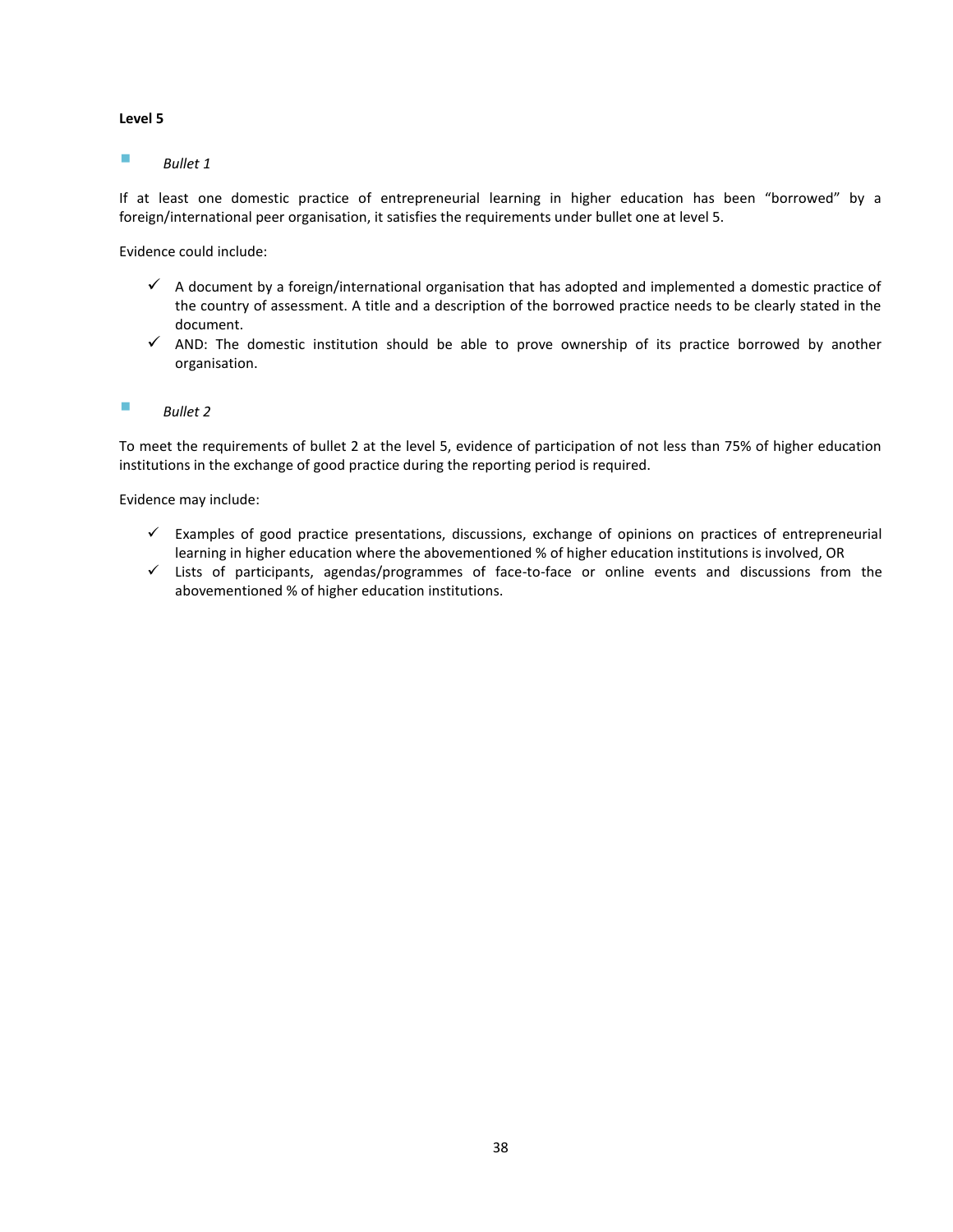**Level 5**

- *Bullet 1*

If at least one domestic practice of entrepreneurial learning in higher education has been "borrowed" by a foreign/international peer organisation, it satisfies the requirements under bullet one at level 5.

Evidence could include:

- ✓ A document by a foreign/international organisation that has adopted and implemented a domestic practice of the country of assessment. A title and a description of the borrowed practice needs to be clearly stated in the document.
- ✓ AND: The domestic institution should be able to prove ownership of its practice borrowed by another organisation.

- *Bullet 2*

To meet the requirements of bullet 2 at the level 5, evidence of participation of not less than 75% of higher education institutions in the exchange of good practice during the reporting period is required.

Evidence may include:

- ✓ Examples of good practice presentations, discussions, exchange of opinions on practices of entrepreneurial learning in higher education where the abovementioned % of higher education institutions is involved, OR
- ✓ Lists of participants, agendas/programmes of face-to-face or online events and discussions from the abovementioned % of higher education institutions.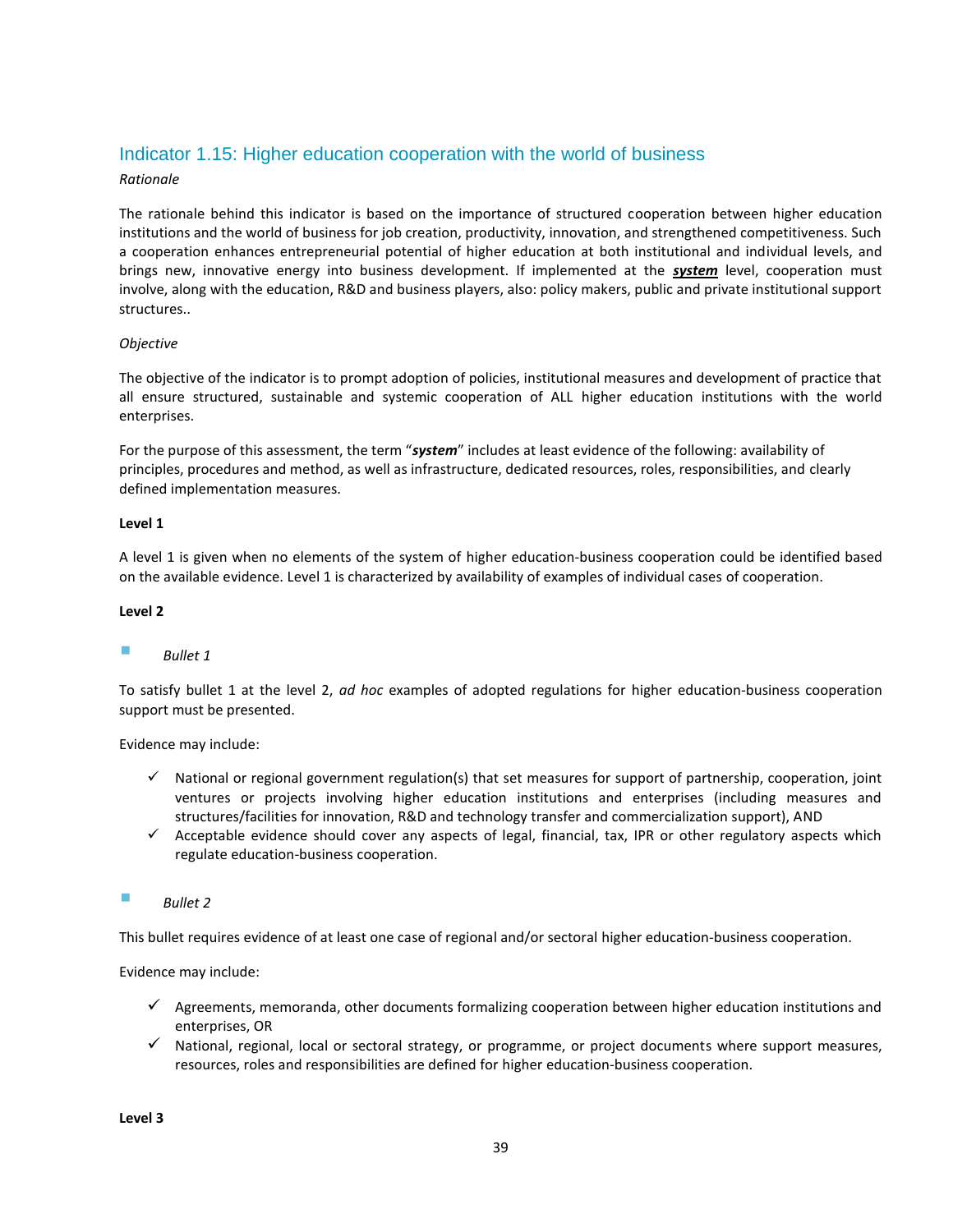## Indicator 1.15: Higher education cooperation with the world of business

*Rationale*

The rationale behind this indicator is based on the importance of structured cooperation between higher education institutions and the world of business for job creation, productivity, innovation, and strengthened competitiveness. Such a cooperation enhances entrepreneurial potential of higher education at both institutional and individual levels, and brings new, innovative energy into business development. If implemented at the ***system*** level, cooperation must involve, along with the education, R&D and business players, also: policy makers, public and private institutional support structures..

*Objective*

The objective of the indicator is to prompt adoption of policies, institutional measures and development of practice that all ensure structured, sustainable and systemic cooperation of ALL higher education institutions with the world enterprises.

For the purpose of this assessment, the term "***system***" includes at least evidence of the following: availability of principles, procedures and method, as well as infrastructure, dedicated resources, roles, responsibilities, and clearly defined implementation measures.

**Level 1**

A level 1 is given when no elements of the system of higher education-business cooperation could be identified based on the available evidence. Level 1 is characterized by availability of examples of individual cases of cooperation.

**Level 2**

- *Bullet 1*

To satisfy bullet 1 at the level 2, *ad hoc* examples of adopted regulations for higher education-business cooperation support must be presented.

Evidence may include:

- ✓ National or regional government regulation(s) that set measures for support of partnership, cooperation, joint ventures or projects involving higher education institutions and enterprises (including measures and structures/facilities for innovation, R&D and technology transfer and commercialization support), AND
- ✓ Acceptable evidence should cover any aspects of legal, financial, tax, IPR or other regulatory aspects which regulate education-business cooperation.

- *Bullet 2*

This bullet requires evidence of at least one case of regional and/or sectoral higher education-business cooperation.

Evidence may include:

- ✓ Agreements, memoranda, other documents formalizing cooperation between higher education institutions and enterprises, OR
- ✓ National, regional, local or sectoral strategy, or programme, or project documents where support measures, resources, roles and responsibilities are defined for higher education-business cooperation.

**Level 3**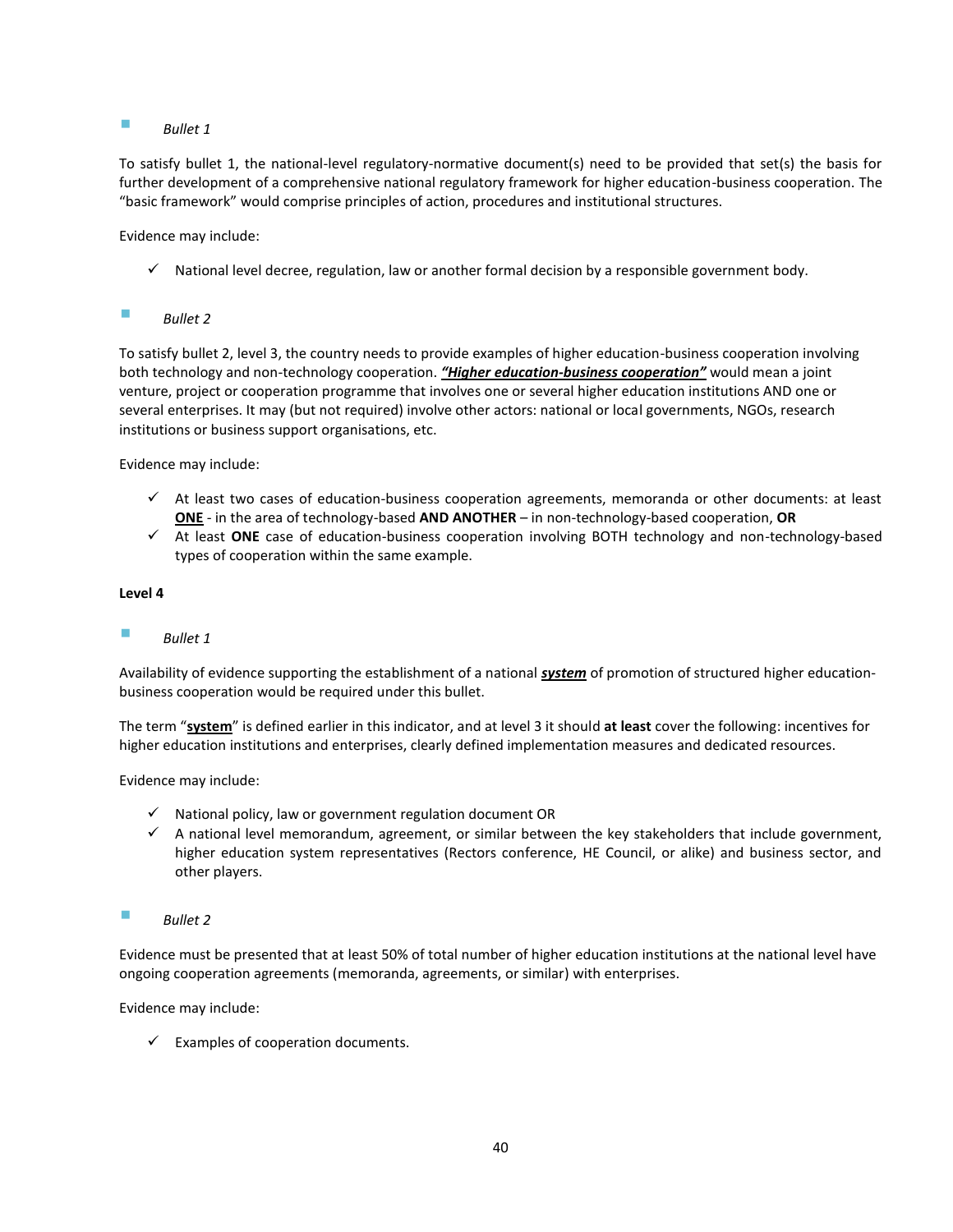- *Bullet 1*

To satisfy bullet 1, the national-level regulatory-normative document(s) need to be provided that set(s) the basis for further development of a comprehensive national regulatory framework for higher education-business cooperation. The "basic framework" would comprise principles of action, procedures and institutional structures.

Evidence may include:

- ✓ National level decree, regulation, law or another formal decision by a responsible government body.

- *Bullet 2*

To satisfy bullet 2, level 3, the country needs to provide examples of higher education-business cooperation involving both technology and non-technology cooperation. ***"Higher education-business cooperation"*** would mean a joint venture, project or cooperation programme that involves one or several higher education institutions AND one or several enterprises. It may (but not required) involve other actors: national or local governments, NGOs, research institutions or business support organisations, etc.

Evidence may include:

- ✓ At least two cases of education-business cooperation agreements, memoranda or other documents: at least **ONE** - in the area of technology-based **AND ANOTHER** – in non-technology-based cooperation, **OR**
- ✓ At least **ONE** case of education-business cooperation involving BOTH technology and non-technology-based types of cooperation within the same example.

**Level 4**

- *Bullet 1*

Availability of evidence supporting the establishment of a national ***system*** of promotion of structured higher education-business cooperation would be required under this bullet.

The term "**system**" is defined earlier in this indicator, and at level 3 it should **at least** cover the following: incentives for higher education institutions and enterprises, clearly defined implementation measures and dedicated resources.

Evidence may include:

- ✓ National policy, law or government regulation document OR
- ✓ A national level memorandum, agreement, or similar between the key stakeholders that include government, higher education system representatives (Rectors conference, HE Council, or alike) and business sector, and other players.

- *Bullet 2*

Evidence must be presented that at least 50% of total number of higher education institutions at the national level have ongoing cooperation agreements (memoranda, agreements, or similar) with enterprises.

Evidence may include:

- ✓ Examples of cooperation documents.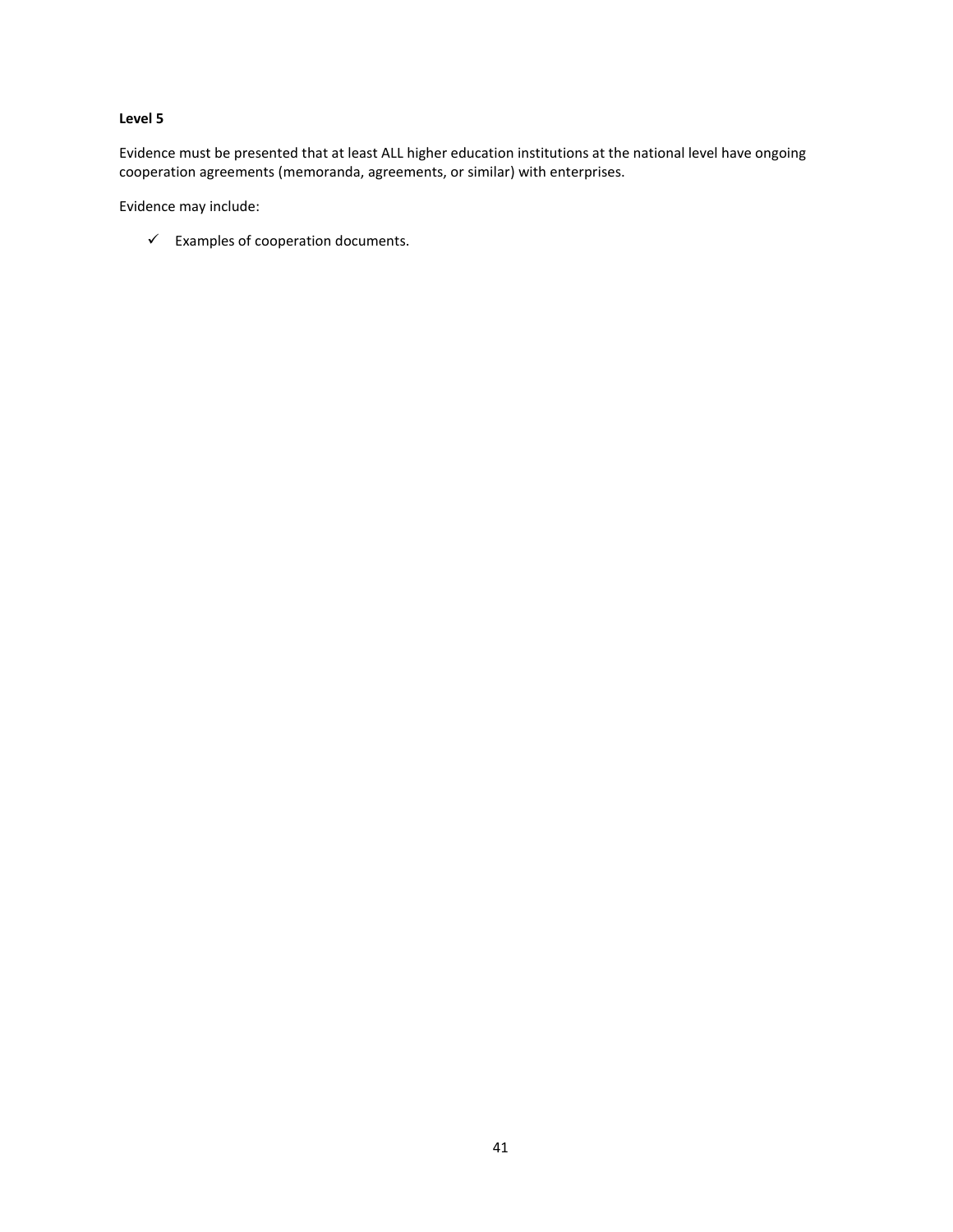**Level 5**

Evidence must be presented that at least ALL higher education institutions at the national level have ongoing cooperation agreements (memoranda, agreements, or similar) with enterprises.

Evidence may include:

- ✓ Examples of cooperation documents.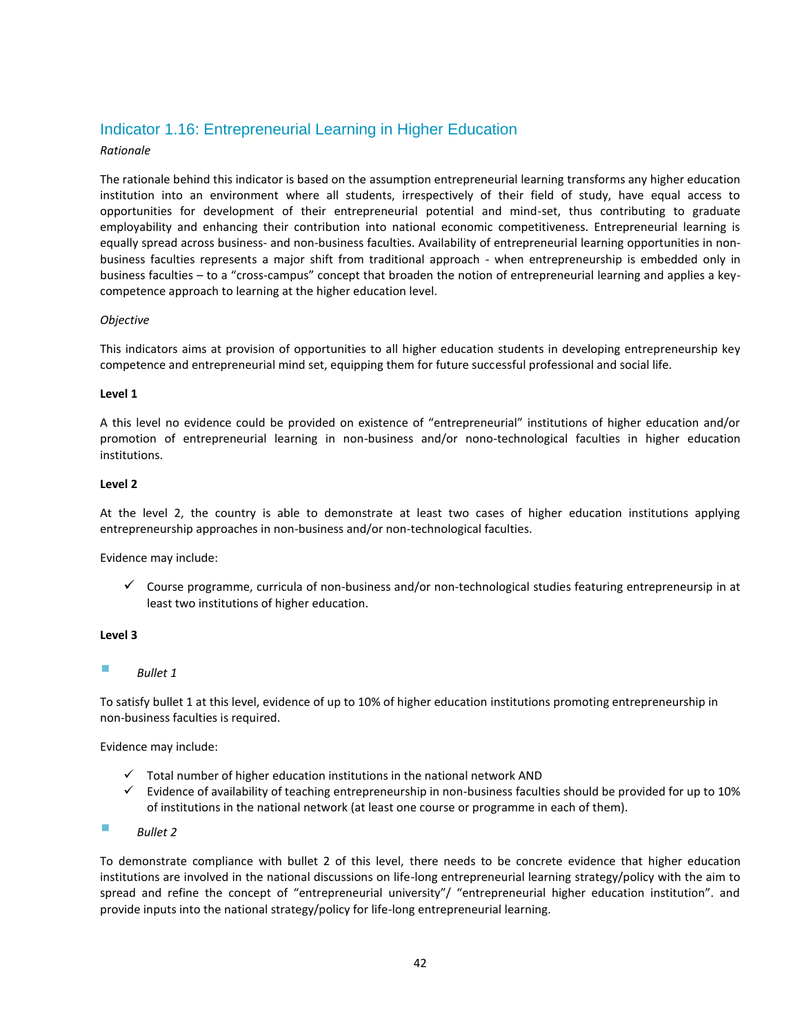## Indicator 1.16: Entrepreneurial Learning in Higher Education

*Rationale*

The rationale behind this indicator is based on the assumption entrepreneurial learning transforms any higher education institution into an environment where all students, irrespectively of their field of study, have equal access to opportunities for development of their entrepreneurial potential and mind-set, thus contributing to graduate employability and enhancing their contribution into national economic competitiveness. Entrepreneurial learning is equally spread across business- and non-business faculties. Availability of entrepreneurial learning opportunities in non-business faculties represents a major shift from traditional approach - when entrepreneurship is embedded only in business faculties – to a "cross-campus" concept that broaden the notion of entrepreneurial learning and applies a key-competence approach to learning at the higher education level.

*Objective*

This indicators aims at provision of opportunities to all higher education students in developing entrepreneurship key competence and entrepreneurial mind set, equipping them for future successful professional and social life.

**Level 1**

A this level no evidence could be provided on existence of "entrepreneurial" institutions of higher education and/or promotion of entrepreneurial learning in non-business and/or nono-technological faculties in higher education institutions.

**Level 2**

At the level 2, the country is able to demonstrate at least two cases of higher education institutions applying entrepreneurship approaches in non-business and/or non-technological faculties.

Evidence may include:

- ✓ Course programme, curricula of non-business and/or non-technological studies featuring entrepreneursip in at least two institutions of higher education.

**Level 3**

- *Bullet 1*

To satisfy bullet 1 at this level, evidence of up to 10% of higher education institutions promoting entrepreneurship in non-business faculties is required.

Evidence may include:

- ✓ Total number of higher education institutions in the national network AND
- ✓ Evidence of availability of teaching entrepreneurship in non-business faculties should be provided for up to 10% of institutions in the national network (at least one course or programme in each of them).

- *Bullet 2*

To demonstrate compliance with bullet 2 of this level, there needs to be concrete evidence that higher education institutions are involved in the national discussions on life-long entrepreneurial learning strategy/policy with the aim to spread and refine the concept of "entrepreneurial university"/ "entrepreneurial higher education institution". and provide inputs into the national strategy/policy for life-long entrepreneurial learning.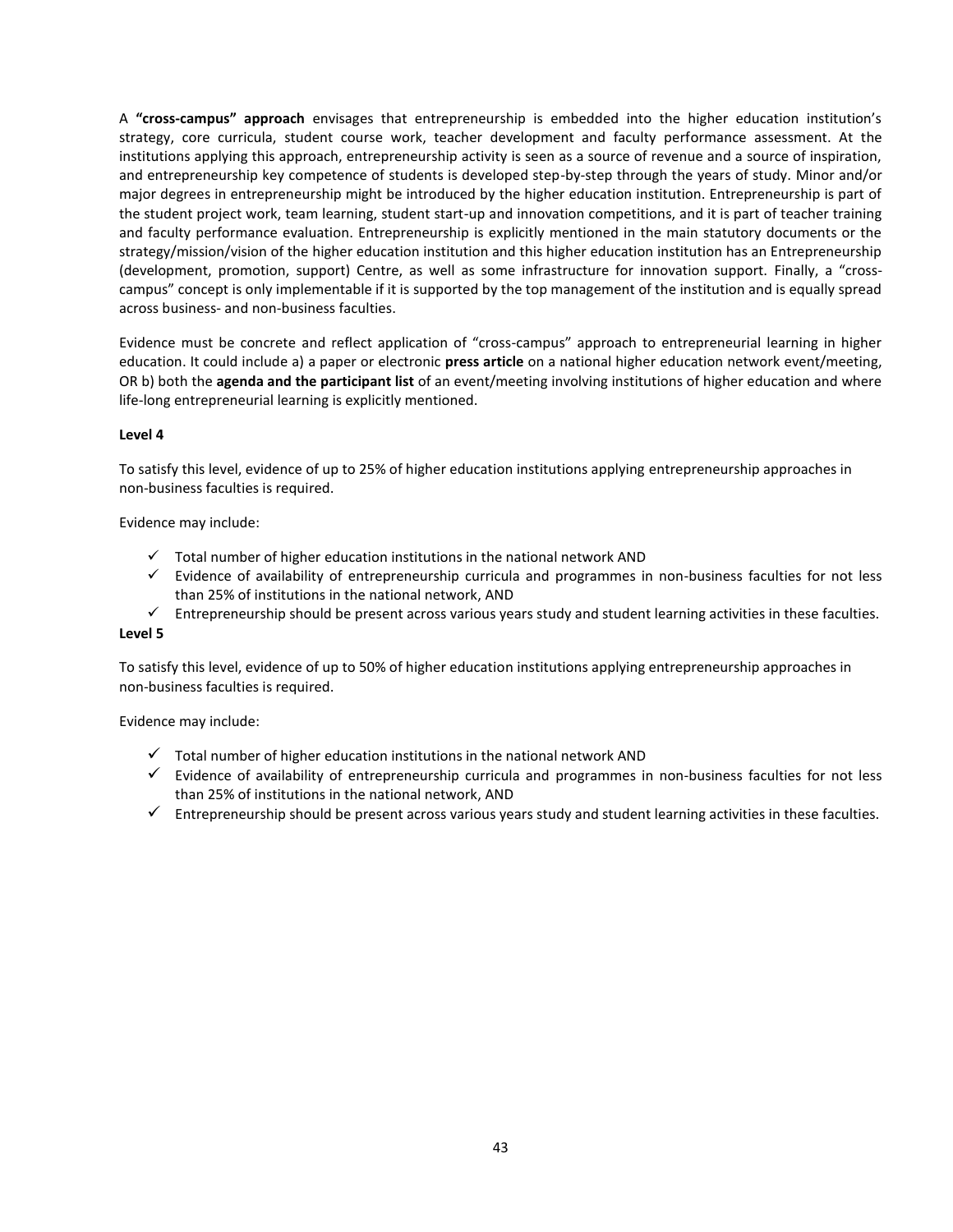A **"cross-campus" approach** envisages that entrepreneurship is embedded into the higher education institution's strategy, core curricula, student course work, teacher development and faculty performance assessment. At the institutions applying this approach, entrepreneurship activity is seen as a source of revenue and a source of inspiration, and entrepreneurship key competence of students is developed step-by-step through the years of study. Minor and/or major degrees in entrepreneurship might be introduced by the higher education institution. Entrepreneurship is part of the student project work, team learning, student start-up and innovation competitions, and it is part of teacher training and faculty performance evaluation. Entrepreneurship is explicitly mentioned in the main statutory documents or the strategy/mission/vision of the higher education institution and this higher education institution has an Entrepreneurship (development, promotion, support) Centre, as well as some infrastructure for innovation support. Finally, a "cross-campus" concept is only implementable if it is supported by the top management of the institution and is equally spread across business- and non-business faculties.

Evidence must be concrete and reflect application of "cross-campus" approach to entrepreneurial learning in higher education. It could include a) a paper or electronic **press article** on a national higher education network event/meeting, OR b) both the **agenda and the participant list** of an event/meeting involving institutions of higher education and where life-long entrepreneurial learning is explicitly mentioned.

**Level 4**

To satisfy this level, evidence of up to 25% of higher education institutions applying entrepreneurship approaches in non-business faculties is required.

Evidence may include:

- ✓ Total number of higher education institutions in the national network AND
- ✓ Evidence of availability of entrepreneurship curricula and programmes in non-business faculties for not less than 25% of institutions in the national network, AND
- ✓ Entrepreneurship should be present across various years study and student learning activities in these faculties.

**Level 5**

To satisfy this level, evidence of up to 50% of higher education institutions applying entrepreneurship approaches in non-business faculties is required.

Evidence may include:

- ✓ Total number of higher education institutions in the national network AND
- ✓ Evidence of availability of entrepreneurship curricula and programmes in non-business faculties for not less than 25% of institutions in the national network, AND
- ✓ Entrepreneurship should be present across various years study and student learning activities in these faculties.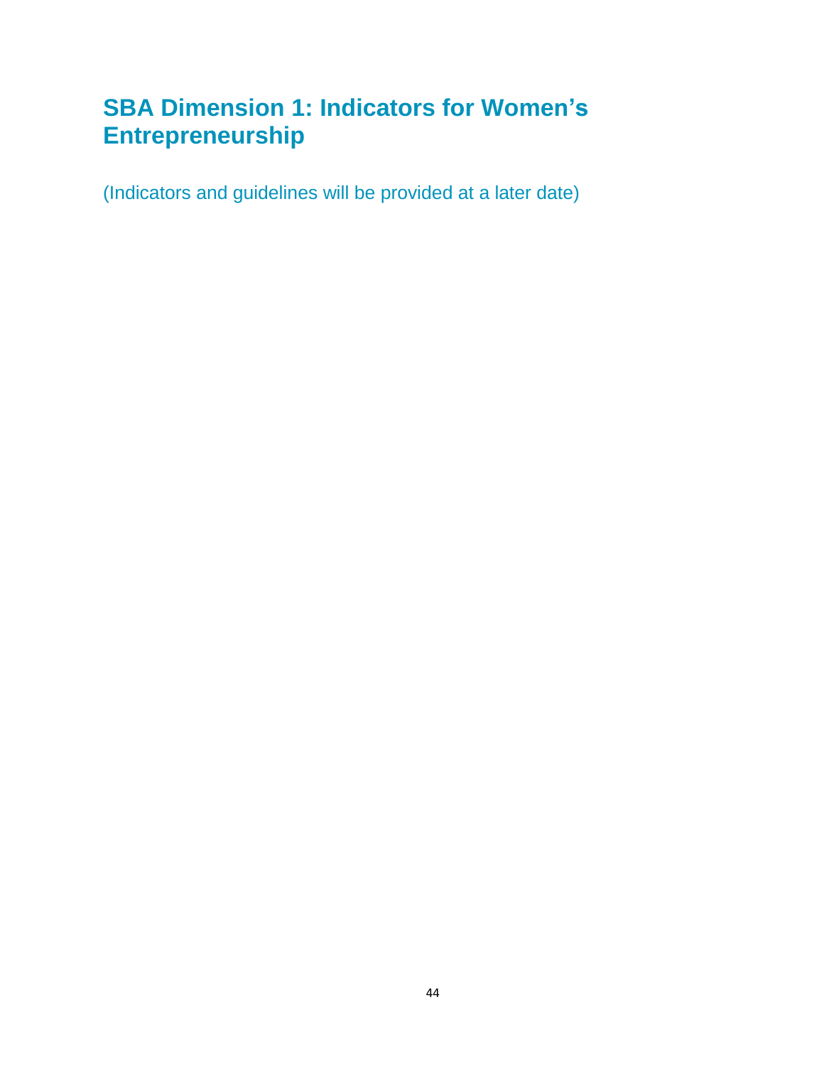# SBA Dimension 1: Indicators for Women's Entrepreneurship

(Indicators and guidelines will be provided at a later date)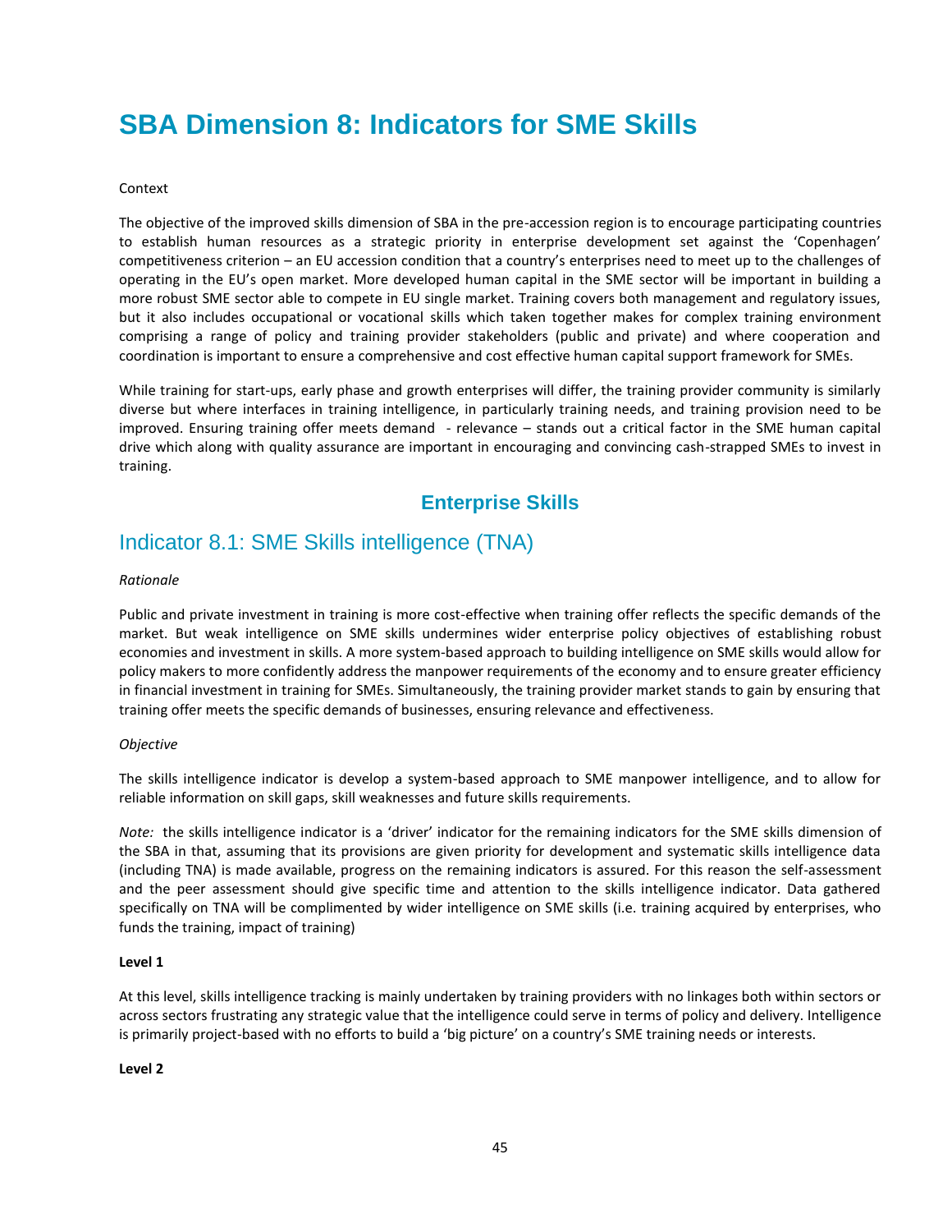# SBA Dimension 8: Indicators for SME Skills

Context

The objective of the improved skills dimension of SBA in the pre-accession region is to encourage participating countries to establish human resources as a strategic priority in enterprise development set against the 'Copenhagen' competitiveness criterion – an EU accession condition that a country's enterprises need to meet up to the challenges of operating in the EU's open market. More developed human capital in the SME sector will be important in building a more robust SME sector able to compete in EU single market. Training covers both management and regulatory issues, but it also includes occupational or vocational skills which taken together makes for complex training environment comprising a range of policy and training provider stakeholders (public and private) and where cooperation and coordination is important to ensure a comprehensive and cost effective human capital support framework for SMEs.

While training for start-ups, early phase and growth enterprises will differ, the training provider community is similarly diverse but where interfaces in training intelligence, in particularly training needs, and training provision need to be improved. Ensuring training offer meets demand - relevance – stands out a critical factor in the SME human capital drive which along with quality assurance are important in encouraging and convincing cash-strapped SMEs to invest in training.

## Enterprise Skills

## Indicator 8.1: SME Skills intelligence (TNA)

*Rationale*

Public and private investment in training is more cost-effective when training offer reflects the specific demands of the market. But weak intelligence on SME skills undermines wider enterprise policy objectives of establishing robust economies and investment in skills. A more system-based approach to building intelligence on SME skills would allow for policy makers to more confidently address the manpower requirements of the economy and to ensure greater efficiency in financial investment in training for SMEs. Simultaneously, the training provider market stands to gain by ensuring that training offer meets the specific demands of businesses, ensuring relevance and effectiveness.

*Objective*

The skills intelligence indicator is develop a system-based approach to SME manpower intelligence, and to allow for reliable information on skill gaps, skill weaknesses and future skills requirements.

*Note:* the skills intelligence indicator is a 'driver' indicator for the remaining indicators for the SME skills dimension of the SBA in that, assuming that its provisions are given priority for development and systematic skills intelligence data (including TNA) is made available, progress on the remaining indicators is assured. For this reason the self-assessment and the peer assessment should give specific time and attention to the skills intelligence indicator. Data gathered specifically on TNA will be complimented by wider intelligence on SME skills (i.e. training acquired by enterprises, who funds the training, impact of training)

**Level 1**

At this level, skills intelligence tracking is mainly undertaken by training providers with no linkages both within sectors or across sectors frustrating any strategic value that the intelligence could serve in terms of policy and delivery. Intelligence is primarily project-based with no efforts to build a 'big picture' on a country's SME training needs or interests.

**Level 2**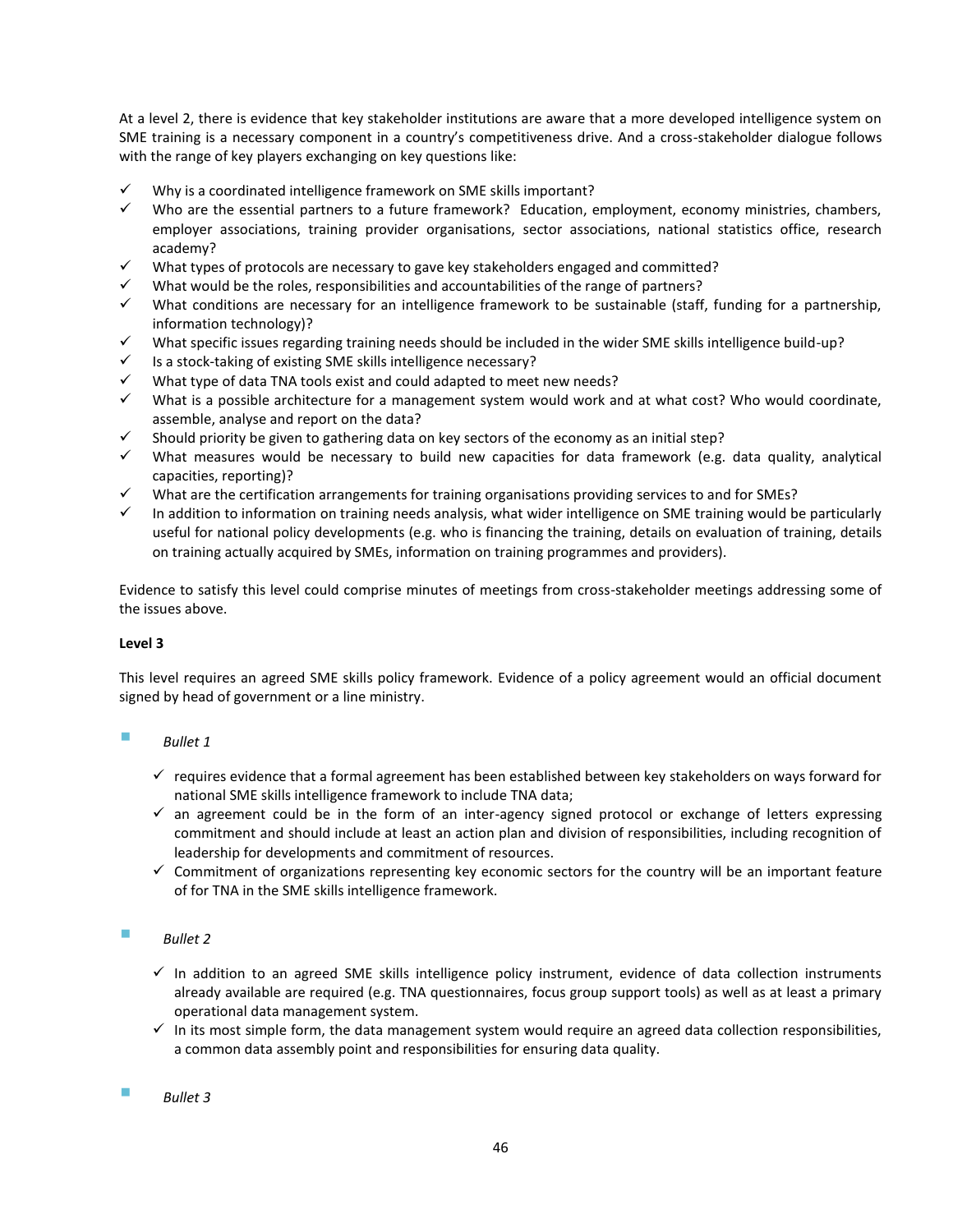At a level 2, there is evidence that key stakeholder institutions are aware that a more developed intelligence system on SME training is a necessary component in a country's competitiveness drive. And a cross-stakeholder dialogue follows with the range of key players exchanging on key questions like:

- ✓ Why is a coordinated intelligence framework on SME skills important?
- ✓ Who are the essential partners to a future framework? Education, employment, economy ministries, chambers, employer associations, training provider organisations, sector associations, national statistics office, research academy?
- ✓ What types of protocols are necessary to gave key stakeholders engaged and committed?
- ✓ What would be the roles, responsibilities and accountabilities of the range of partners?
- ✓ What conditions are necessary for an intelligence framework to be sustainable (staff, funding for a partnership, information technology)?
- ✓ What specific issues regarding training needs should be included in the wider SME skills intelligence build-up?
- ✓ Is a stock-taking of existing SME skills intelligence necessary?
- ✓ What type of data TNA tools exist and could adapted to meet new needs?
- ✓ What is a possible architecture for a management system would work and at what cost? Who would coordinate, assemble, analyse and report on the data?
- ✓ Should priority be given to gathering data on key sectors of the economy as an initial step?
- ✓ What measures would be necessary to build new capacities for data framework (e.g. data quality, analytical capacities, reporting)?
- ✓ What are the certification arrangements for training organisations providing services to and for SMEs?
- ✓ In addition to information on training needs analysis, what wider intelligence on SME training would be particularly useful for national policy developments (e.g. who is financing the training, details on evaluation of training, details on training actually acquired by SMEs, information on training programmes and providers).

Evidence to satisfy this level could comprise minutes of meetings from cross-stakeholder meetings addressing some of the issues above.

**Level 3**

This level requires an agreed SME skills policy framework. Evidence of a policy agreement would an official document signed by head of government or a line ministry.

- *Bullet 1*
  - ✓ requires evidence that a formal agreement has been established between key stakeholders on ways forward for national SME skills intelligence framework to include TNA data;
  - ✓ an agreement could be in the form of an inter-agency signed protocol or exchange of letters expressing commitment and should include at least an action plan and division of responsibilities, including recognition of leadership for developments and commitment of resources.
  - ✓ Commitment of organizations representing key economic sectors for the country will be an important feature of for TNA in the SME skills intelligence framework.

- *Bullet 2*
  - ✓ In addition to an agreed SME skills intelligence policy instrument, evidence of data collection instruments already available are required (e.g. TNA questionnaires, focus group support tools) as well as at least a primary operational data management system.
  - ✓ In its most simple form, the data management system would require an agreed data collection responsibilities, a common data assembly point and responsibilities for ensuring data quality.

- *Bullet 3*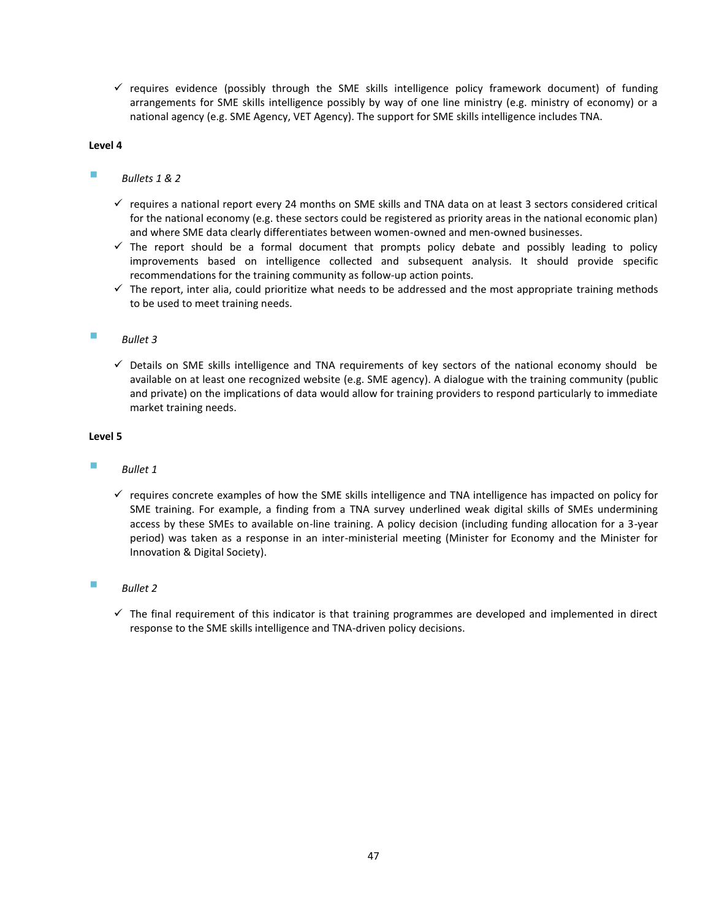- ✓ requires evidence (possibly through the SME skills intelligence policy framework document) of funding arrangements for SME skills intelligence possibly by way of one line ministry (e.g. ministry of economy) or a national agency (e.g. SME Agency, VET Agency). The support for SME skills intelligence includes TNA.

**Level 4**

- *Bullets 1 & 2*
  - ✓ requires a national report every 24 months on SME skills and TNA data on at least 3 sectors considered critical for the national economy (e.g. these sectors could be registered as priority areas in the national economic plan) and where SME data clearly differentiates between women-owned and men-owned businesses.
  - ✓ The report should be a formal document that prompts policy debate and possibly leading to policy improvements based on intelligence collected and subsequent analysis. It should provide specific recommendations for the training community as follow-up action points.
  - ✓ The report, inter alia, could prioritize what needs to be addressed and the most appropriate training methods to be used to meet training needs.

- *Bullet 3*
  - ✓ Details on SME skills intelligence and TNA requirements of key sectors of the national economy should be available on at least one recognized website (e.g. SME agency). A dialogue with the training community (public and private) on the implications of data would allow for training providers to respond particularly to immediate market training needs.

**Level 5**

- *Bullet 1*
  - ✓ requires concrete examples of how the SME skills intelligence and TNA intelligence has impacted on policy for SME training. For example, a finding from a TNA survey underlined weak digital skills of SMEs undermining access by these SMEs to available on-line training. A policy decision (including funding allocation for a 3-year period) was taken as a response in an inter-ministerial meeting (Minister for Economy and the Minister for Innovation & Digital Society).

- *Bullet 2*
  - ✓ The final requirement of this indicator is that training programmes are developed and implemented in direct response to the SME skills intelligence and TNA-driven policy decisions.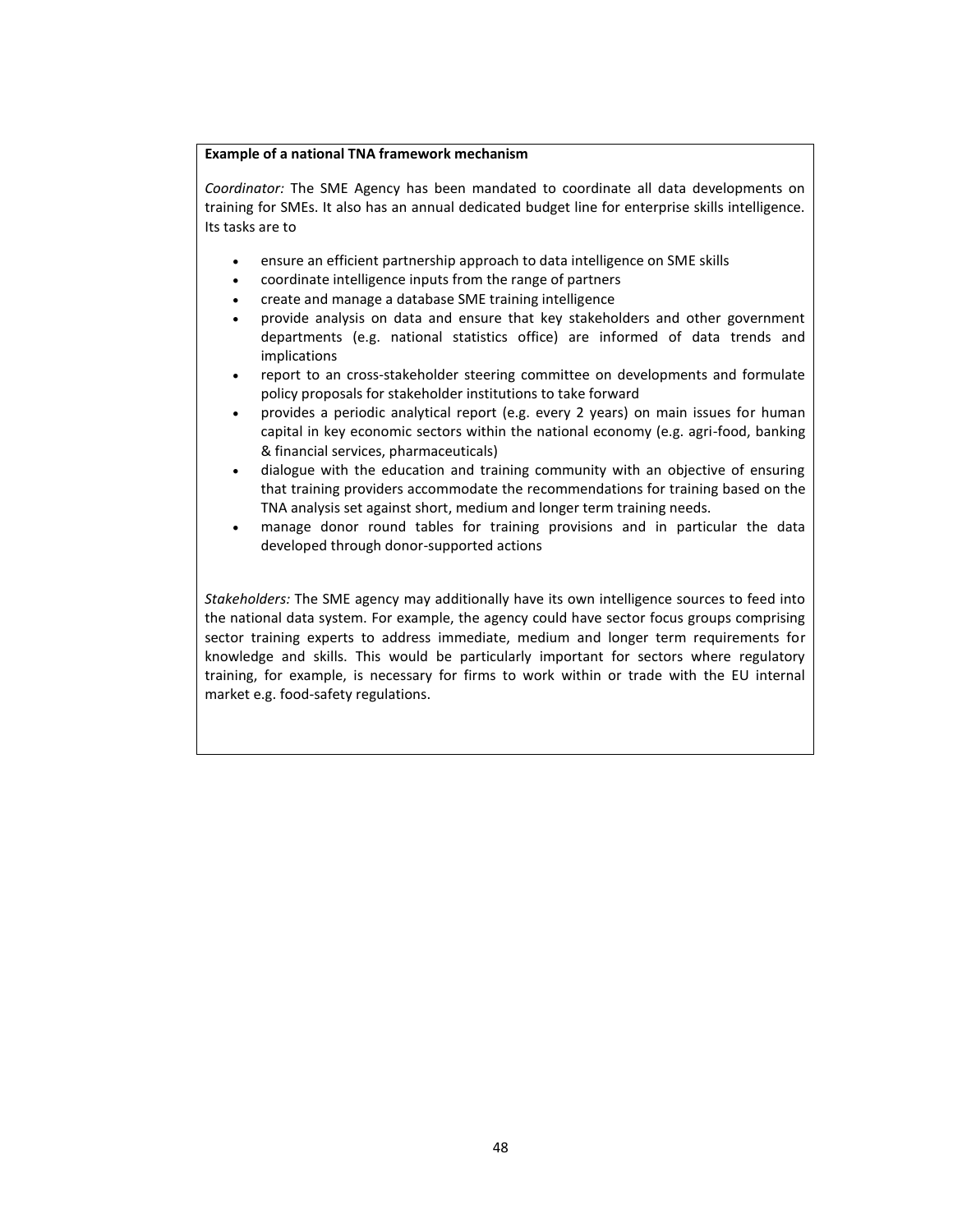**Example of a national TNA framework mechanism**

*Coordinator:* The SME Agency has been mandated to coordinate all data developments on training for SMEs. It also has an annual dedicated budget line for enterprise skills intelligence. Its tasks are to

- ensure an efficient partnership approach to data intelligence on SME skills
- coordinate intelligence inputs from the range of partners
- create and manage a database SME training intelligence
- provide analysis on data and ensure that key stakeholders and other government departments (e.g. national statistics office) are informed of data trends and implications
- report to an cross-stakeholder steering committee on developments and formulate policy proposals for stakeholder institutions to take forward
- provides a periodic analytical report (e.g. every 2 years) on main issues for human capital in key economic sectors within the national economy (e.g. agri-food, banking & financial services, pharmaceuticals)
- dialogue with the education and training community with an objective of ensuring that training providers accommodate the recommendations for training based on the TNA analysis set against short, medium and longer term training needs.
- manage donor round tables for training provisions and in particular the data developed through donor-supported actions

*Stakeholders:* The SME agency may additionally have its own intelligence sources to feed into the national data system. For example, the agency could have sector focus groups comprising sector training experts to address immediate, medium and longer term requirements for knowledge and skills. This would be particularly important for sectors where regulatory training, for example, is necessary for firms to work within or trade with the EU internal market e.g. food-safety regulations.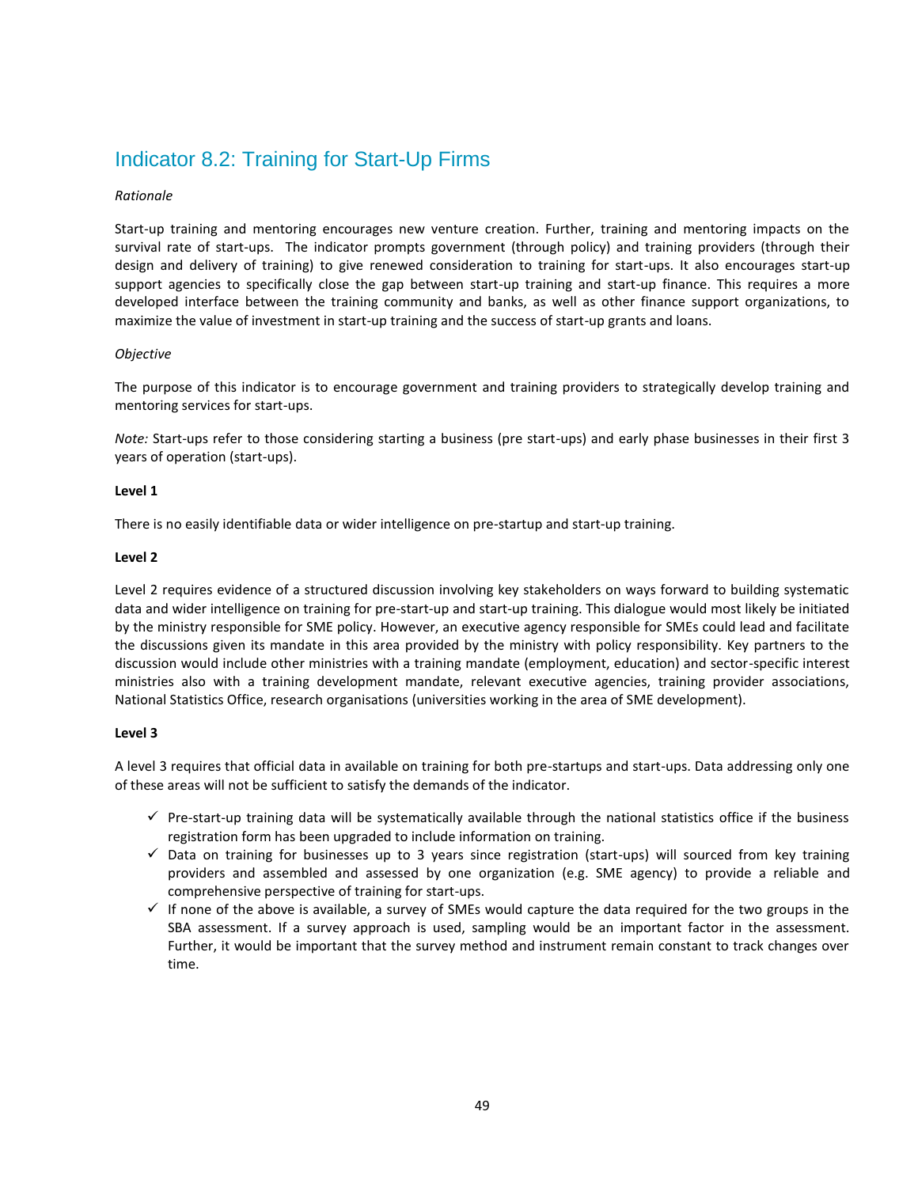## Indicator 8.2: Training for Start-Up Firms

*Rationale*

Start-up training and mentoring encourages new venture creation. Further, training and mentoring impacts on the survival rate of start-ups. The indicator prompts government (through policy) and training providers (through their design and delivery of training) to give renewed consideration to training for start-ups. It also encourages start-up support agencies to specifically close the gap between start-up training and start-up finance. This requires a more developed interface between the training community and banks, as well as other finance support organizations, to maximize the value of investment in start-up training and the success of start-up grants and loans.

*Objective*

The purpose of this indicator is to encourage government and training providers to strategically develop training and mentoring services for start-ups.

*Note:* Start-ups refer to those considering starting a business (pre start-ups) and early phase businesses in their first 3 years of operation (start-ups).

**Level 1**

There is no easily identifiable data or wider intelligence on pre-startup and start-up training.

**Level 2**

Level 2 requires evidence of a structured discussion involving key stakeholders on ways forward to building systematic data and wider intelligence on training for pre-start-up and start-up training. This dialogue would most likely be initiated by the ministry responsible for SME policy. However, an executive agency responsible for SMEs could lead and facilitate the discussions given its mandate in this area provided by the ministry with policy responsibility. Key partners to the discussion would include other ministries with a training mandate (employment, education) and sector-specific interest ministries also with a training development mandate, relevant executive agencies, training provider associations, National Statistics Office, research organisations (universities working in the area of SME development).

**Level 3**

A level 3 requires that official data in available on training for both pre-startups and start-ups. Data addressing only one of these areas will not be sufficient to satisfy the demands of the indicator.

- ✓ Pre-start-up training data will be systematically available through the national statistics office if the business registration form has been upgraded to include information on training.
- ✓ Data on training for businesses up to 3 years since registration (start-ups) will sourced from key training providers and assembled and assessed by one organization (e.g. SME agency) to provide a reliable and comprehensive perspective of training for start-ups.
- ✓ If none of the above is available, a survey of SMEs would capture the data required for the two groups in the SBA assessment. If a survey approach is used, sampling would be an important factor in the assessment. Further, it would be important that the survey method and instrument remain constant to track changes over time.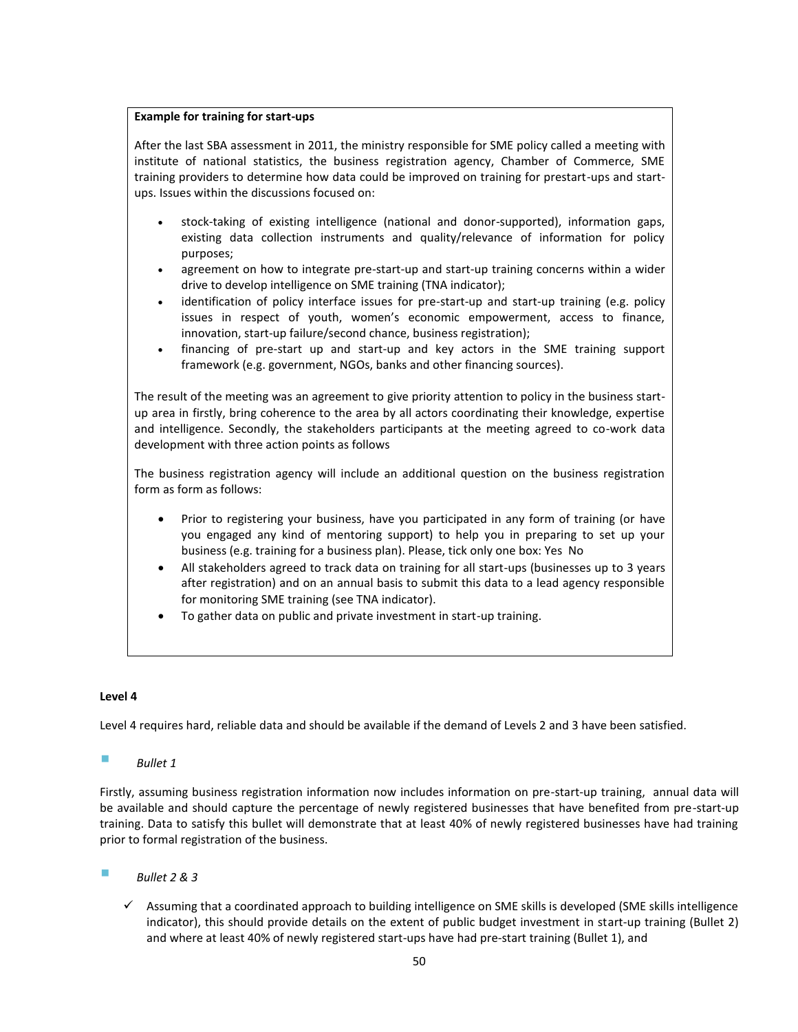**Example for training for start-ups**

After the last SBA assessment in 2011, the ministry responsible for SME policy called a meeting with institute of national statistics, the business registration agency, Chamber of Commerce, SME training providers to determine how data could be improved on training for prestart-ups and start-ups. Issues within the discussions focused on:

- stock-taking of existing intelligence (national and donor-supported), information gaps, existing data collection instruments and quality/relevance of information for policy purposes;
- agreement on how to integrate pre-start-up and start-up training concerns within a wider drive to develop intelligence on SME training (TNA indicator);
- identification of policy interface issues for pre-start-up and start-up training (e.g. policy issues in respect of youth, women's economic empowerment, access to finance, innovation, start-up failure/second chance, business registration);
- financing of pre-start up and start-up and key actors in the SME training support framework (e.g. government, NGOs, banks and other financing sources).

The result of the meeting was an agreement to give priority attention to policy in the business start-up area in firstly, bring coherence to the area by all actors coordinating their knowledge, expertise and intelligence. Secondly, the stakeholders participants at the meeting agreed to co-work data development with three action points as follows

The business registration agency will include an additional question on the business registration form as form as follows:

- Prior to registering your business, have you participated in any form of training (or have you engaged any kind of mentoring support) to help you in preparing to set up your business (e.g. training for a business plan). Please, tick only one box: Yes No
- All stakeholders agreed to track data on training for all start-ups (businesses up to 3 years after registration) and on an annual basis to submit this data to a lead agency responsible for monitoring SME training (see TNA indicator).
- To gather data on public and private investment in start-up training.

**Level 4**

Level 4 requires hard, reliable data and should be available if the demand of Levels 2 and 3 have been satisfied.

- *Bullet 1*

Firstly, assuming business registration information now includes information on pre-start-up training, annual data will be available and should capture the percentage of newly registered businesses that have benefited from pre-start-up training. Data to satisfy this bullet will demonstrate that at least 40% of newly registered businesses have had training prior to formal registration of the business.

- *Bullet 2 & 3*

  - ✓ Assuming that a coordinated approach to building intelligence on SME skills is developed (SME skills intelligence indicator), this should provide details on the extent of public budget investment in start-up training (Bullet 2) and where at least 40% of newly registered start-ups have had pre-start training (Bullet 1), and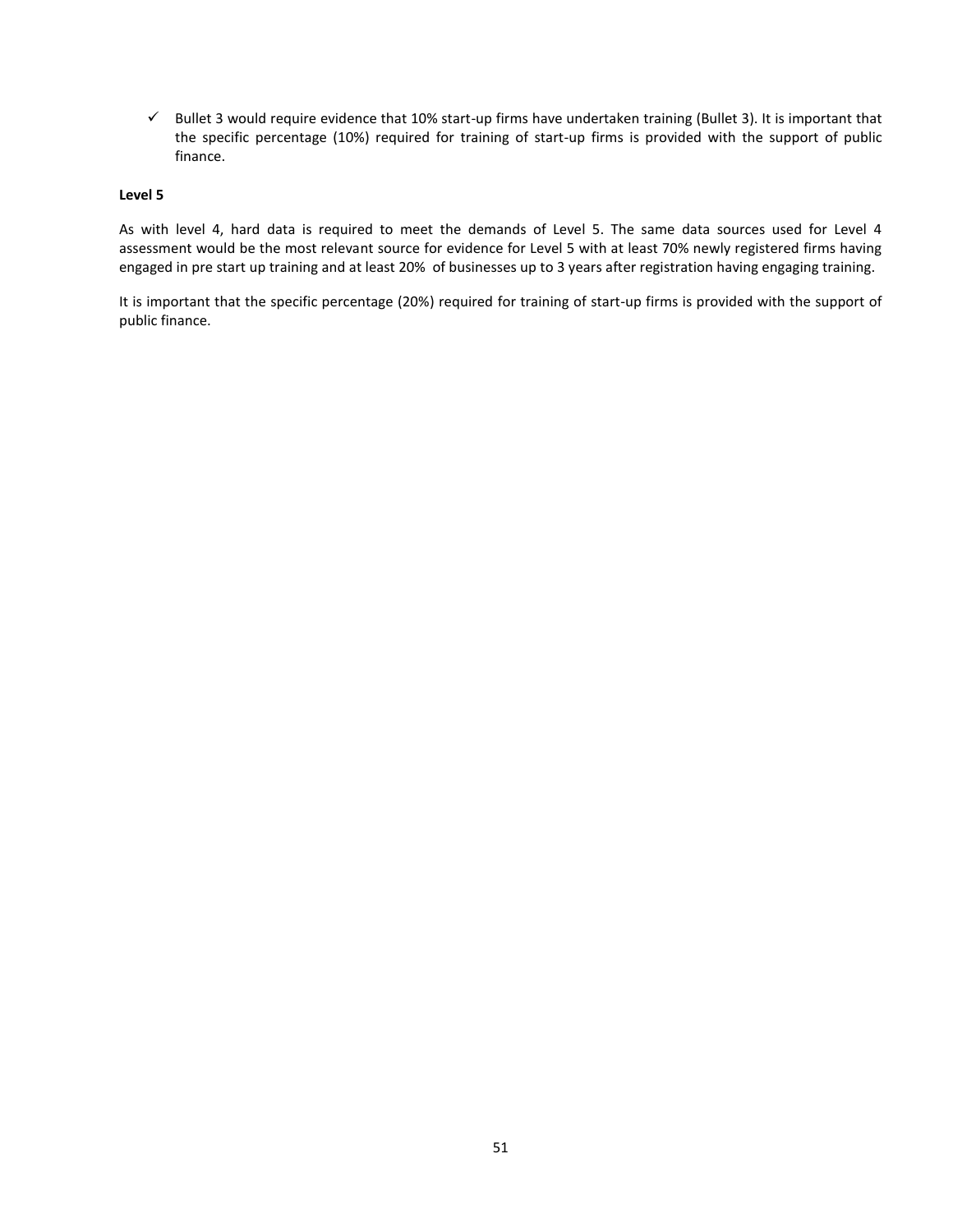- ✓ Bullet 3 would require evidence that 10% start-up firms have undertaken training (Bullet 3). It is important that the specific percentage (10%) required for training of start-up firms is provided with the support of public finance.

**Level 5**

As with level 4, hard data is required to meet the demands of Level 5. The same data sources used for Level 4 assessment would be the most relevant source for evidence for Level 5 with at least 70% newly registered firms having engaged in pre start up training and at least 20% of businesses up to 3 years after registration having engaging training.

It is important that the specific percentage (20%) required for training of start-up firms is provided with the support of public finance.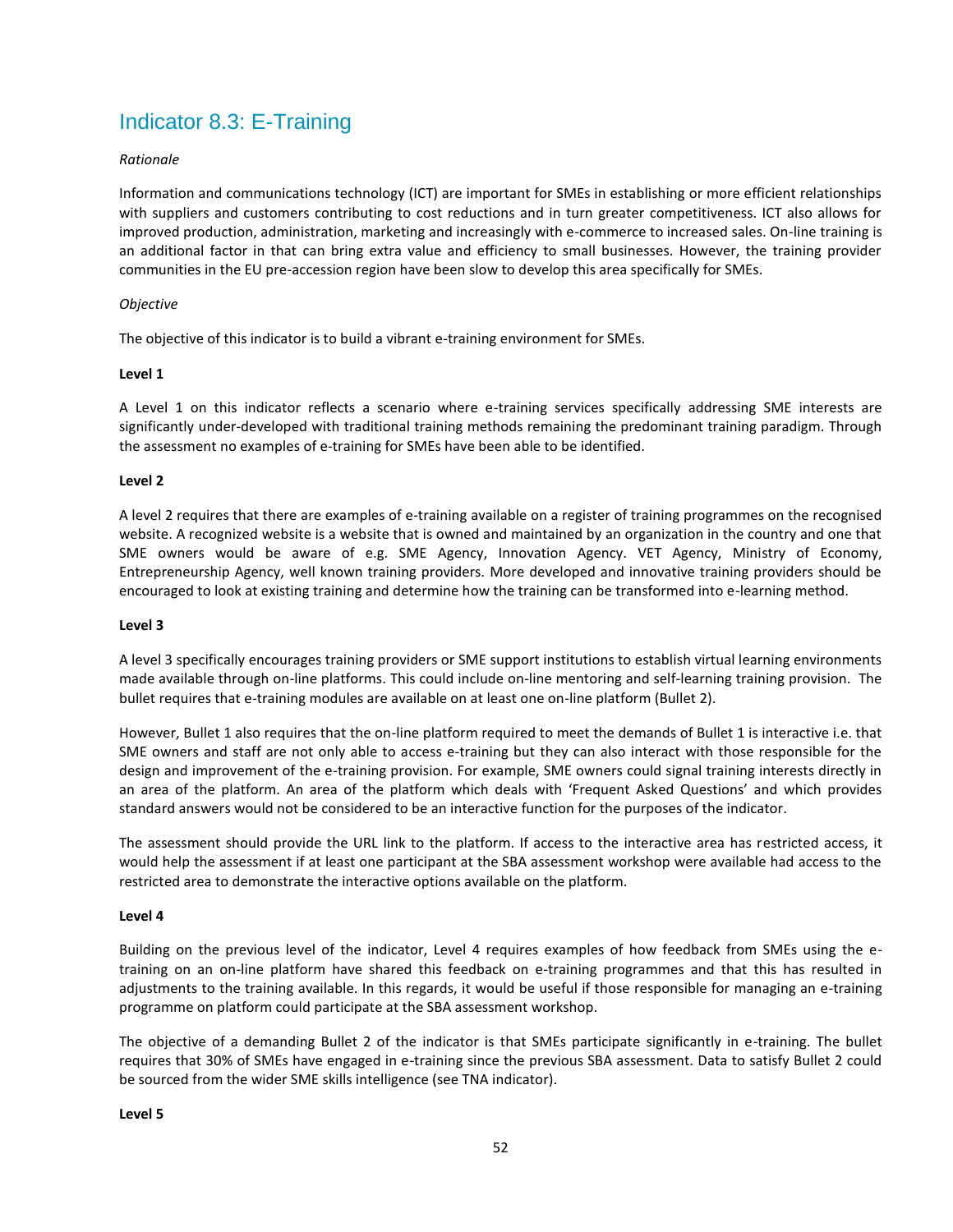## Indicator 8.3: E-Training

*Rationale*

Information and communications technology (ICT) are important for SMEs in establishing or more efficient relationships with suppliers and customers contributing to cost reductions and in turn greater competitiveness. ICT also allows for improved production, administration, marketing and increasingly with e-commerce to increased sales. On-line training is an additional factor in that can bring extra value and efficiency to small businesses. However, the training provider communities in the EU pre-accession region have been slow to develop this area specifically for SMEs.

*Objective*

The objective of this indicator is to build a vibrant e-training environment for SMEs.

**Level 1**

A Level 1 on this indicator reflects a scenario where e-training services specifically addressing SME interests are significantly under-developed with traditional training methods remaining the predominant training paradigm. Through the assessment no examples of e-training for SMEs have been able to be identified.

**Level 2**

A level 2 requires that there are examples of e-training available on a register of training programmes on the recognised website. A recognized website is a website that is owned and maintained by an organization in the country and one that SME owners would be aware of e.g. SME Agency, Innovation Agency. VET Agency, Ministry of Economy, Entrepreneurship Agency, well known training providers. More developed and innovative training providers should be encouraged to look at existing training and determine how the training can be transformed into e-learning method.

**Level 3**

A level 3 specifically encourages training providers or SME support institutions to establish virtual learning environments made available through on-line platforms. This could include on-line mentoring and self-learning training provision. The bullet requires that e-training modules are available on at least one on-line platform (Bullet 2).

However, Bullet 1 also requires that the on-line platform required to meet the demands of Bullet 1 is interactive i.e. that SME owners and staff are not only able to access e-training but they can also interact with those responsible for the design and improvement of the e-training provision. For example, SME owners could signal training interests directly in an area of the platform. An area of the platform which deals with 'Frequent Asked Questions' and which provides standard answers would not be considered to be an interactive function for the purposes of the indicator.

The assessment should provide the URL link to the platform. If access to the interactive area has restricted access, it would help the assessment if at least one participant at the SBA assessment workshop were available had access to the restricted area to demonstrate the interactive options available on the platform.

**Level 4**

Building on the previous level of the indicator, Level 4 requires examples of how feedback from SMEs using the e-training on an on-line platform have shared this feedback on e-training programmes and that this has resulted in adjustments to the training available. In this regards, it would be useful if those responsible for managing an e-training programme on platform could participate at the SBA assessment workshop.

The objective of a demanding Bullet 2 of the indicator is that SMEs participate significantly in e-training. The bullet requires that 30% of SMEs have engaged in e-training since the previous SBA assessment. Data to satisfy Bullet 2 could be sourced from the wider SME skills intelligence (see TNA indicator).

**Level 5**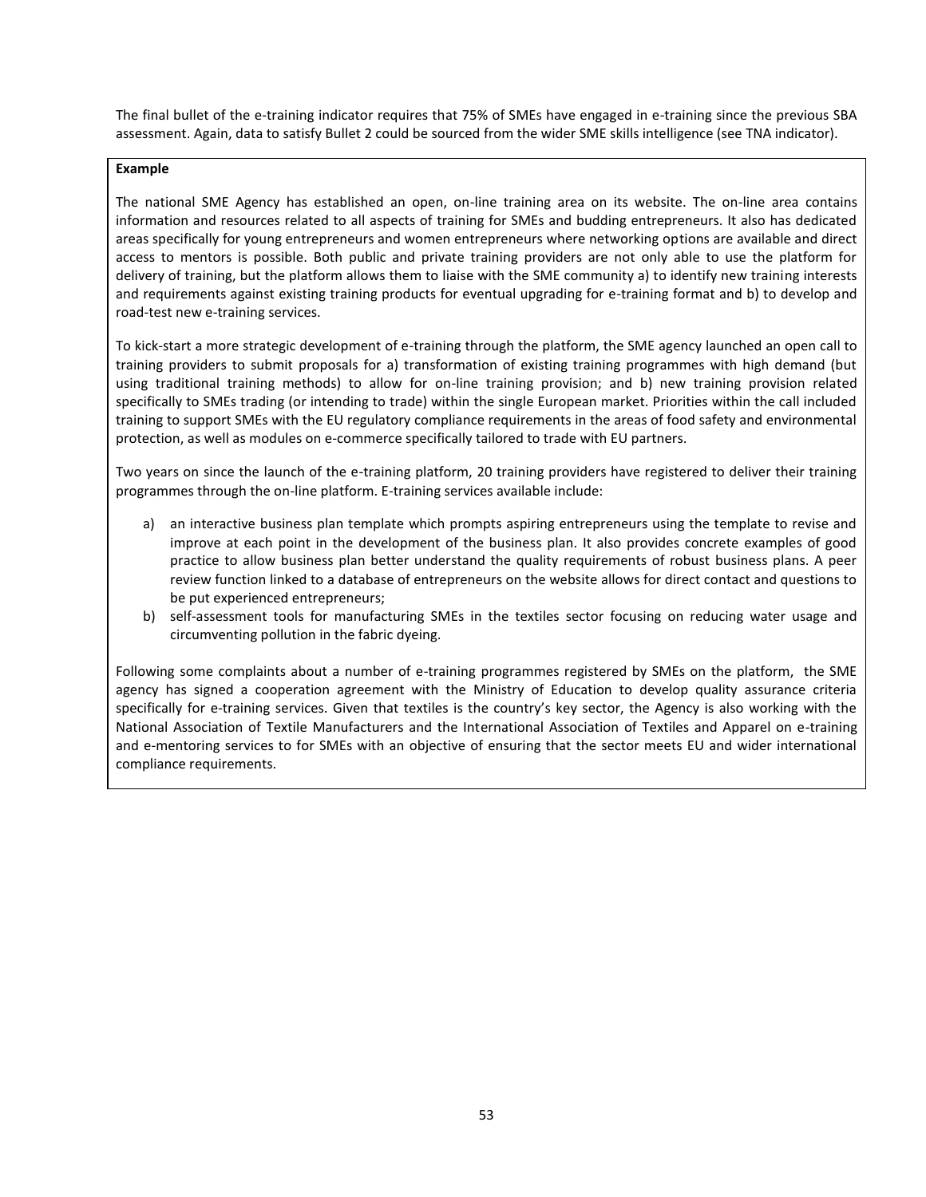The final bullet of the e-training indicator requires that 75% of SMEs have engaged in e-training since the previous SBA assessment. Again, data to satisfy Bullet 2 could be sourced from the wider SME skills intelligence (see TNA indicator).

**Example**

The national SME Agency has established an open, on-line training area on its website. The on-line area contains information and resources related to all aspects of training for SMEs and budding entrepreneurs. It also has dedicated areas specifically for young entrepreneurs and women entrepreneurs where networking options are available and direct access to mentors is possible. Both public and private training providers are not only able to use the platform for delivery of training, but the platform allows them to liaise with the SME community a) to identify new training interests and requirements against existing training products for eventual upgrading for e-training format and b) to develop and road-test new e-training services.

To kick-start a more strategic development of e-training through the platform, the SME agency launched an open call to training providers to submit proposals for a) transformation of existing training programmes with high demand (but using traditional training methods) to allow for on-line training provision; and b) new training provision related specifically to SMEs trading (or intending to trade) within the single European market. Priorities within the call included training to support SMEs with the EU regulatory compliance requirements in the areas of food safety and environmental protection, as well as modules on e-commerce specifically tailored to trade with EU partners.

Two years on since the launch of the e-training platform, 20 training providers have registered to deliver their training programmes through the on-line platform. E-training services available include:

a) an interactive business plan template which prompts aspiring entrepreneurs using the template to revise and improve at each point in the development of the business plan. It also provides concrete examples of good practice to allow business plan better understand the quality requirements of robust business plans. A peer review function linked to a database of entrepreneurs on the website allows for direct contact and questions to be put experienced entrepreneurs;
b) self-assessment tools for manufacturing SMEs in the textiles sector focusing on reducing water usage and circumventing pollution in the fabric dyeing.

Following some complaints about a number of e-training programmes registered by SMEs on the platform, the SME agency has signed a cooperation agreement with the Ministry of Education to develop quality assurance criteria specifically for e-training services. Given that textiles is the country's key sector, the Agency is also working with the National Association of Textile Manufacturers and the International Association of Textiles and Apparel on e-training and e-mentoring services to for SMEs with an objective of ensuring that the sector meets EU and wider international compliance requirements.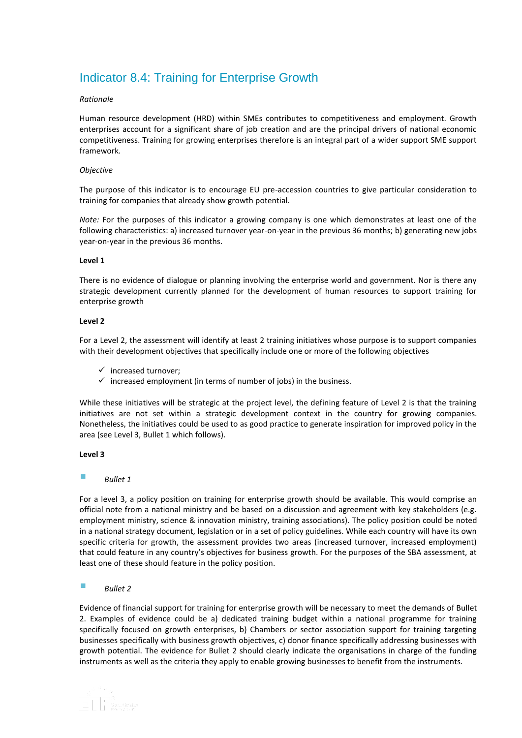## Indicator 8.4: Training for Enterprise Growth

*Rationale*

Human resource development (HRD) within SMEs contributes to competitiveness and employment. Growth enterprises account for a significant share of job creation and are the principal drivers of national economic competitiveness. Training for growing enterprises therefore is an integral part of a wider support SME support framework.

*Objective*

The purpose of this indicator is to encourage EU pre-accession countries to give particular consideration to training for companies that already show growth potential.

*Note:* For the purposes of this indicator a growing company is one which demonstrates at least one of the following characteristics: a) increased turnover year-on-year in the previous 36 months; b) generating new jobs year-on-year in the previous 36 months.

**Level 1**

There is no evidence of dialogue or planning involving the enterprise world and government. Nor is there any strategic development currently planned for the development of human resources to support training for enterprise growth

**Level 2**

For a Level 2, the assessment will identify at least 2 training initiatives whose purpose is to support companies with their development objectives that specifically include one or more of the following objectives

- ✓ increased turnover;
- ✓ increased employment (in terms of number of jobs) in the business.

While these initiatives will be strategic at the project level, the defining feature of Level 2 is that the training initiatives are not set within a strategic development context in the country for growing companies. Nonetheless, the initiatives could be used to as good practice to generate inspiration for improved policy in the area (see Level 3, Bullet 1 which follows).

**Level 3**

- *Bullet 1*

For a level 3, a policy position on training for enterprise growth should be available. This would comprise an official note from a national ministry and be based on a discussion and agreement with key stakeholders (e.g. employment ministry, science & innovation ministry, training associations). The policy position could be noted in a national strategy document, legislation or in a set of policy guidelines. While each country will have its own specific criteria for growth, the assessment provides two areas (increased turnover, increased employment) that could feature in any country's objectives for business growth. For the purposes of the SBA assessment, at least one of these should feature in the policy position.

- *Bullet 2*

Evidence of financial support for training for enterprise growth will be necessary to meet the demands of Bullet 2. Examples of evidence could be a) dedicated training budget within a national programme for training specifically focused on growth enterprises, b) Chambers or sector association support for training targeting businesses specifically with business growth objectives, c) donor finance specifically addressing businesses with growth potential. The evidence for Bullet 2 should clearly indicate the organisations in charge of the funding instruments as well as the criteria they apply to enable growing businesses to benefit from the instruments.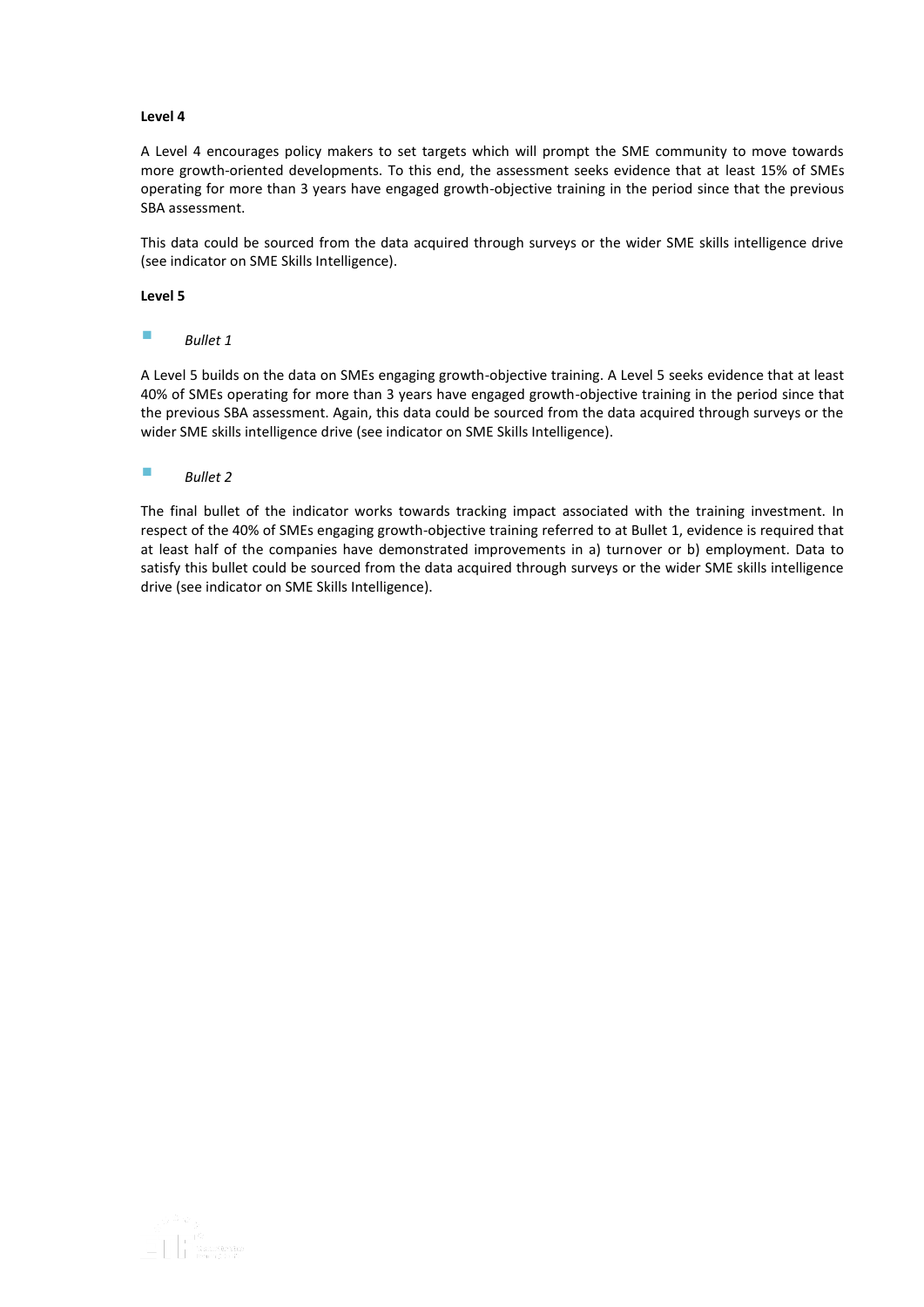**Level 4**

A Level 4 encourages policy makers to set targets which will prompt the SME community to move towards more growth-oriented developments. To this end, the assessment seeks evidence that at least 15% of SMEs operating for more than 3 years have engaged growth-objective training in the period since that the previous SBA assessment.

This data could be sourced from the data acquired through surveys or the wider SME skills intelligence drive (see indicator on SME Skills Intelligence).

**Level 5**

- *Bullet 1*

A Level 5 builds on the data on SMEs engaging growth-objective training. A Level 5 seeks evidence that at least 40% of SMEs operating for more than 3 years have engaged growth-objective training in the period since that the previous SBA assessment. Again, this data could be sourced from the data acquired through surveys or the wider SME skills intelligence drive (see indicator on SME Skills Intelligence).

- *Bullet 2*

The final bullet of the indicator works towards tracking impact associated with the training investment. In respect of the 40% of SMEs engaging growth-objective training referred to at Bullet 1, evidence is required that at least half of the companies have demonstrated improvements in a) turnover or b) employment. Data to satisfy this bullet could be sourced from the data acquired through surveys or the wider SME skills intelligence drive (see indicator on SME Skills Intelligence).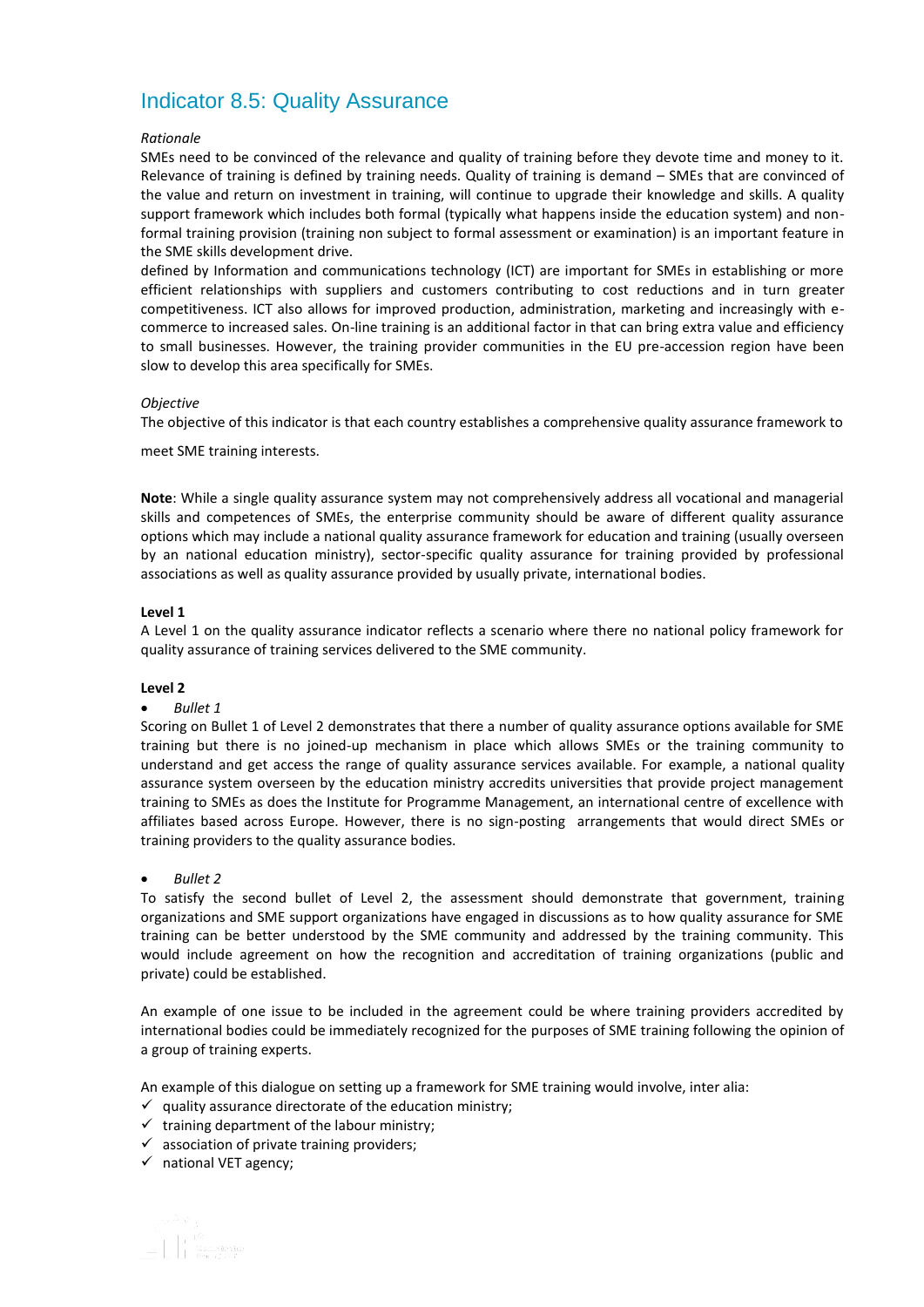## Indicator 8.5: Quality Assurance

*Rationale*

SMEs need to be convinced of the relevance and quality of training before they devote time and money to it. Relevance of training is defined by training needs. Quality of training is demand – SMEs that are convinced of the value and return on investment in training, will continue to upgrade their knowledge and skills. A quality support framework which includes both formal (typically what happens inside the education system) and non-formal training provision (training non subject to formal assessment or examination) is an important feature in the SME skills development drive.

defined by Information and communications technology (ICT) are important for SMEs in establishing or more efficient relationships with suppliers and customers contributing to cost reductions and in turn greater competitiveness. ICT also allows for improved production, administration, marketing and increasingly with e-commerce to increased sales. On-line training is an additional factor in that can bring extra value and efficiency to small businesses. However, the training provider communities in the EU pre-accession region have been slow to develop this area specifically for SMEs.

*Objective*

The objective of this indicator is that each country establishes a comprehensive quality assurance framework to

meet SME training interests.

**Note**: While a single quality assurance system may not comprehensively address all vocational and managerial skills and competences of SMEs, the enterprise community should be aware of different quality assurance options which may include a national quality assurance framework for education and training (usually overseen by an national education ministry), sector-specific quality assurance for training provided by professional associations as well as quality assurance provided by usually private, international bodies.

**Level 1**

A Level 1 on the quality assurance indicator reflects a scenario where there no national policy framework for quality assurance of training services delivered to the SME community.

**Level 2**

- *Bullet 1*

Scoring on Bullet 1 of Level 2 demonstrates that there a number of quality assurance options available for SME training but there is no joined-up mechanism in place which allows SMEs or the training community to understand and get access the range of quality assurance services available. For example, a national quality assurance system overseen by the education ministry accredits universities that provide project management training to SMEs as does the Institute for Programme Management, an international centre of excellence with affiliates based across Europe. However, there is no sign-posting arrangements that would direct SMEs or training providers to the quality assurance bodies.

- *Bullet 2*

To satisfy the second bullet of Level 2, the assessment should demonstrate that government, training organizations and SME support organizations have engaged in discussions as to how quality assurance for SME training can be better understood by the SME community and addressed by the training community. This would include agreement on how the recognition and accreditation of training organizations (public and private) could be established.

An example of one issue to be included in the agreement could be where training providers accredited by international bodies could be immediately recognized for the purposes of SME training following the opinion of a group of training experts.

An example of this dialogue on setting up a framework for SME training would involve, inter alia:

- ✓ quality assurance directorate of the education ministry;
- ✓ training department of the labour ministry;
- ✓ association of private training providers;
- ✓ national VET agency;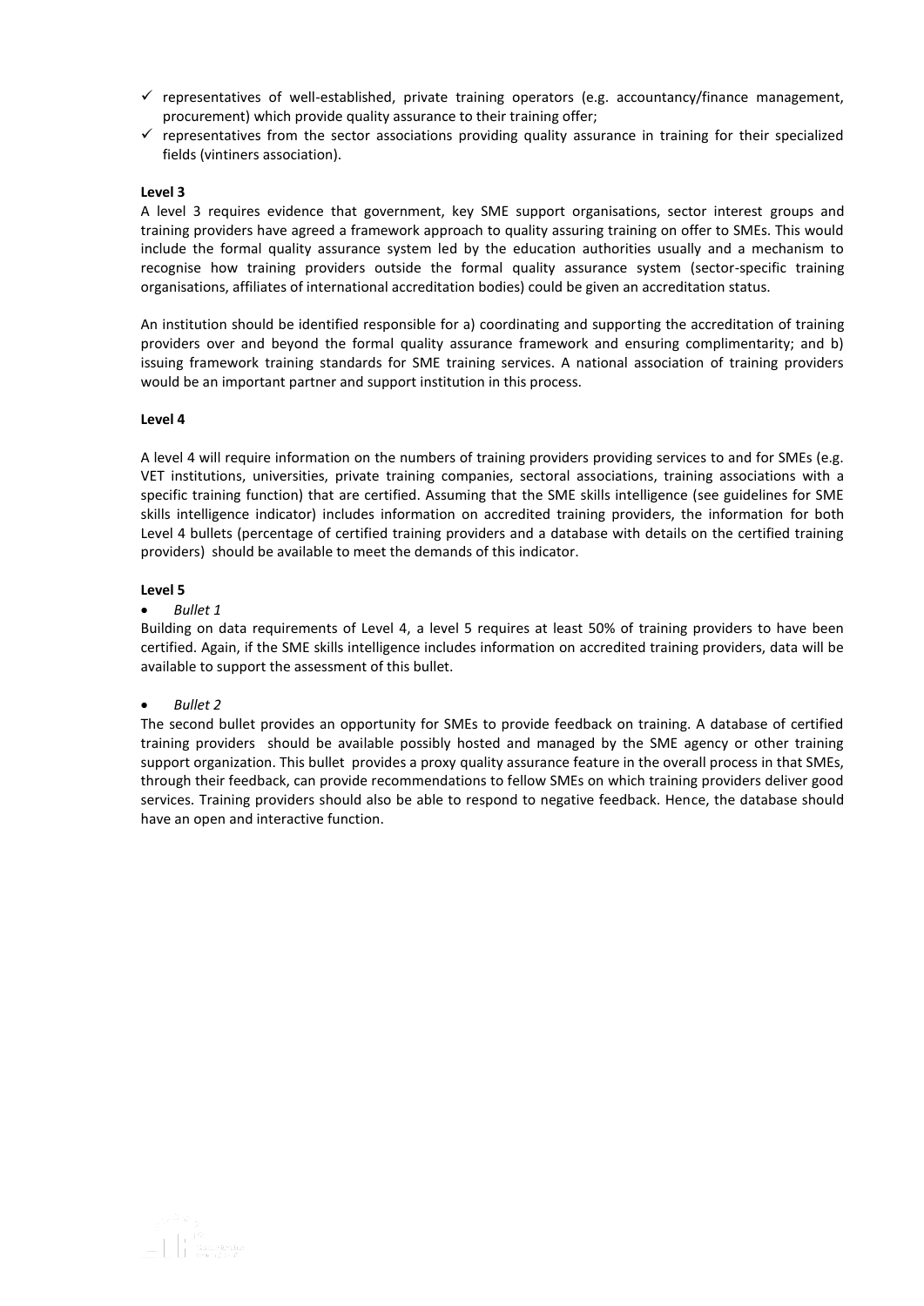- ✓ representatives of well-established, private training operators (e.g. accountancy/finance management, procurement) which provide quality assurance to their training offer;
- ✓ representatives from the sector associations providing quality assurance in training for their specialized fields (vintiners association).

**Level 3**

A level 3 requires evidence that government, key SME support organisations, sector interest groups and training providers have agreed a framework approach to quality assuring training on offer to SMEs. This would include the formal quality assurance system led by the education authorities usually and a mechanism to recognise how training providers outside the formal quality assurance system (sector-specific training organisations, affiliates of international accreditation bodies) could be given an accreditation status.

An institution should be identified responsible for a) coordinating and supporting the accreditation of training providers over and beyond the formal quality assurance framework and ensuring complimentarity; and b) issuing framework training standards for SME training services. A national association of training providers would be an important partner and support institution in this process.

**Level 4**

A level 4 will require information on the numbers of training providers providing services to and for SMEs (e.g. VET institutions, universities, private training companies, sectoral associations, training associations with a specific training function) that are certified. Assuming that the SME skills intelligence (see guidelines for SME skills intelligence indicator) includes information on accredited training providers, the information for both Level 4 bullets (percentage of certified training providers and a database with details on the certified training providers) should be available to meet the demands of this indicator.

**Level 5**

- *Bullet 1*

Building on data requirements of Level 4, a level 5 requires at least 50% of training providers to have been certified. Again, if the SME skills intelligence includes information on accredited training providers, data will be available to support the assessment of this bullet.

- *Bullet 2*

The second bullet provides an opportunity for SMEs to provide feedback on training. A database of certified training providers should be available possibly hosted and managed by the SME agency or other training support organization. This bullet provides a proxy quality assurance feature in the overall process in that SMEs, through their feedback, can provide recommendations to fellow SMEs on which training providers deliver good services. Training providers should also be able to respond to negative feedback. Hence, the database should have an open and interactive function.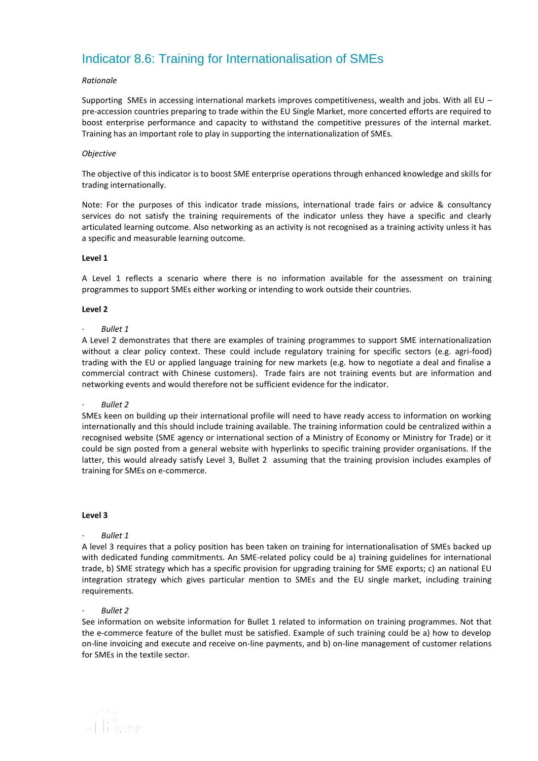## Indicator 8.6: Training for Internationalisation of SMEs

*Rationale*

Supporting SMEs in accessing international markets improves competitiveness, wealth and jobs. With all EU – pre-accession countries preparing to trade within the EU Single Market, more concerted efforts are required to boost enterprise performance and capacity to withstand the competitive pressures of the internal market. Training has an important role to play in supporting the internationalization of SMEs.

*Objective*

The objective of this indicator is to boost SME enterprise operations through enhanced knowledge and skills for trading internationally.

Note: For the purposes of this indicator trade missions, international trade fairs or advice & consultancy services do not satisfy the training requirements of the indicator unless they have a specific and clearly articulated learning outcome. Also networking as an activity is not recognised as a training activity unless it has a specific and measurable learning outcome.

**Level 1**

A Level 1 reflects a scenario where there is no information available for the assessment on training programmes to support SMEs either working or intending to work outside their countries.

**Level 2**

· *Bullet 1*

A Level 2 demonstrates that there are examples of training programmes to support SME internationalization without a clear policy context. These could include regulatory training for specific sectors (e.g. agri-food) trading with the EU or applied language training for new markets (e.g. how to negotiate a deal and finalise a commercial contract with Chinese customers). Trade fairs are not training events but are information and networking events and would therefore not be sufficient evidence for the indicator.

· *Bullet 2*

SMEs keen on building up their international profile will need to have ready access to information on working internationally and this should include training available. The training information could be centralized within a recognised website (SME agency or international section of a Ministry of Economy or Ministry for Trade) or it could be sign posted from a general website with hyperlinks to specific training provider organisations. If the latter, this would already satisfy Level 3, Bullet 2 assuming that the training provision includes examples of training for SMEs on e-commerce.

**Level 3**

· *Bullet 1*

A level 3 requires that a policy position has been taken on training for internationalisation of SMEs backed up with dedicated funding commitments. An SME-related policy could be a) training guidelines for international trade, b) SME strategy which has a specific provision for upgrading training for SME exports; c) an national EU integration strategy which gives particular mention to SMEs and the EU single market, including training requirements.

· *Bullet 2*

See information on website information for Bullet 1 related to information on training programmes. Not that the e-commerce feature of the bullet must be satisfied. Example of such training could be a) how to develop on-line invoicing and execute and receive on-line payments, and b) on-line management of customer relations for SMEs in the textile sector.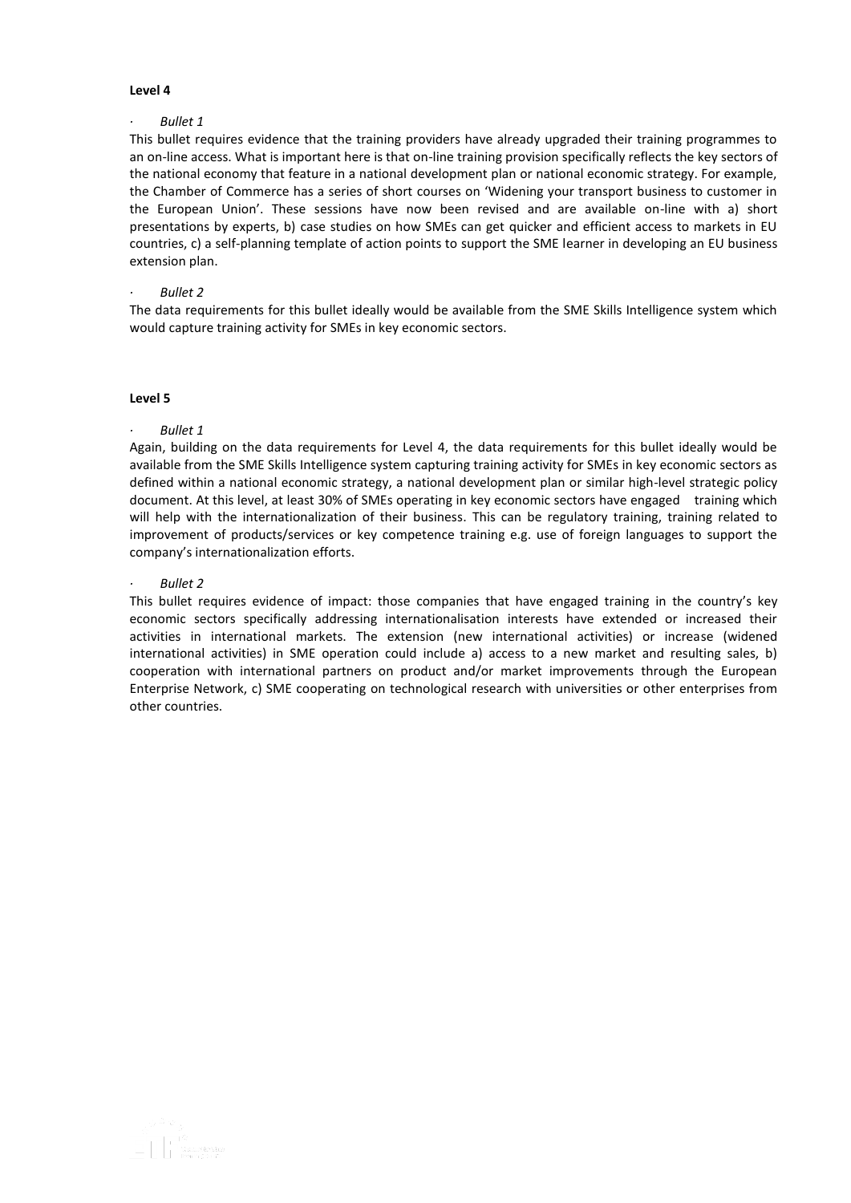**Level 4**

· *Bullet 1*

This bullet requires evidence that the training providers have already upgraded their training programmes to an on-line access. What is important here is that on-line training provision specifically reflects the key sectors of the national economy that feature in a national development plan or national economic strategy. For example, the Chamber of Commerce has a series of short courses on 'Widening your transport business to customer in the European Union'. These sessions have now been revised and are available on-line with a) short presentations by experts, b) case studies on how SMEs can get quicker and efficient access to markets in EU countries, c) a self-planning template of action points to support the SME learner in developing an EU business extension plan.

· *Bullet 2*

The data requirements for this bullet ideally would be available from the SME Skills Intelligence system which would capture training activity for SMEs in key economic sectors.

**Level 5**

· *Bullet 1*

Again, building on the data requirements for Level 4, the data requirements for this bullet ideally would be available from the SME Skills Intelligence system capturing training activity for SMEs in key economic sectors as defined within a national economic strategy, a national development plan or similar high-level strategic policy document. At this level, at least 30% of SMEs operating in key economic sectors have engaged training which will help with the internationalization of their business. This can be regulatory training, training related to improvement of products/services or key competence training e.g. use of foreign languages to support the company's internationalization efforts.

· *Bullet 2*

This bullet requires evidence of impact: those companies that have engaged training in the country's key economic sectors specifically addressing internationalisation interests have extended or increased their activities in international markets. The extension (new international activities) or increase (widened international activities) in SME operation could include a) access to a new market and resulting sales, b) cooperation with international partners on product and/or market improvements through the European Enterprise Network, c) SME cooperating on technological research with universities or other enterprises from other countries.